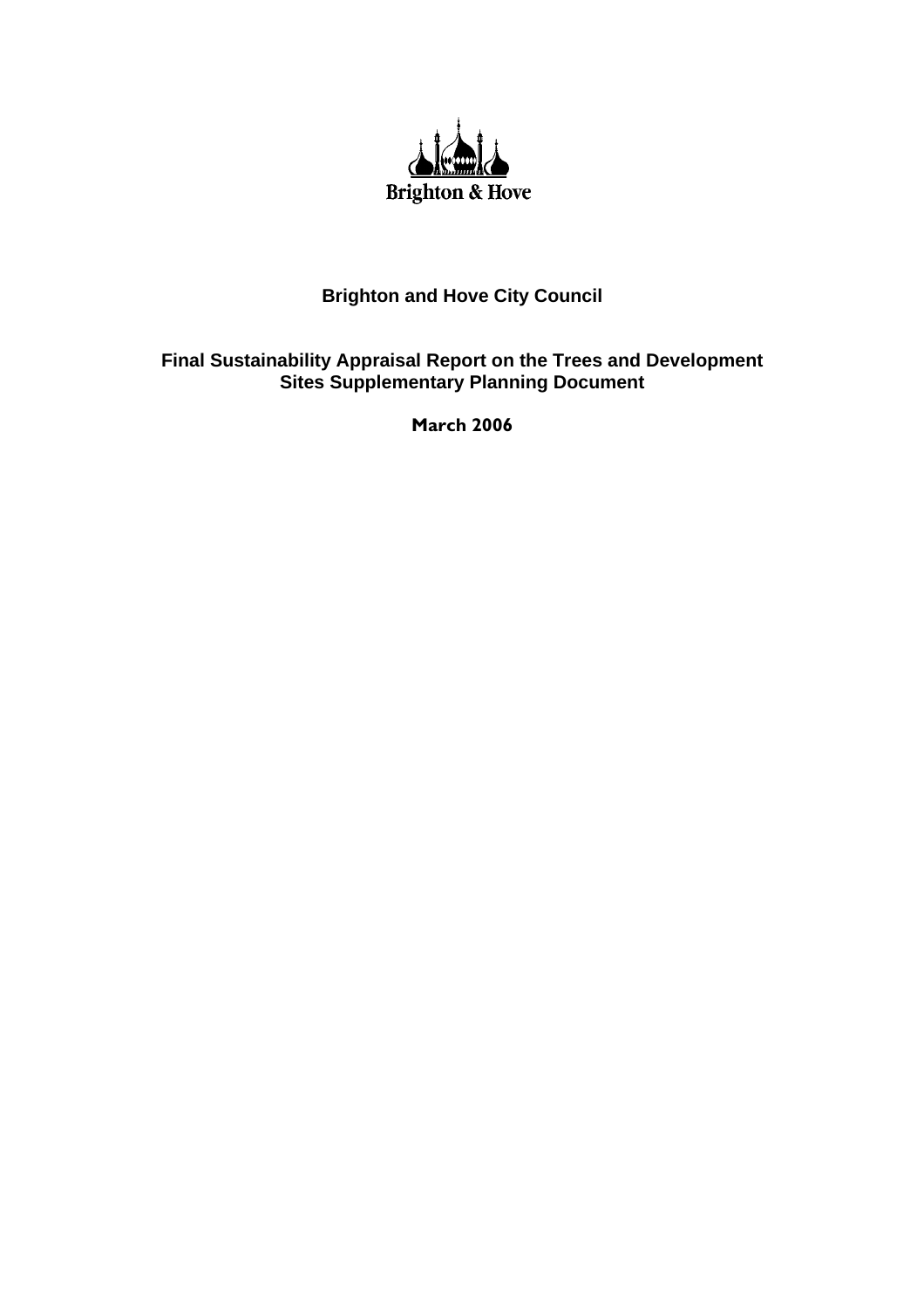Brighton & Hove

**Brighton and Hove City Council**

**Final Sustainability Appraisal Report on the Trees and Development Sites Supplementary Planning Document**

**March 2006**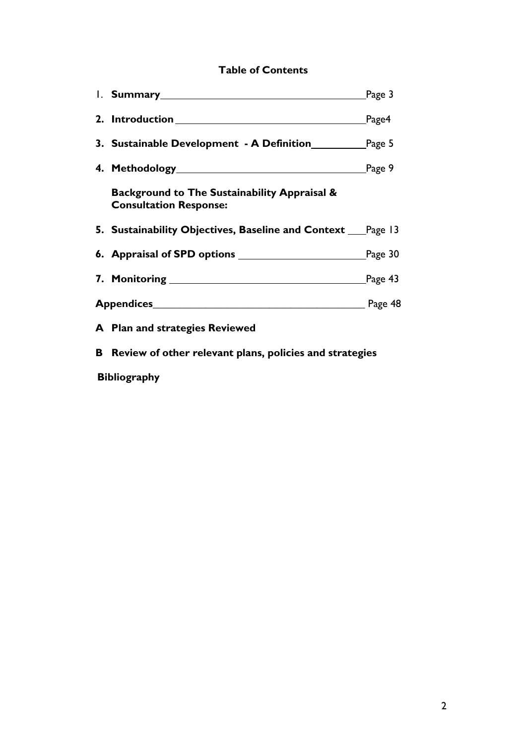**Table of Contents**

1. **Summary** ____________________ Page 3
2. **Introduction** ____________________ Page4
3. **Sustainable Development - A Definition** __________ Page 5
4. **Methodology** ____________________ Page 9

   **Background to The Sustainability Appraisal & Consultation Response:**

5. **Sustainability Objectives, Baseline and Context** ___ Page 13
6. **Appraisal of SPD options** ____________ Page 30
7. **Monitoring** ____________________ Page 43

**Appendices** ____________________ Page 48

**A Plan and strategies Reviewed**

**B Review of other relevant plans, policies and strategies**

**Bibliography**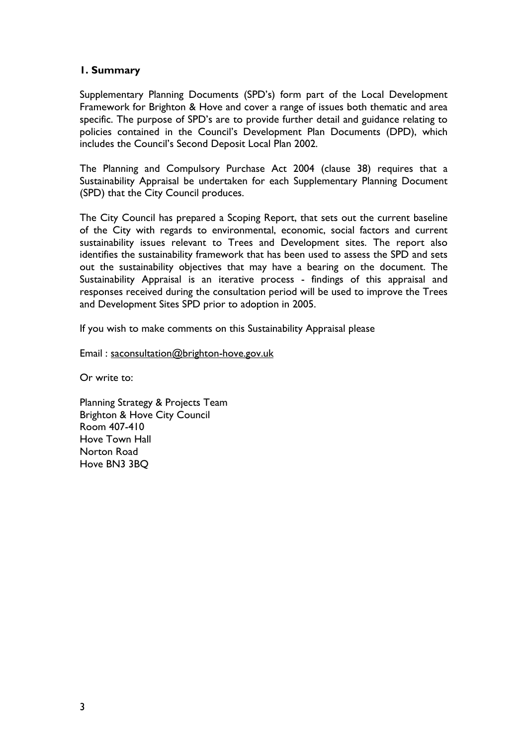## 1. Summary

Supplementary Planning Documents (SPD's) form part of the Local Development Framework for Brighton & Hove and cover a range of issues both thematic and area specific. The purpose of SPD's are to provide further detail and guidance relating to policies contained in the Council's Development Plan Documents (DPD), which includes the Council's Second Deposit Local Plan 2002.

The Planning and Compulsory Purchase Act 2004 (clause 38) requires that a Sustainability Appraisal be undertaken for each Supplementary Planning Document (SPD) that the City Council produces.

The City Council has prepared a Scoping Report, that sets out the current baseline of the City with regards to environmental, economic, social factors and current sustainability issues relevant to Trees and Development sites. The report also identifies the sustainability framework that has been used to assess the SPD and sets out the sustainability objectives that may have a bearing on the document. The Sustainability Appraisal is an iterative process - findings of this appraisal and responses received during the consultation period will be used to improve the Trees and Development Sites SPD prior to adoption in 2005.

If you wish to make comments on this Sustainability Appraisal please

Email : saconsultation@brighton-hove.gov.uk

Or write to:

Planning Strategy & Projects Team
Brighton & Hove City Council
Room 407-410
Hove Town Hall
Norton Road
Hove BN3 3BQ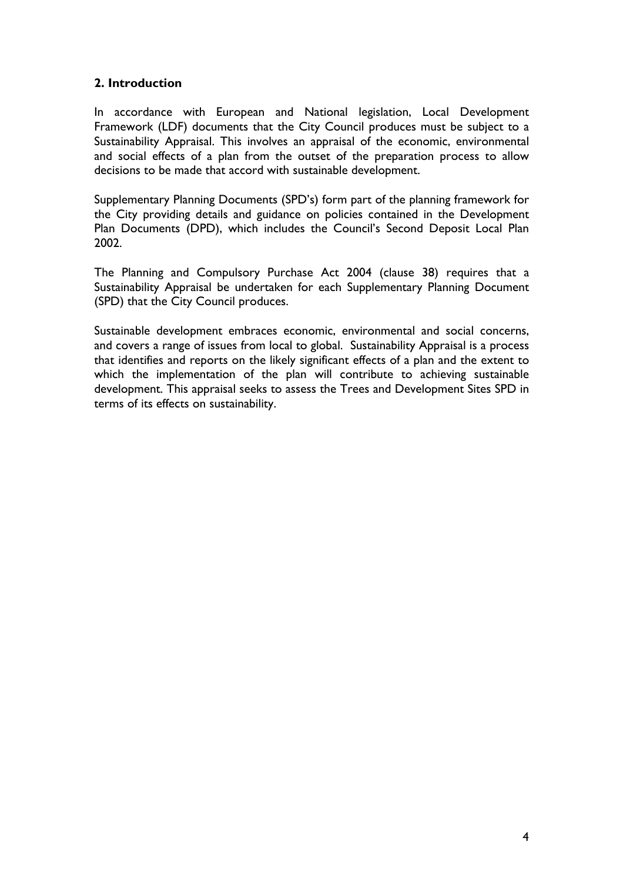## 2. Introduction

In accordance with European and National legislation, Local Development Framework (LDF) documents that the City Council produces must be subject to a Sustainability Appraisal. This involves an appraisal of the economic, environmental and social effects of a plan from the outset of the preparation process to allow decisions to be made that accord with sustainable development.

Supplementary Planning Documents (SPD's) form part of the planning framework for the City providing details and guidance on policies contained in the Development Plan Documents (DPD), which includes the Council's Second Deposit Local Plan 2002.

The Planning and Compulsory Purchase Act 2004 (clause 38) requires that a Sustainability Appraisal be undertaken for each Supplementary Planning Document (SPD) that the City Council produces.

Sustainable development embraces economic, environmental and social concerns, and covers a range of issues from local to global. Sustainability Appraisal is a process that identifies and reports on the likely significant effects of a plan and the extent to which the implementation of the plan will contribute to achieving sustainable development. This appraisal seeks to assess the Trees and Development Sites SPD in terms of its effects on sustainability.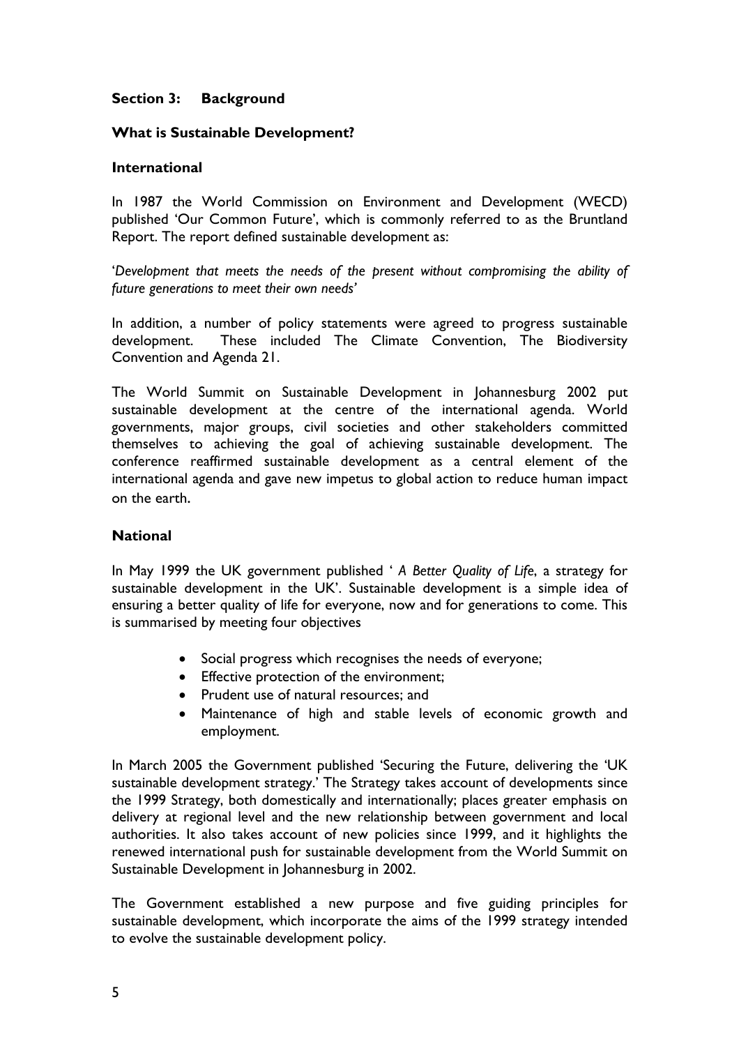## Section 3: Background

### What is Sustainable Development?

### International

In 1987 the World Commission on Environment and Development (WECD) published 'Our Common Future', which is commonly referred to as the Bruntland Report. The report defined sustainable development as:

'*Development that meets the needs of the present without compromising the ability of future generations to meet their own needs'*

In addition, a number of policy statements were agreed to progress sustainable development. These included The Climate Convention, The Biodiversity Convention and Agenda 21.

The World Summit on Sustainable Development in Johannesburg 2002 put sustainable development at the centre of the international agenda. World governments, major groups, civil societies and other stakeholders committed themselves to achieving the goal of achieving sustainable development. The conference reaffirmed sustainable development as a central element of the international agenda and gave new impetus to global action to reduce human impact on the earth.

### National

In May 1999 the UK government published ' *A Better Quality of Life*, a strategy for sustainable development in the UK'. Sustainable development is a simple idea of ensuring a better quality of life for everyone, now and for generations to come. This is summarised by meeting four objectives

- Social progress which recognises the needs of everyone;
- Effective protection of the environment;
- Prudent use of natural resources; and
- Maintenance of high and stable levels of economic growth and employment.

In March 2005 the Government published 'Securing the Future, delivering the 'UK sustainable development strategy.' The Strategy takes account of developments since the 1999 Strategy, both domestically and internationally; places greater emphasis on delivery at regional level and the new relationship between government and local authorities. It also takes account of new policies since 1999, and it highlights the renewed international push for sustainable development from the World Summit on Sustainable Development in Johannesburg in 2002.

The Government established a new purpose and five guiding principles for sustainable development, which incorporate the aims of the 1999 strategy intended to evolve the sustainable development policy.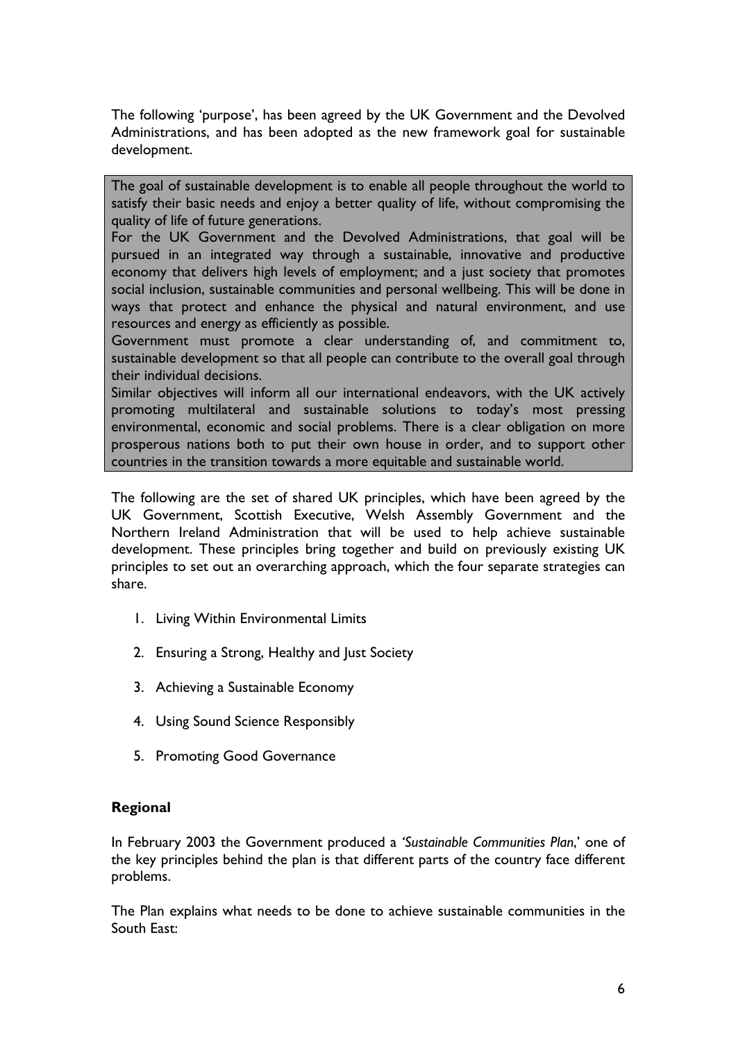The following 'purpose', has been agreed by the UK Government and the Devolved Administrations, and has been adopted as the new framework goal for sustainable development.

> The goal of sustainable development is to enable all people throughout the world to satisfy their basic needs and enjoy a better quality of life, without compromising the quality of life of future generations.
>
> For the UK Government and the Devolved Administrations, that goal will be pursued in an integrated way through a sustainable, innovative and productive economy that delivers high levels of employment; and a just society that promotes social inclusion, sustainable communities and personal wellbeing. This will be done in ways that protect and enhance the physical and natural environment, and use resources and energy as efficiently as possible.
>
> Government must promote a clear understanding of, and commitment to, sustainable development so that all people can contribute to the overall goal through their individual decisions.
>
> Similar objectives will inform all our international endeavors, with the UK actively promoting multilateral and sustainable solutions to today's most pressing environmental, economic and social problems. There is a clear obligation on more prosperous nations both to put their own house in order, and to support other countries in the transition towards a more equitable and sustainable world.

The following are the set of shared UK principles, which have been agreed by the UK Government, Scottish Executive, Welsh Assembly Government and the Northern Ireland Administration that will be used to help achieve sustainable development. These principles bring together and build on previously existing UK principles to set out an overarching approach, which the four separate strategies can share.

1. Living Within Environmental Limits
2. Ensuring a Strong, Healthy and Just Society
3. Achieving a Sustainable Economy
4. Using Sound Science Responsibly
5. Promoting Good Governance

**Regional**

In February 2003 the Government produced a *'Sustainable Communities Plan*,' one of the key principles behind the plan is that different parts of the country face different problems.

The Plan explains what needs to be done to achieve sustainable communities in the South East: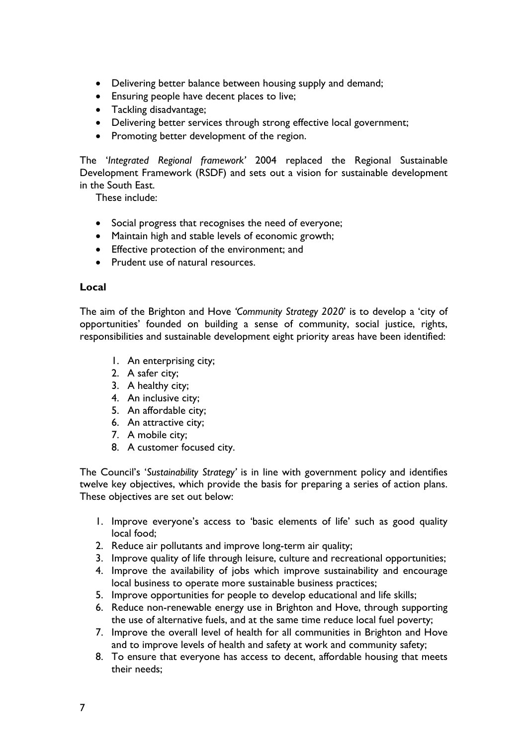- Delivering better balance between housing supply and demand;
- Ensuring people have decent places to live;
- Tackling disadvantage;
- Delivering better services through strong effective local government;
- Promoting better development of the region.

The '*Integrated Regional framework'* 2004 replaced the Regional Sustainable Development Framework (RSDF) and sets out a vision for sustainable development in the South East.

These include:

- Social progress that recognises the need of everyone;
- Maintain high and stable levels of economic growth;
- Effective protection of the environment; and
- Prudent use of natural resources.

**Local**

The aim of the Brighton and Hove *'Community Strategy 2020*' is to develop a 'city of opportunities' founded on building a sense of community, social justice, rights, responsibilities and sustainable development eight priority areas have been identified:

1. An enterprising city;
2. A safer city;
3. A healthy city;
4. An inclusive city;
5. An affordable city;
6. An attractive city;
7. A mobile city;
8. A customer focused city.

The Council's '*Sustainability Strategy'* is in line with government policy and identifies twelve key objectives, which provide the basis for preparing a series of action plans. These objectives are set out below:

1. Improve everyone's access to 'basic elements of life' such as good quality local food;
2. Reduce air pollutants and improve long-term air quality;
3. Improve quality of life through leisure, culture and recreational opportunities;
4. Improve the availability of jobs which improve sustainability and encourage local business to operate more sustainable business practices;
5. Improve opportunities for people to develop educational and life skills;
6. Reduce non-renewable energy use in Brighton and Hove, through supporting the use of alternative fuels, and at the same time reduce local fuel poverty;
7. Improve the overall level of health for all communities in Brighton and Hove and to improve levels of health and safety at work and community safety;
8. To ensure that everyone has access to decent, affordable housing that meets their needs;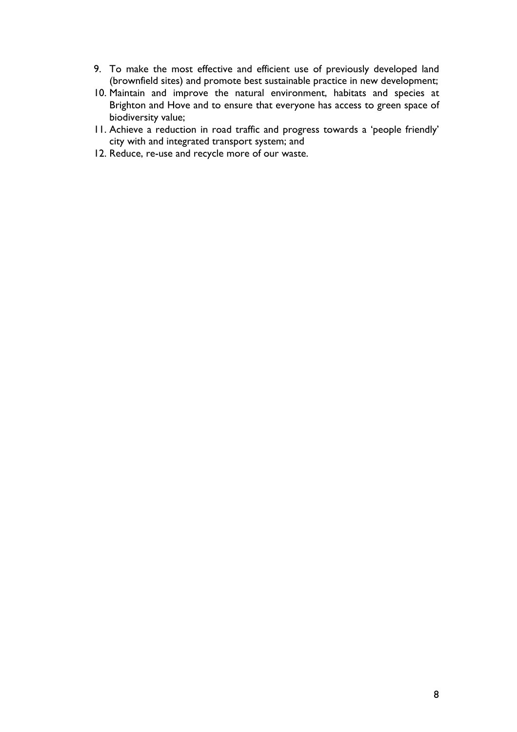9. To make the most effective and efficient use of previously developed land (brownfield sites) and promote best sustainable practice in new development;
10. Maintain and improve the natural environment, habitats and species at Brighton and Hove and to ensure that everyone has access to green space of biodiversity value;
11. Achieve a reduction in road traffic and progress towards a 'people friendly' city with and integrated transport system; and
12. Reduce, re-use and recycle more of our waste.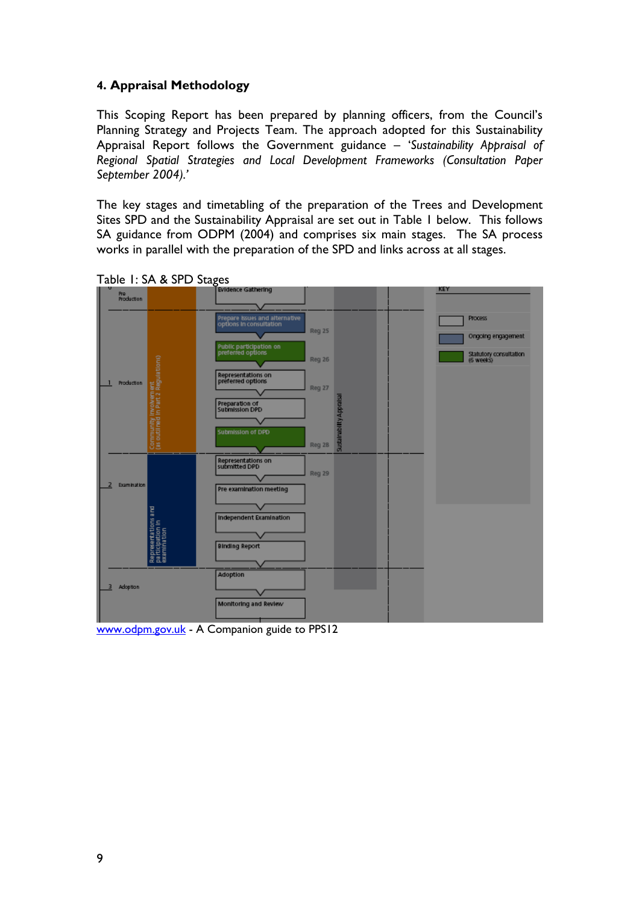## 4. Appraisal Methodology

This Scoping Report has been prepared by planning officers, from the Council's Planning Strategy and Projects Team. The approach adopted for this Sustainability Appraisal Report follows the Government guidance – '*Sustainability Appraisal of Regional Spatial Strategies and Local Development Frameworks (Consultation Paper September 2004).*'

The key stages and timetabling of the preparation of the Trees and Development Sites SPD and the Sustainability Appraisal are set out in Table 1 below. This follows SA guidance from ODPM (2004) and comprises six main stages. The SA process works in parallel with the preparation of the SPD and links across at all stages.

Table 1: SA & SPD Stages

| Stage | Involvement | Process | Regulation |
|---|---|---|---|
| 0 Pre Production | | Evidence Gathering | |
| 1 Production | Community involvement (as outlined in Part 2 Regulations) | Prepare issues and alternative options in consultation | Reg 25 |
| | | Public participation on preferred options | Reg 26 |
| | | Representations on preferred options | Reg 27 |
| | | Preparation of Submission DPD | |
| | | Submission of DPD | Reg 28 |
| 2 Examination | Representations and participation in examination | Representations on submitted DPD | Reg 29 |
| | | Pre examination meeting | |
| | | Independent Examination | |
| | | Binding Report | |
| 3 Adoption | | Adoption | |
| | | Monitoring and Review | |

Sustainability Appraisal runs in parallel from Evidence Gathering through to Adoption.

KEY: Process; Ongoing engagement; Statutory consultation (6 weeks)

www.odpm.gov.uk - A Companion guide to PPS12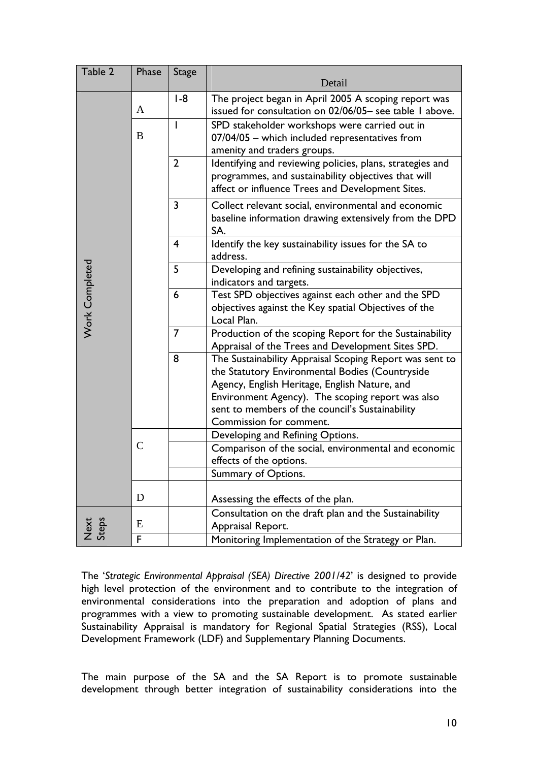| Table 2 | Phase | Stage | Detail |
| --- | --- | --- | --- |
| Work Completed | A | 1-8 | The project began in April 2005 A scoping report was issued for consultation on 02/06/05– see table 1 above. |
| | B | 1 | SPD stakeholder workshops were carried out in 07/04/05 – which included representatives from amenity and traders groups. |
| | | 2 | Identifying and reviewing policies, plans, strategies and programmes, and sustainability objectives that will affect or influence Trees and Development Sites. |
| | | 3 | Collect relevant social, environmental and economic baseline information drawing extensively from the DPD SA. |
| | | 4 | Identify the key sustainability issues for the SA to address. |
| | | 5 | Developing and refining sustainability objectives, indicators and targets. |
| | | 6 | Test SPD objectives against each other and the SPD objectives against the Key spatial Objectives of the Local Plan. |
| | | 7 | Production of the scoping Report for the Sustainability Appraisal of the Trees and Development Sites SPD. |
| | | 8 | The Sustainability Appraisal Scoping Report was sent to the Statutory Environmental Bodies (Countryside Agency, English Heritage, English Nature, and Environment Agency). The scoping report was also sent to members of the council's Sustainability Commission for comment. |
| | C | | Developing and Refining Options. |
| | | | Comparison of the social, environmental and economic effects of the options. |
| | | | Summary of Options. |
| | D | | Assessing the effects of the plan. |
| Next Steps | E | | Consultation on the draft plan and the Sustainability Appraisal Report. |
| | F | | Monitoring Implementation of the Strategy or Plan. |

The '*Strategic Environmental Appraisal (SEA) Directive 2001/42*' is designed to provide high level protection of the environment and to contribute to the integration of environmental considerations into the preparation and adoption of plans and programmes with a view to promoting sustainable development. As stated earlier Sustainability Appraisal is mandatory for Regional Spatial Strategies (RSS), Local Development Framework (LDF) and Supplementary Planning Documents.

The main purpose of the SA and the SA Report is to promote sustainable development through better integration of sustainability considerations into the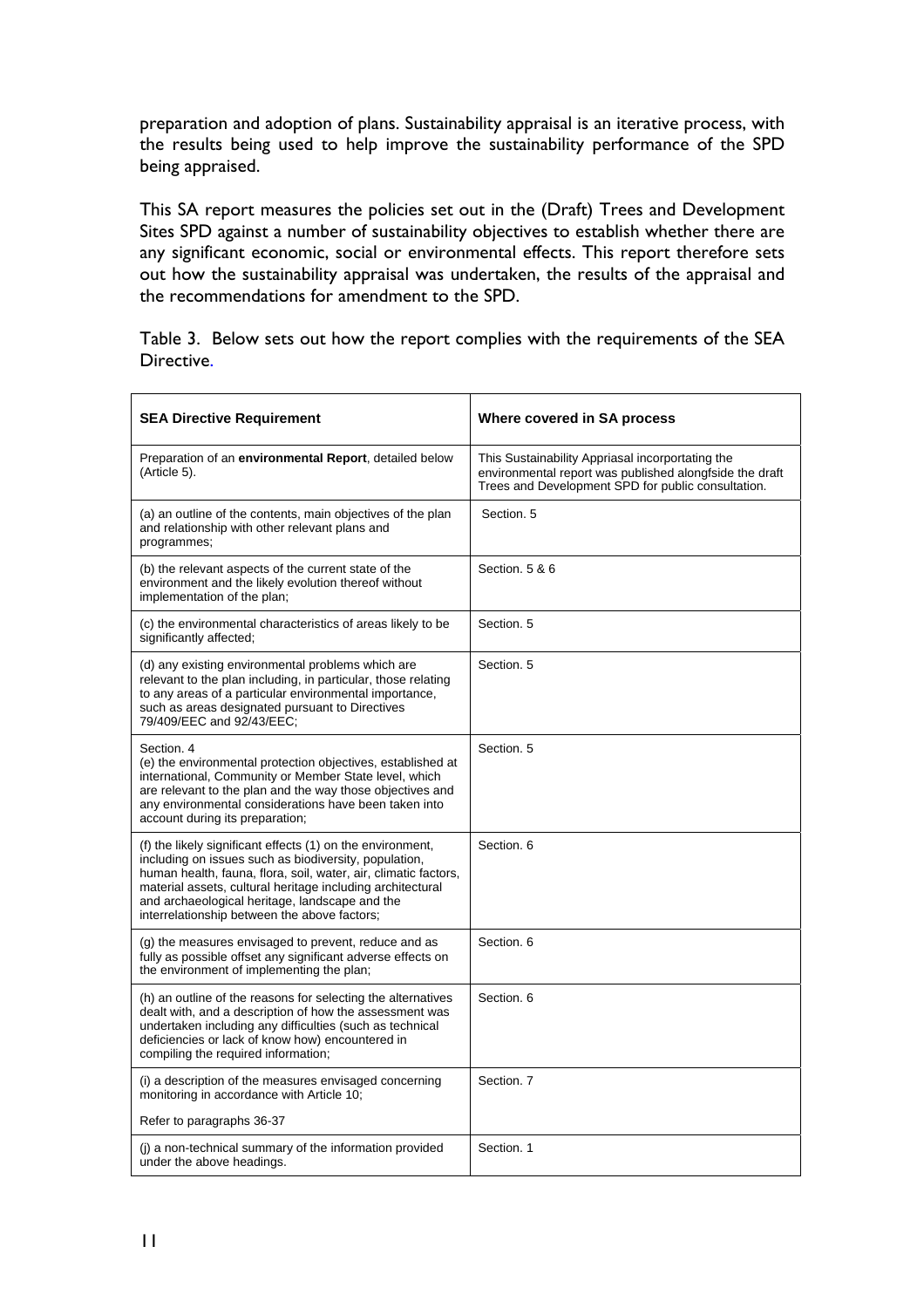preparation and adoption of plans. Sustainability appraisal is an iterative process, with the results being used to help improve the sustainability performance of the SPD being appraised.

This SA report measures the policies set out in the (Draft) Trees and Development Sites SPD against a number of sustainability objectives to establish whether there are any significant economic, social or environmental effects. This report therefore sets out how the sustainability appraisal was undertaken, the results of the appraisal and the recommendations for amendment to the SPD.

Table 3. Below sets out how the report complies with the requirements of the SEA Directive.

| **SEA Directive Requirement** | **Where covered in SA process** |
|---|---|
| Preparation of an **environmental Report**, detailed below (Article 5). | This Sustainability Appriasal incorportating the environmental report was published alongfside the draft Trees and Development SPD for public consultation. |
| (a) an outline of the contents, main objectives of the plan and relationship with other relevant plans and programmes; | Section. 5 |
| (b) the relevant aspects of the current state of the environment and the likely evolution thereof without implementation of the plan; | Section. 5 & 6 |
| (c) the environmental characteristics of areas likely to be significantly affected; | Section. 5 |
| (d) any existing environmental problems which are relevant to the plan including, in particular, those relating to any areas of a particular environmental importance, such as areas designated pursuant to Directives 79/409/EEC and 92/43/EEC; | Section. 5 |
| Section. 4<br>(e) the environmental protection objectives, established at international, Community or Member State level, which are relevant to the plan and the way those objectives and any environmental considerations have been taken into account during its preparation; | Section. 5 |
| (f) the likely significant effects (1) on the environment, including on issues such as biodiversity, population, human health, fauna, flora, soil, water, air, climatic factors, material assets, cultural heritage including architectural and archaeological heritage, landscape and the interrelationship between the above factors; | Section. 6 |
| (g) the measures envisaged to prevent, reduce and as fully as possible offset any significant adverse effects on the environment of implementing the plan; | Section. 6 |
| (h) an outline of the reasons for selecting the alternatives dealt with, and a description of how the assessment was undertaken including any difficulties (such as technical deficiencies or lack of know how) encountered in compiling the required information; | Section. 6 |
| (i) a description of the measures envisaged concerning monitoring in accordance with Article 10;<br><br>Refer to paragraphs 36-37 | Section. 7 |
| (j) a non-technical summary of the information provided under the above headings. | Section. 1 |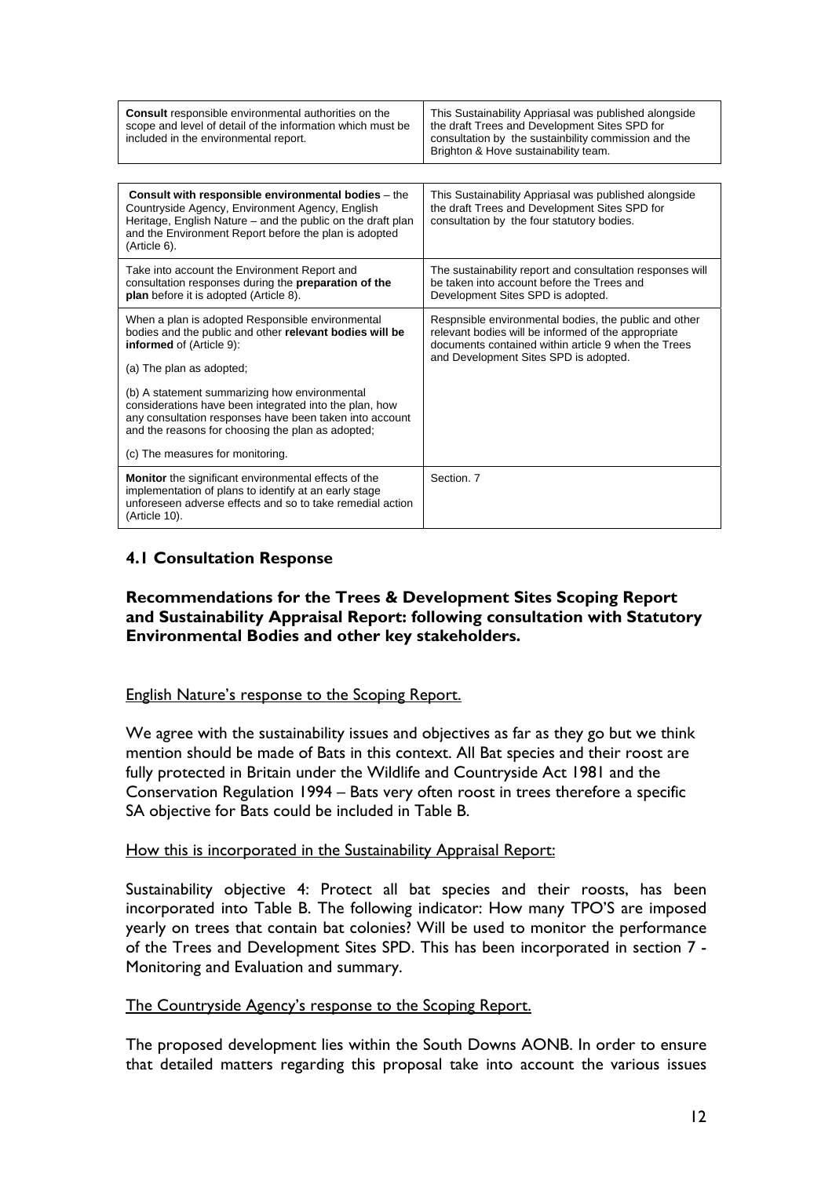| | |
|---|---|
| **Consult** responsible environmental authorities on the scope and level of detail of the information which must be included in the environmental report. | This Sustainability Appriasal was published alongside the draft Trees and Development Sites SPD for consultation by the sustainbility commission and the Brighton & Hove sustainability team. |

| | |
|---|---|
| **Consult with responsible environmental bodies** – the Countryside Agency, Environment Agency, English Heritage, English Nature – and the public on the draft plan and the Environment Report before the plan is adopted (Article 6). | This Sustainability Appriasal was published alongside the draft Trees and Development Sites SPD for consultation by the four statutory bodies. |
| Take into account the Environment Report and consultation responses during the **preparation of the plan** before it is adopted (Article 8). | The sustainability report and consultation responses will be taken into account before the Trees and Development Sites SPD is adopted. |
| When a plan is adopted Responsible environmental bodies and the public and other **relevant bodies will be informed** of (Article 9):<br><br>(a) The plan as adopted;<br><br>(b) A statement summarizing how environmental considerations have been integrated into the plan, how any consultation responses have been taken into account and the reasons for choosing the plan as adopted;<br><br>(c) The measures for monitoring. | Respnsible environmental bodies, the public and other relevant bodies will be informed of the appropriate documents contained within article 9 when the Trees and Development Sites SPD is adopted. |
| **Monitor** the significant environmental effects of the implementation of plans to identify at an early stage unforeseen adverse effects and so to take remedial action (Article 10). | Section. 7 |

## 4.1 Consultation Response

### Recommendations for the Trees & Development Sites Scoping Report and Sustainability Appraisal Report: following consultation with Statutory Environmental Bodies and other key stakeholders.

English Nature's response to the Scoping Report.

We agree with the sustainability issues and objectives as far as they go but we think mention should be made of Bats in this context. All Bat species and their roost are fully protected in Britain under the Wildlife and Countryside Act 1981 and the Conservation Regulation 1994 – Bats very often roost in trees therefore a specific SA objective for Bats could be included in Table B.

How this is incorporated in the Sustainability Appraisal Report:

Sustainability objective 4: Protect all bat species and their roosts, has been incorporated into Table B. The following indicator: How many TPO'S are imposed yearly on trees that contain bat colonies? Will be used to monitor the performance of the Trees and Development Sites SPD. This has been incorporated in section 7 - Monitoring and Evaluation and summary.

The Countryside Agency's response to the Scoping Report.

The proposed development lies within the South Downs AONB. In order to ensure that detailed matters regarding this proposal take into account the various issues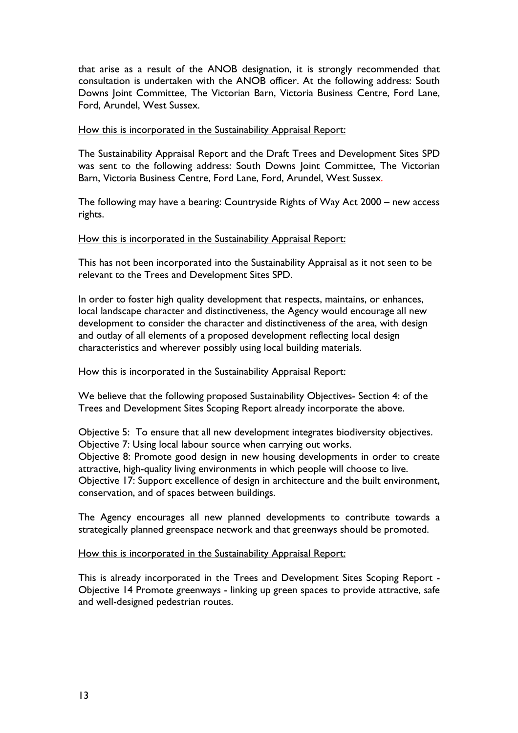that arise as a result of the ANOB designation, it is strongly recommended that consultation is undertaken with the ANOB officer. At the following address: South Downs Joint Committee, The Victorian Barn, Victoria Business Centre, Ford Lane, Ford, Arundel, West Sussex.

<u>How this is incorporated in the Sustainability Appraisal Report:</u>

The Sustainability Appraisal Report and the Draft Trees and Development Sites SPD was sent to the following address: South Downs Joint Committee, The Victorian Barn, Victoria Business Centre, Ford Lane, Ford, Arundel, West Sussex.

The following may have a bearing: Countryside Rights of Way Act 2000 – new access rights.

<u>How this is incorporated in the Sustainability Appraisal Report:</u>

This has not been incorporated into the Sustainability Appraisal as it not seen to be relevant to the Trees and Development Sites SPD.

In order to foster high quality development that respects, maintains, or enhances, local landscape character and distinctiveness, the Agency would encourage all new development to consider the character and distinctiveness of the area, with design and outlay of all elements of a proposed development reflecting local design characteristics and wherever possibly using local building materials.

<u>How this is incorporated in the Sustainability Appraisal Report:</u>

We believe that the following proposed Sustainability Objectives- Section 4: of the Trees and Development Sites Scoping Report already incorporate the above.

Objective 5: To ensure that all new development integrates biodiversity objectives.
Objective 7: Using local labour source when carrying out works.
Objective 8: Promote good design in new housing developments in order to create attractive, high-quality living environments in which people will choose to live.
Objective 17: Support excellence of design in architecture and the built environment, conservation, and of spaces between buildings.

The Agency encourages all new planned developments to contribute towards a strategically planned greenspace network and that greenways should be promoted.

<u>How this is incorporated in the Sustainability Appraisal Report:</u>

This is already incorporated in the Trees and Development Sites Scoping Report - Objective 14 Promote greenways - linking up green spaces to provide attractive, safe and well-designed pedestrian routes.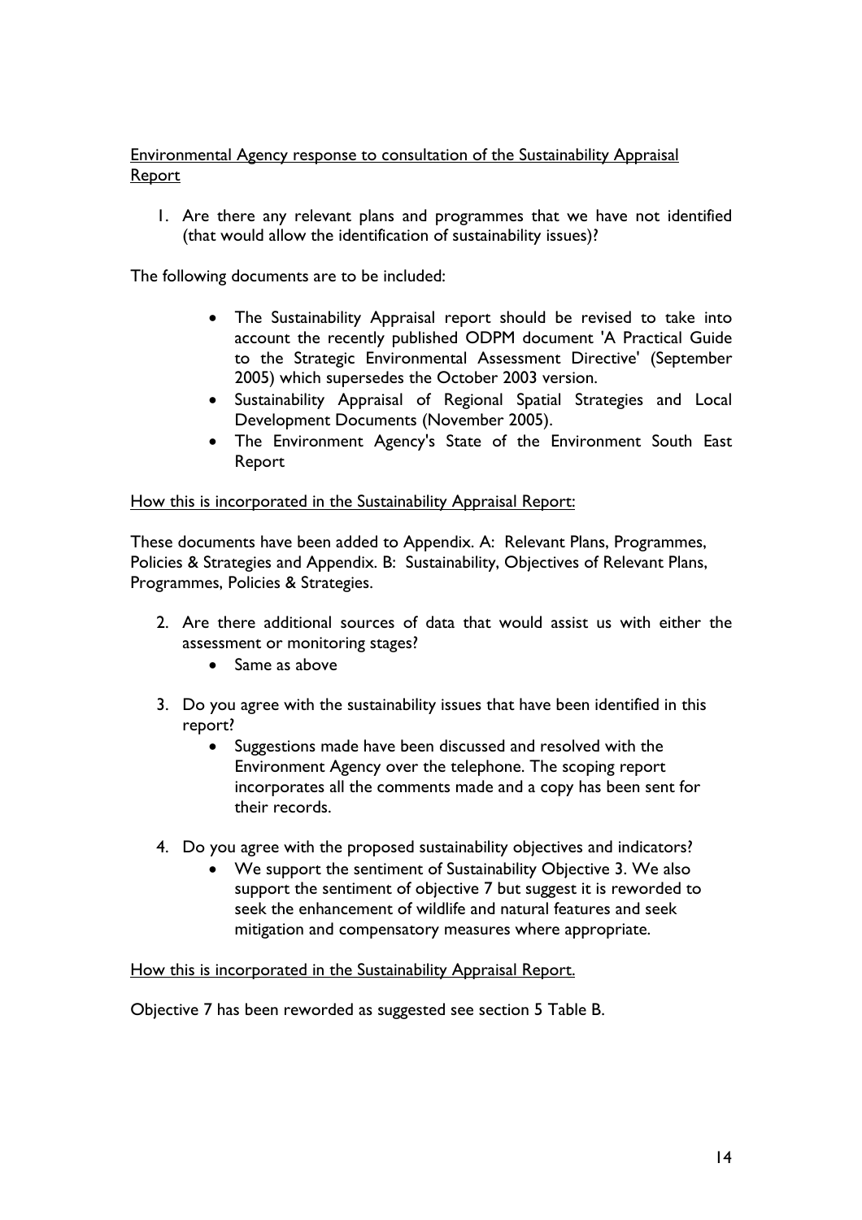Environmental Agency response to consultation of the Sustainability Appraisal Report

1. Are there any relevant plans and programmes that we have not identified (that would allow the identification of sustainability issues)?

The following documents are to be included:

- The Sustainability Appraisal report should be revised to take into account the recently published ODPM document 'A Practical Guide to the Strategic Environmental Assessment Directive' (September 2005) which supersedes the October 2003 version.
- Sustainability Appraisal of Regional Spatial Strategies and Local Development Documents (November 2005).
- The Environment Agency's State of the Environment South East Report

How this is incorporated in the Sustainability Appraisal Report:

These documents have been added to Appendix. A: Relevant Plans, Programmes, Policies & Strategies and Appendix. B: Sustainability, Objectives of Relevant Plans, Programmes, Policies & Strategies.

2. Are there additional sources of data that would assist us with either the assessment or monitoring stages?
   - Same as above

3. Do you agree with the sustainability issues that have been identified in this report?
   - Suggestions made have been discussed and resolved with the Environment Agency over the telephone. The scoping report incorporates all the comments made and a copy has been sent for their records.

4. Do you agree with the proposed sustainability objectives and indicators?
   - We support the sentiment of Sustainability Objective 3. We also support the sentiment of objective 7 but suggest it is reworded to seek the enhancement of wildlife and natural features and seek mitigation and compensatory measures where appropriate.

How this is incorporated in the Sustainability Appraisal Report.

Objective 7 has been reworded as suggested see section 5 Table B.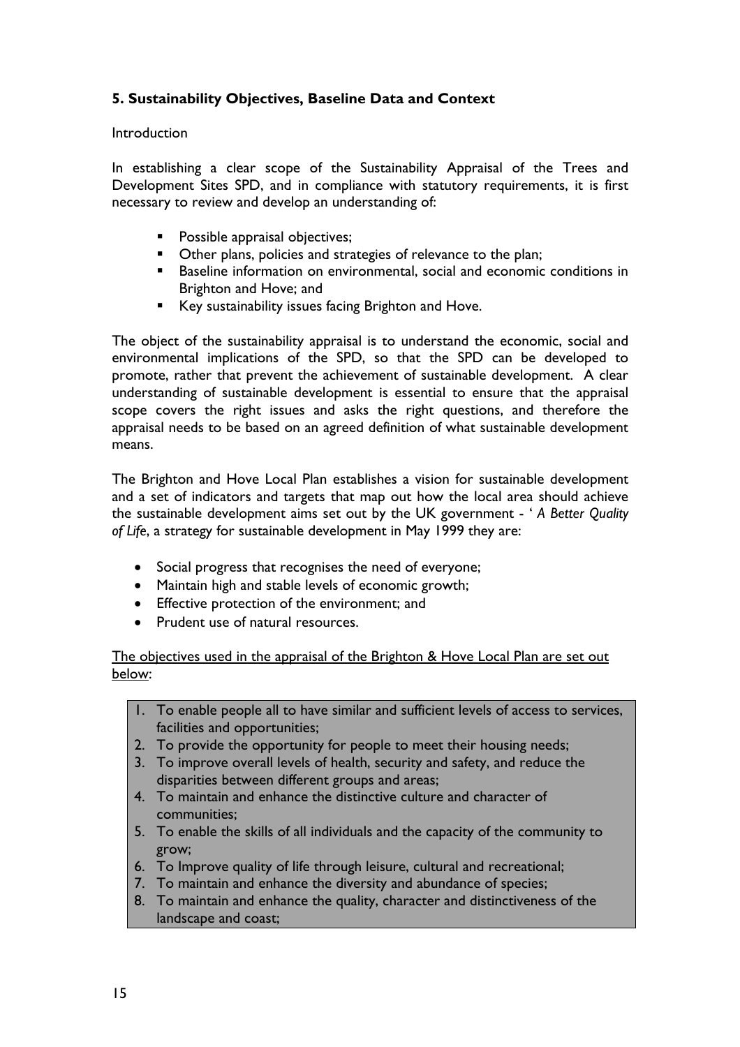### 5. Sustainability Objectives, Baseline Data and Context

Introduction

In establishing a clear scope of the Sustainability Appraisal of the Trees and Development Sites SPD, and in compliance with statutory requirements, it is first necessary to review and develop an understanding of:

- Possible appraisal objectives;
- Other plans, policies and strategies of relevance to the plan;
- Baseline information on environmental, social and economic conditions in Brighton and Hove; and
- Key sustainability issues facing Brighton and Hove.

The object of the sustainability appraisal is to understand the economic, social and environmental implications of the SPD, so that the SPD can be developed to promote, rather that prevent the achievement of sustainable development. A clear understanding of sustainable development is essential to ensure that the appraisal scope covers the right issues and asks the right questions, and therefore the appraisal needs to be based on an agreed definition of what sustainable development means.

The Brighton and Hove Local Plan establishes a vision for sustainable development and a set of indicators and targets that map out how the local area should achieve the sustainable development aims set out by the UK government - ' *A Better Quality of Life*, a strategy for sustainable development in May 1999 they are:

- Social progress that recognises the need of everyone;
- Maintain high and stable levels of economic growth;
- Effective protection of the environment; and
- Prudent use of natural resources.

<u>The objectives used in the appraisal of the Brighton & Hove Local Plan are set out below</u>:

1. To enable people all to have similar and sufficient levels of access to services, facilities and opportunities;
2. To provide the opportunity for people to meet their housing needs;
3. To improve overall levels of health, security and safety, and reduce the disparities between different groups and areas;
4. To maintain and enhance the distinctive culture and character of communities;
5. To enable the skills of all individuals and the capacity of the community to grow;
6. To Improve quality of life through leisure, cultural and recreational;
7. To maintain and enhance the diversity and abundance of species;
8. To maintain and enhance the quality, character and distinctiveness of the landscape and coast;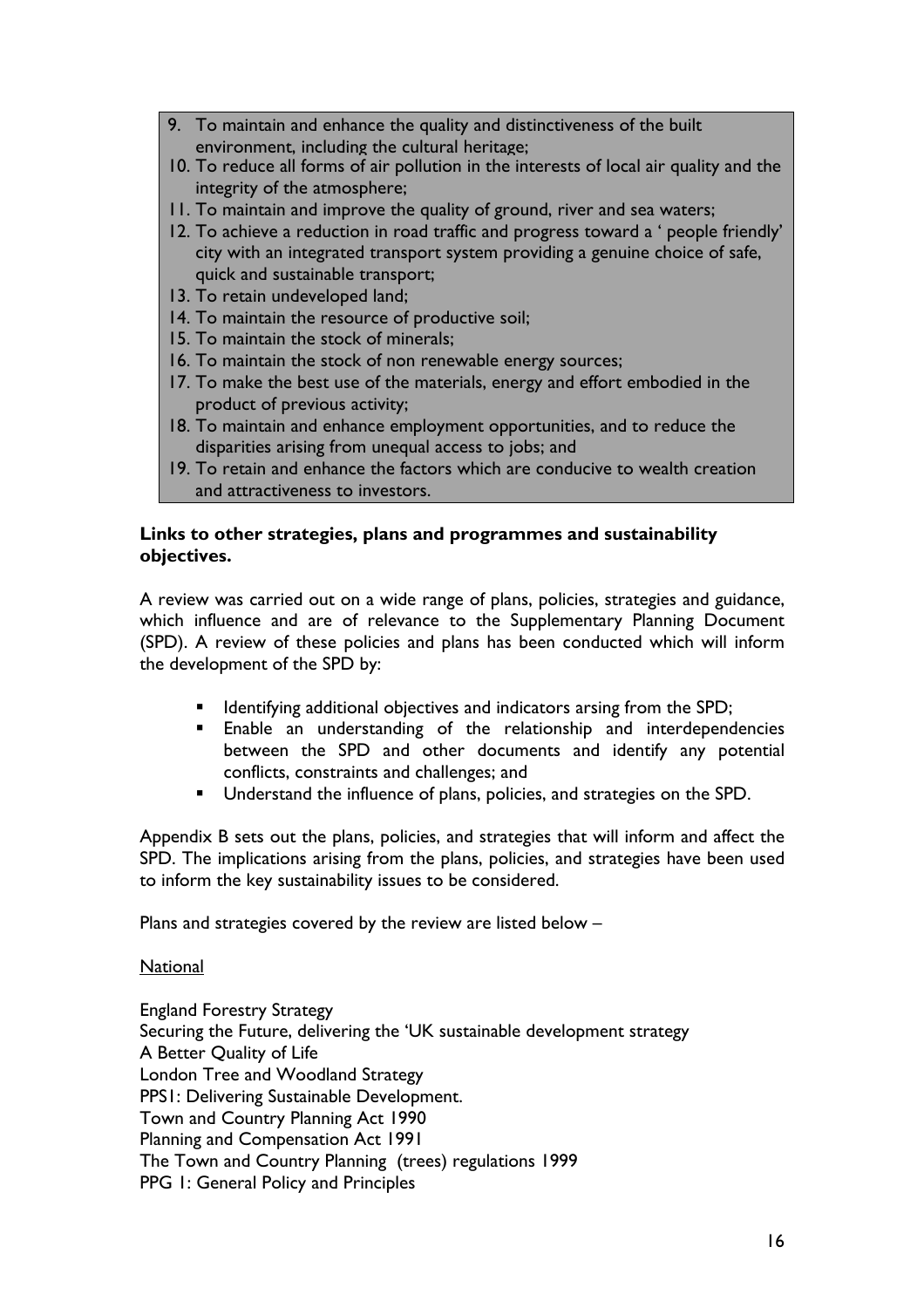9. To maintain and enhance the quality and distinctiveness of the built environment, including the cultural heritage;
10. To reduce all forms of air pollution in the interests of local air quality and the integrity of the atmosphere;
11. To maintain and improve the quality of ground, river and sea waters;
12. To achieve a reduction in road traffic and progress toward a ' people friendly' city with an integrated transport system providing a genuine choice of safe, quick and sustainable transport;
13. To retain undeveloped land;
14. To maintain the resource of productive soil;
15. To maintain the stock of minerals;
16. To maintain the stock of non renewable energy sources;
17. To make the best use of the materials, energy and effort embodied in the product of previous activity;
18. To maintain and enhance employment opportunities, and to reduce the disparities arising from unequal access to jobs; and
19. To retain and enhance the factors which are conducive to wealth creation and attractiveness to investors.

**Links to other strategies, plans and programmes and sustainability objectives.**

A review was carried out on a wide range of plans, policies, strategies and guidance, which influence and are of relevance to the Supplementary Planning Document (SPD). A review of these policies and plans has been conducted which will inform the development of the SPD by:

- Identifying additional objectives and indicators arsing from the SPD;
- Enable an understanding of the relationship and interdependencies between the SPD and other documents and identify any potential conflicts, constraints and challenges; and
- Understand the influence of plans, policies, and strategies on the SPD.

Appendix B sets out the plans, policies, and strategies that will inform and affect the SPD. The implications arising from the plans, policies, and strategies have been used to inform the key sustainability issues to be considered.

Plans and strategies covered by the review are listed below –

<u>National</u>

England Forestry Strategy
Securing the Future, delivering the 'UK sustainable development strategy
A Better Quality of Life
London Tree and Woodland Strategy
PPS1: Delivering Sustainable Development.
Town and Country Planning Act 1990
Planning and Compensation Act 1991
The Town and Country Planning (trees) regulations 1999
PPG 1: General Policy and Principles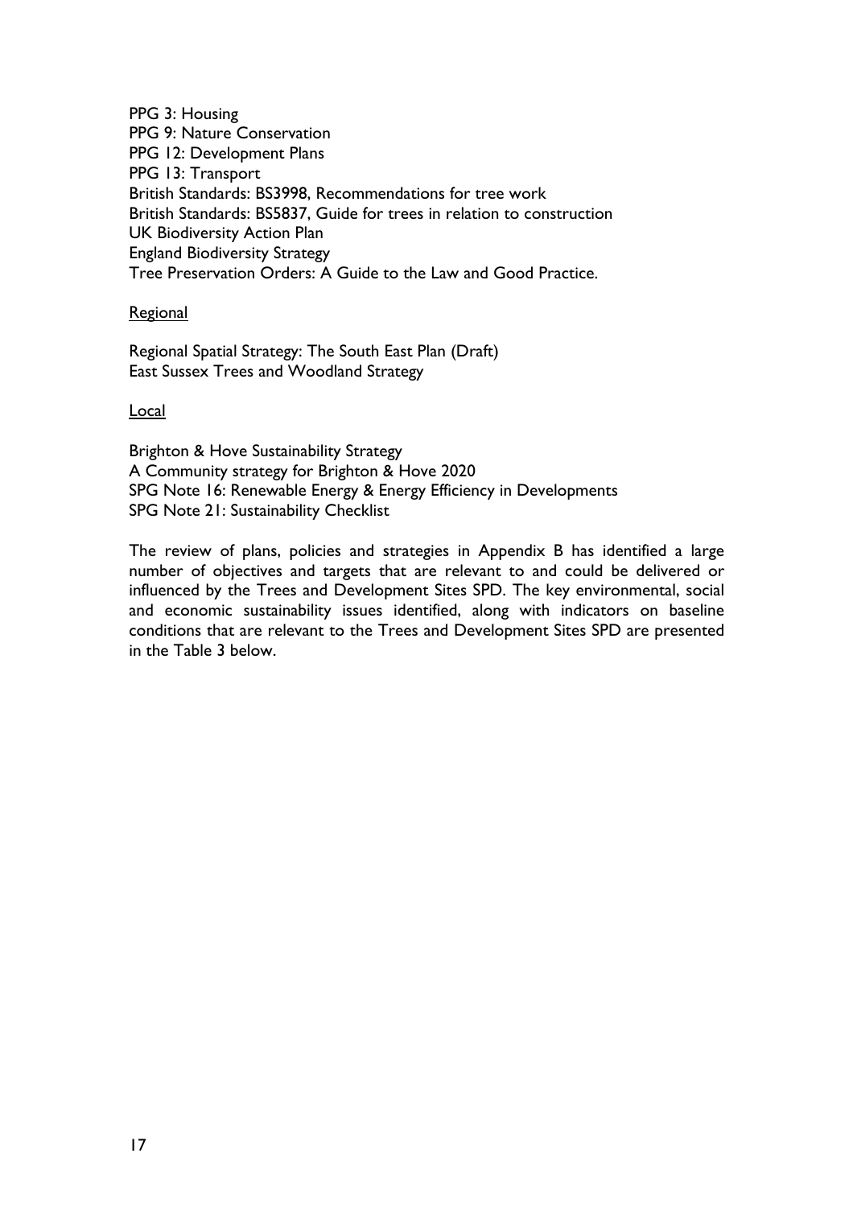PPG 3: Housing
PPG 9: Nature Conservation
PPG 12: Development Plans
PPG 13: Transport
British Standards: BS3998, Recommendations for tree work
British Standards: BS5837, Guide for trees in relation to construction
UK Biodiversity Action Plan
England Biodiversity Strategy
Tree Preservation Orders: A Guide to the Law and Good Practice.

<u>Regional</u>

Regional Spatial Strategy: The South East Plan (Draft)
East Sussex Trees and Woodland Strategy

<u>Local</u>

Brighton & Hove Sustainability Strategy
A Community strategy for Brighton & Hove 2020
SPG Note 16: Renewable Energy & Energy Efficiency in Developments
SPG Note 21: Sustainability Checklist

The review of plans, policies and strategies in Appendix B has identified a large number of objectives and targets that are relevant to and could be delivered or influenced by the Trees and Development Sites SPD. The key environmental, social and economic sustainability issues identified, along with indicators on baseline conditions that are relevant to the Trees and Development Sites SPD are presented in the Table 3 below.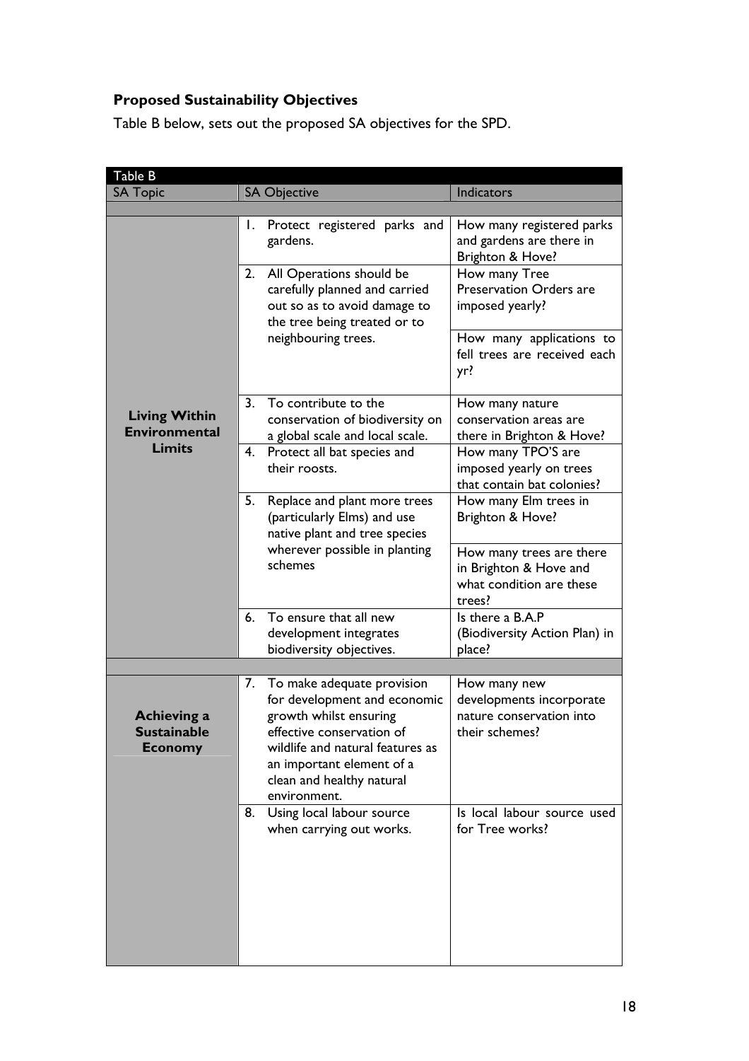### Proposed Sustainability Objectives

Table B below, sets out the proposed SA objectives for the SPD.

| SA Topic | SA Objective | Indicators |
|---|---|---|
| **Living Within Environmental Limits** | 1. Protect registered parks and gardens. | How many registered parks and gardens are there in Brighton & Hove? |
| | 2. All Operations should be carefully planned and carried out so as to avoid damage to the tree being treated or to neighbouring trees. | How many Tree Preservation Orders are imposed yearly? |
| | | How many applications to fell trees are received each yr? |
| | 3. To contribute to the conservation of biodiversity on a global scale and local scale. | How many nature conservation areas are there in Brighton & Hove? |
| | 4. Protect all bat species and their roosts. | How many TPO'S are imposed yearly on trees that contain bat colonies? |
| | 5. Replace and plant more trees (particularly Elms) and use native plant and tree species wherever possible in planting schemes | How many Elm trees in Brighton & Hove? |
| | | How many trees are there in Brighton & Hove and what condition are these trees? |
| | 6. To ensure that all new development integrates biodiversity objectives. | Is there a B.A.P (Biodiversity Action Plan) in place? |
| **Achieving a Sustainable Economy** | 7. To make adequate provision for development and economic growth whilst ensuring effective conservation of wildlife and natural features as an important element of a clean and healthy natural environment. | How many new developments incorporate nature conservation into their schemes? |
| | 8. Using local labour source when carrying out works. | Is local labour source used for Tree works? |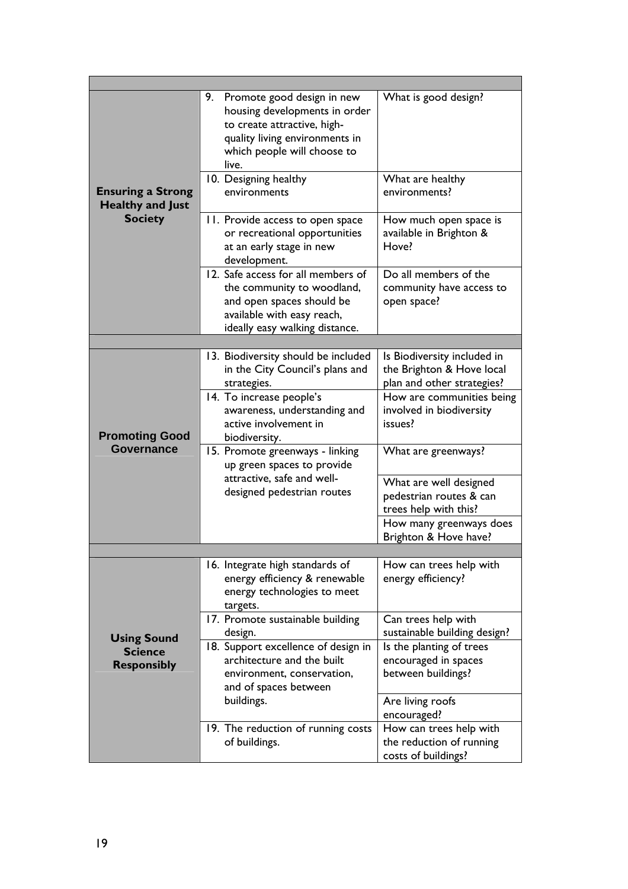| | | |
|---|---|---|
| **Ensuring a Strong Healthy and Just Society** | 9. Promote good design in new housing developments in order to create attractive, high-quality living environments in which people will choose to live. | What is good design? |
| | 10. Designing healthy environments | What are healthy environments? |
| | 11. Provide access to open space or recreational opportunities at an early stage in new development. | How much open space is available in Brighton & Hove? |
| | 12. Safe access for all members of the community to woodland, and open spaces should be available with easy reach, ideally easy walking distance. | Do all members of the community have access to open space? |
| | | |
| **Promoting Good Governance** | 13. Biodiversity should be included in the City Council's plans and strategies. | Is Biodiversity included in the Brighton & Hove local plan and other strategies? |
| | 14. To increase people's awareness, understanding and active involvement in biodiversity. | How are communities being involved in biodiversity issues? |
| | 15. Promote greenways - linking up green spaces to provide attractive, safe and well-designed pedestrian routes | What are greenways? |
| | | What are well designed pedestrian routes & can trees help with this? |
| | | How many greenways does Brighton & Hove have? |
| | | |
| **Using Sound Science Responsibly** | 16. Integrate high standards of energy efficiency & renewable energy technologies to meet targets. | How can trees help with energy efficiency? |
| | 17. Promote sustainable building design. | Can trees help with sustainable building design? |
| | 18. Support excellence of design in architecture and the built environment, conservation, and of spaces between buildings. | Is the planting of trees encouraged in spaces between buildings? |
| | | Are living roofs encouraged? |
| | 19. The reduction of running costs of buildings. | How can trees help with the reduction of running costs of buildings? |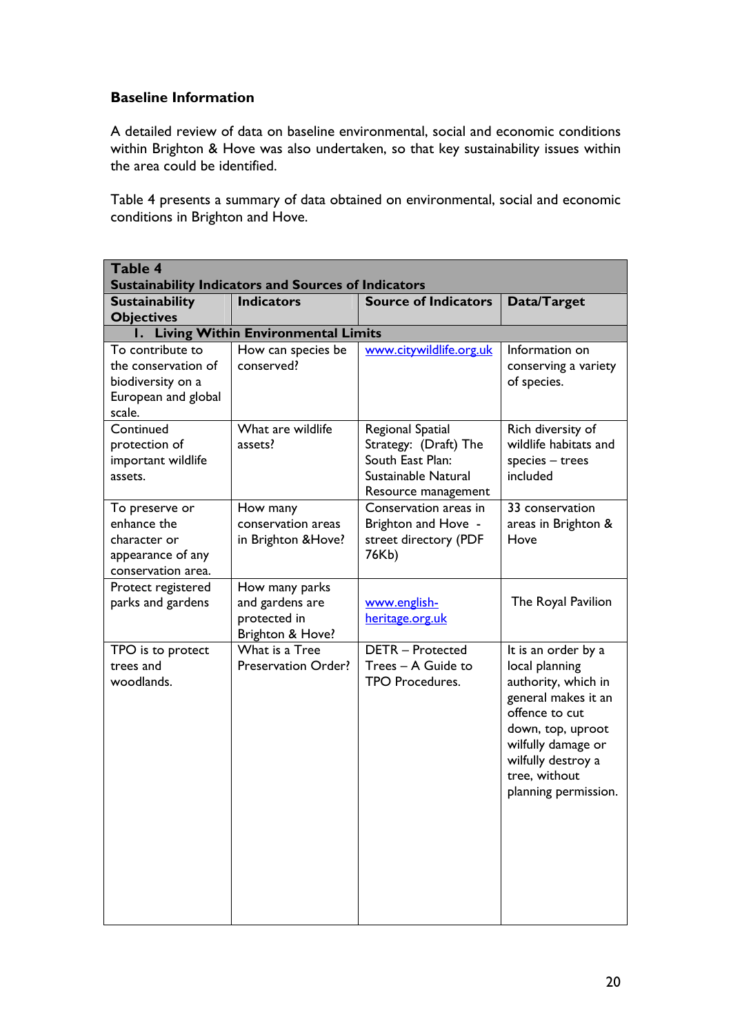**Baseline Information**

A detailed review of data on baseline environmental, social and economic conditions within Brighton & Hove was also undertaken, so that key sustainability issues within the area could be identified.

Table 4 presents a summary of data obtained on environmental, social and economic conditions in Brighton and Hove.

**Table 4**
**Sustainability Indicators and Sources of Indicators**

| Sustainability Objectives | Indicators | Source of Indicators | Data/Target |
|---|---|---|---|
| **1. Living Within Environmental Limits** | | | |
| To contribute to the conservation of biodiversity on a European and global scale. | How can species be conserved? | www.citywildlife.org.uk | Information on conserving a variety of species. |
| Continued protection of important wildlife assets. | What are wildlife assets? | Regional Spatial Strategy: (Draft) The South East Plan: Sustainable Natural Resource management | Rich diversity of wildlife habitats and species – trees included |
| To preserve or enhance the character or appearance of any conservation area. | How many conservation areas in Brighton &Hove? | Conservation areas in Brighton and Hove - street directory (PDF 76Kb) | 33 conservation areas in Brighton & Hove |
| Protect registered parks and gardens | How many parks and gardens are protected in Brighton & Hove? | www.english-heritage.org.uk | The Royal Pavilion |
| TPO is to protect trees and woodlands. | What is a Tree Preservation Order? | DETR – Protected Trees – A Guide to TPO Procedures. | It is an order by a local planning authority, which in general makes it an offence to cut down, top, uproot wilfully damage or wilfully destroy a tree, without planning permission. |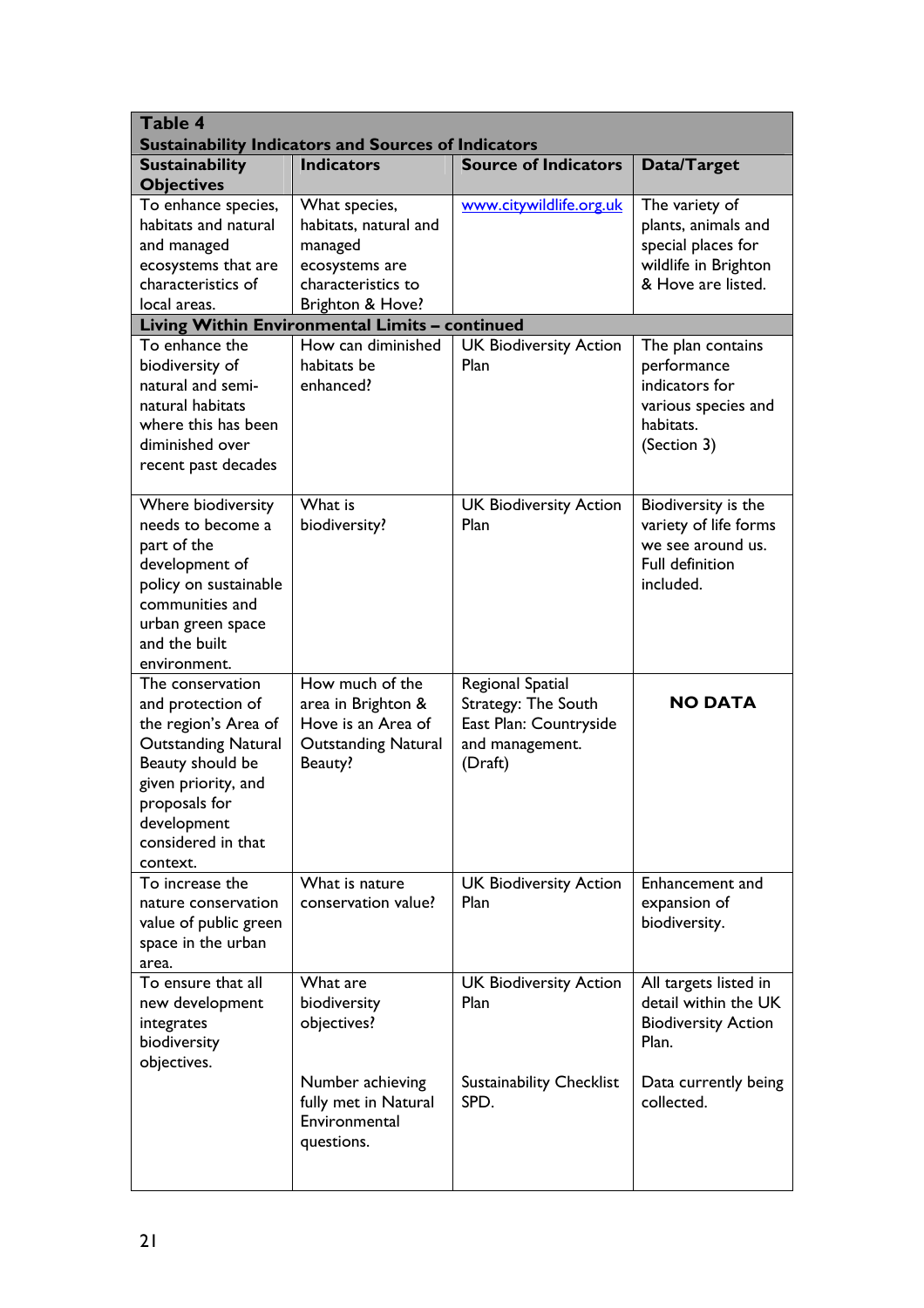**Table 4**
**Sustainability Indicators and Sources of Indicators**

| Sustainability Objectives | Indicators | Source of Indicators | Data/Target |
|---|---|---|---|
| To enhance species, habitats and natural and managed ecosystems that are characteristics of local areas. | What species, habitats, natural and managed ecosystems are characteristics to Brighton & Hove? | www.citywildlife.org.uk | The variety of plants, animals and special places for wildlife in Brighton & Hove are listed. |
| **Living Within Environmental Limits – continued** | | | |
| To enhance the biodiversity of natural and semi-natural habitats where this has been diminished over recent past decades | How can diminished habitats be enhanced? | UK Biodiversity Action Plan | The plan contains performance indicators for various species and habitats. (Section 3) |
| Where biodiversity needs to become a part of the development of policy on sustainable communities and urban green space and the built environment. | What is biodiversity? | UK Biodiversity Action Plan | Biodiversity is the variety of life forms we see around us. Full definition included. |
| The conservation and protection of the region's Area of Outstanding Natural Beauty should be given priority, and proposals for development considered in that context. | How much of the area in Brighton & Hove is an Area of Outstanding Natural Beauty? | Regional Spatial Strategy: The South East Plan: Countryside and management. (Draft) | **NO DATA** |
| To increase the nature conservation value of public green space in the urban area. | What is nature conservation value? | UK Biodiversity Action Plan | Enhancement and expansion of biodiversity. |
| To ensure that all new development integrates biodiversity objectives. | What are biodiversity objectives? | UK Biodiversity Action Plan | All targets listed in detail within the UK Biodiversity Action Plan. |
| | Number achieving fully met in Natural Environmental questions. | Sustainability Checklist SPD. | Data currently being collected. |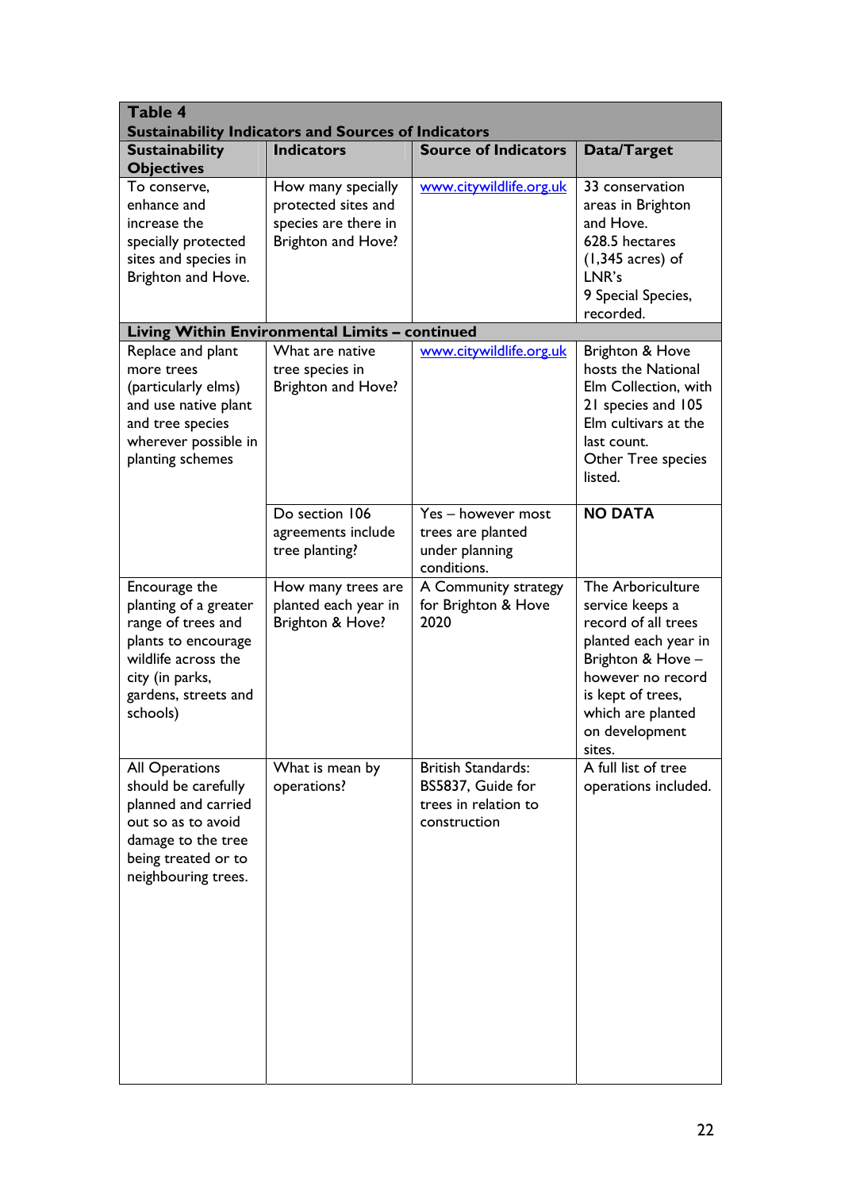**Table 4**
**Sustainability Indicators and Sources of Indicators**

| Sustainability Objectives | Indicators | Source of Indicators | Data/Target |
|---|---|---|---|
| To conserve, enhance and increase the specially protected sites and species in Brighton and Hove. | How many specially protected sites and species are there in Brighton and Hove? | www.citywildlife.org.uk | 33 conservation areas in Brighton and Hove. 628.5 hectares (1,345 acres) of LNR's 9 Special Species, recorded. |
| **Living Within Environmental Limits – continued** | | | |
| Replace and plant more trees (particularly elms) and use native plant and tree species wherever possible in planting schemes | What are native tree species in Brighton and Hove? | www.citywildlife.org.uk | Brighton & Hove hosts the National Elm Collection, with 21 species and 105 Elm cultivars at the last count. Other Tree species listed. |
| | Do section 106 agreements include tree planting? | Yes – however most trees are planted under planning conditions. | **NO DATA** |
| Encourage the planting of a greater range of trees and plants to encourage wildlife across the city (in parks, gardens, streets and schools) | How many trees are planted each year in Brighton & Hove? | A Community strategy for Brighton & Hove 2020 | The Arboriculture service keeps a record of all trees planted each year in Brighton & Hove – however no record is kept of trees, which are planted on development sites. |
| All Operations should be carefully planned and carried out so as to avoid damage to the tree being treated or to neighbouring trees. | What is mean by operations? | British Standards: BS5837, Guide for trees in relation to construction | A full list of tree operations included. |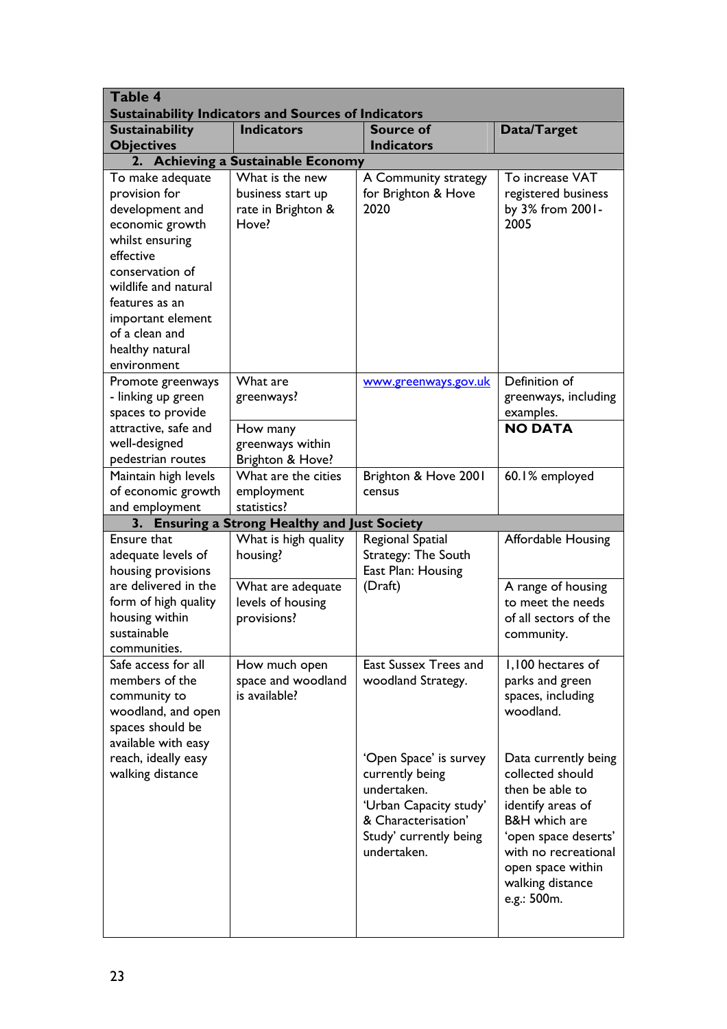| Table 4<br>Sustainability Indicators and Sources of Indicators | | | |
|---|---|---|---|
| **Sustainability Objectives** | **Indicators** | **Source of Indicators** | **Data/Target** |
| **2. Achieving a Sustainable Economy** | | | |
| To make adequate provision for development and economic growth whilst ensuring effective conservation of wildlife and natural features as an important element of a clean and healthy natural environment | What is the new business start up rate in Brighton & Hove? | A Community strategy for Brighton & Hove 2020 | To increase VAT registered business by 3% from 2001-2005 |
| Promote greenways - linking up green spaces to provide attractive, safe and well-designed pedestrian routes | What are greenways? | www.greenways.gov.uk | Definition of greenways, including examples. |
| | How many greenways within Brighton & Hove? | | **NO DATA** |
| Maintain high levels of economic growth and employment | What are the cities employment statistics? | Brighton & Hove 2001 census | 60.1% employed |
| **3. Ensuring a Strong Healthy and Just Society** | | | |
| Ensure that adequate levels of housing provisions are delivered in the form of high quality housing within sustainable communities. | What is high quality housing? | Regional Spatial Strategy: The South East Plan: Housing (Draft) | Affordable Housing |
| | What are adequate levels of housing provisions? | | A range of housing to meet the needs of all sectors of the community. |
| Safe access for all members of the community to woodland, and open spaces should be available with easy reach, ideally easy walking distance | How much open space and woodland is available? | East Sussex Trees and woodland Strategy. | 1,100 hectares of parks and green spaces, including woodland. |
| | | 'Open Space' is survey currently being undertaken.<br>'Urban Capacity study' & Characterisation' Study' currently being undertaken. | Data currently being collected should then be able to identify areas of B&H which are 'open space deserts' with no recreational open space within walking distance e.g.: 500m. |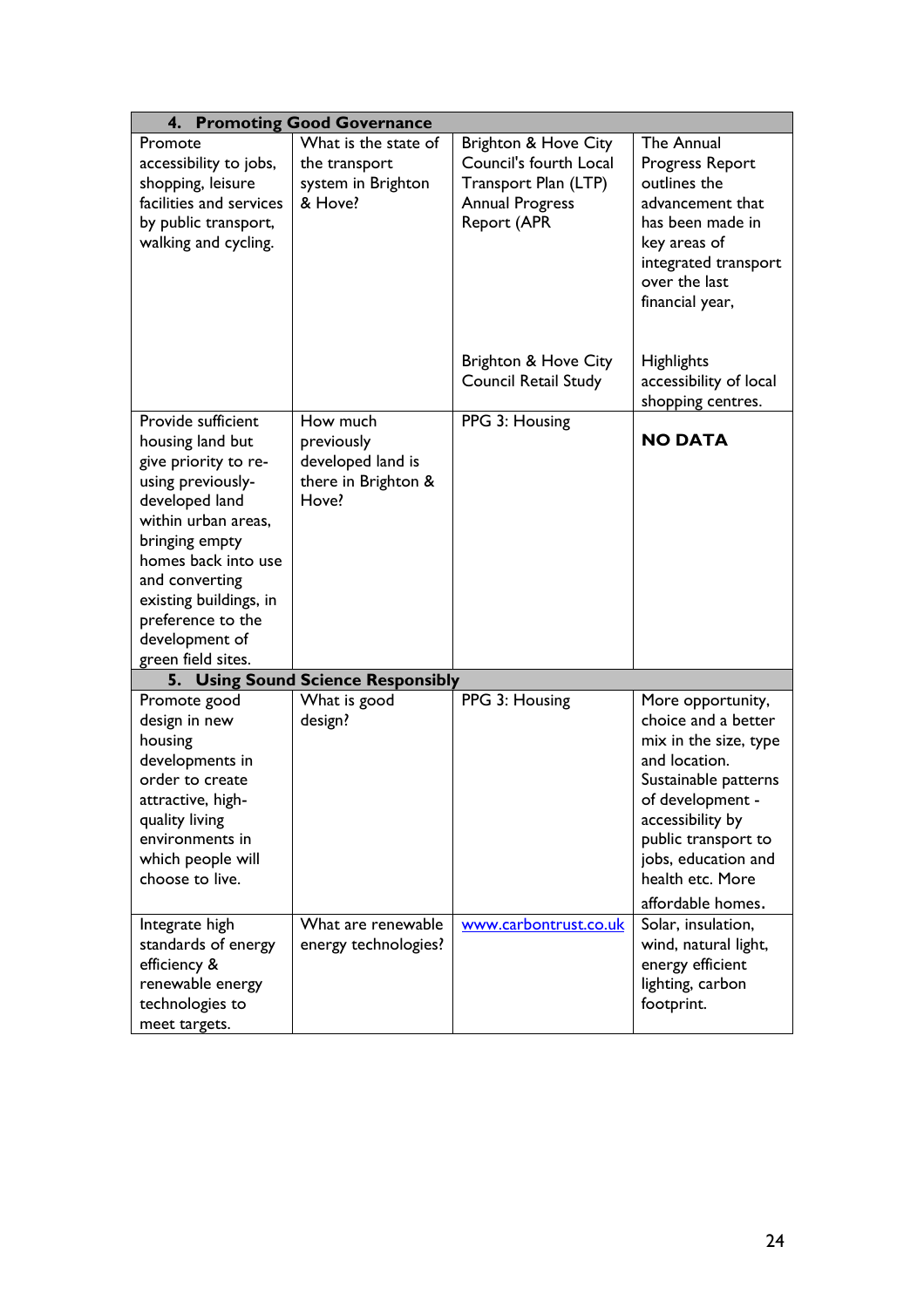| 4. Promoting Good Governance | | | |
|---|---|---|---|
| Promote accessibility to jobs, shopping, leisure facilities and services by public transport, walking and cycling. | What is the state of the transport system in Brighton & Hove? | Brighton & Hove City Council's fourth Local Transport Plan (LTP) Annual Progress Report (APR | The Annual Progress Report outlines the advancement that has been made in key areas of integrated transport over the last financial year, |
| | | Brighton & Hove City Council Retail Study | Highlights accessibility of local shopping centres. |
| Provide sufficient housing land but give priority to re-using previously-developed land within urban areas, bringing empty homes back into use and converting existing buildings, in preference to the development of green field sites. | How much previously developed land is there in Brighton & Hove? | PPG 3: Housing | **NO DATA** |
| **5. Using Sound Science Responsibly** | | | |
| Promote good design in new housing developments in order to create attractive, high-quality living environments in which people will choose to live. | What is good design? | PPG 3: Housing | More opportunity, choice and a better mix in the size, type and location. Sustainable patterns of development - accessibility by public transport to jobs, education and health etc. More affordable homes. |
| Integrate high standards of energy efficiency & renewable energy technologies to meet targets. | What are renewable energy technologies? | www.carbontrust.co.uk | Solar, insulation, wind, natural light, energy efficient lighting, carbon footprint. |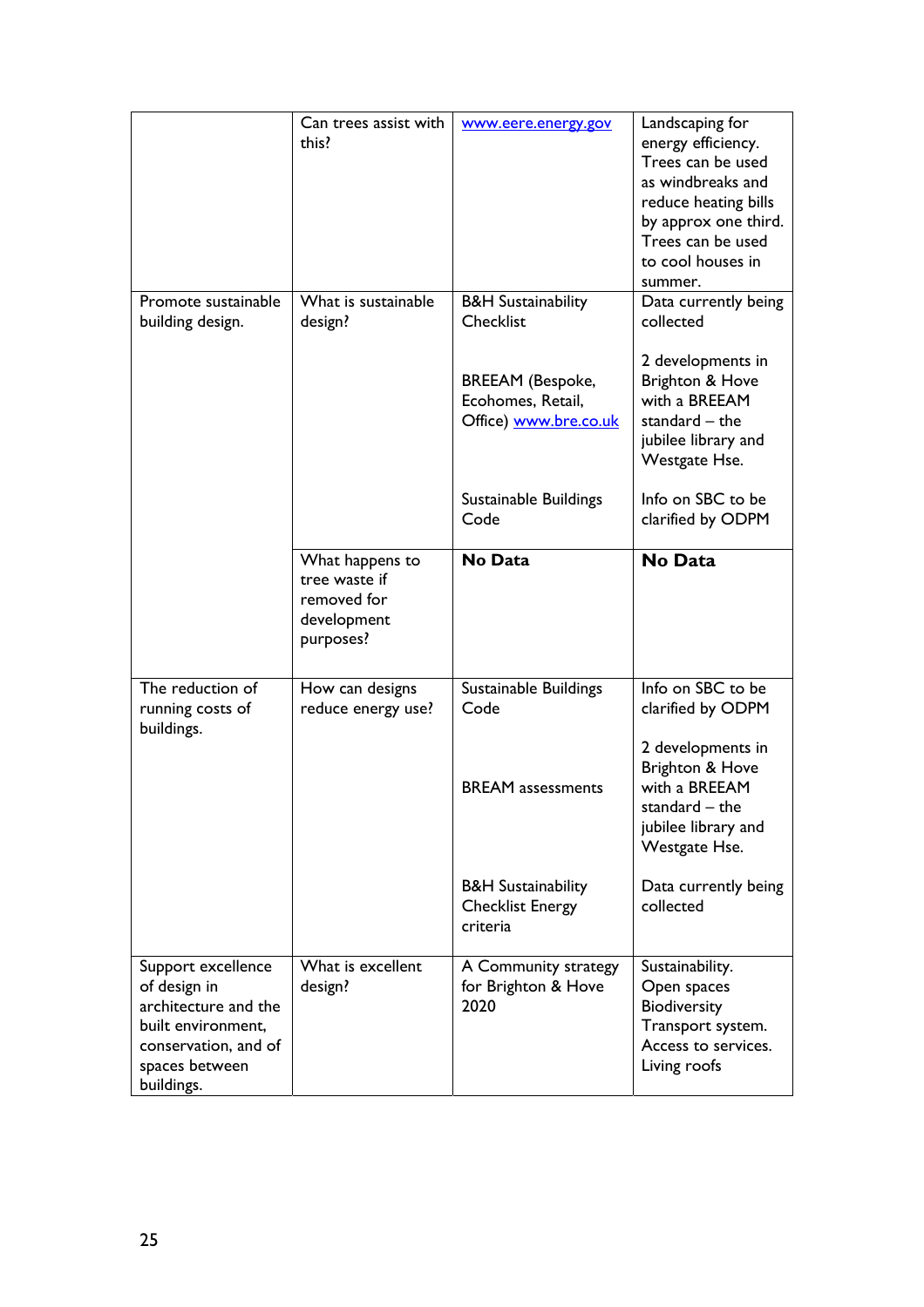| | | | |
|---|---|---|---|
| | Can trees assist with this? | www.eere.energy.gov | Landscaping for energy efficiency. Trees can be used as windbreaks and reduce heating bills by approx one third. Trees can be used to cool houses in summer. |
| Promote sustainable building design. | What is sustainable design? | B&H Sustainability Checklist<br><br>BREEAM (Bespoke, Ecohomes, Retail, Office) www.bre.co.uk<br><br>Sustainable Buildings Code | Data currently being collected<br><br>2 developments in Brighton & Hove with a BREEAM standard – the jubilee library and Westgate Hse.<br><br>Info on SBC to be clarified by ODPM |
| | What happens to tree waste if removed for development purposes? | **No Data** | **No Data** |
| The reduction of running costs of buildings. | How can designs reduce energy use? | Sustainable Buildings Code<br><br>BREAM assessments<br><br>B&H Sustainability Checklist Energy criteria | Info on SBC to be clarified by ODPM<br><br>2 developments in Brighton & Hove with a BREEAM standard – the jubilee library and Westgate Hse.<br><br>Data currently being collected |
| Support excellence of design in architecture and the built environment, conservation, and of spaces between buildings. | What is excellent design? | A Community strategy for Brighton & Hove 2020 | Sustainability. Open spaces Biodiversity Transport system. Access to services. Living roofs |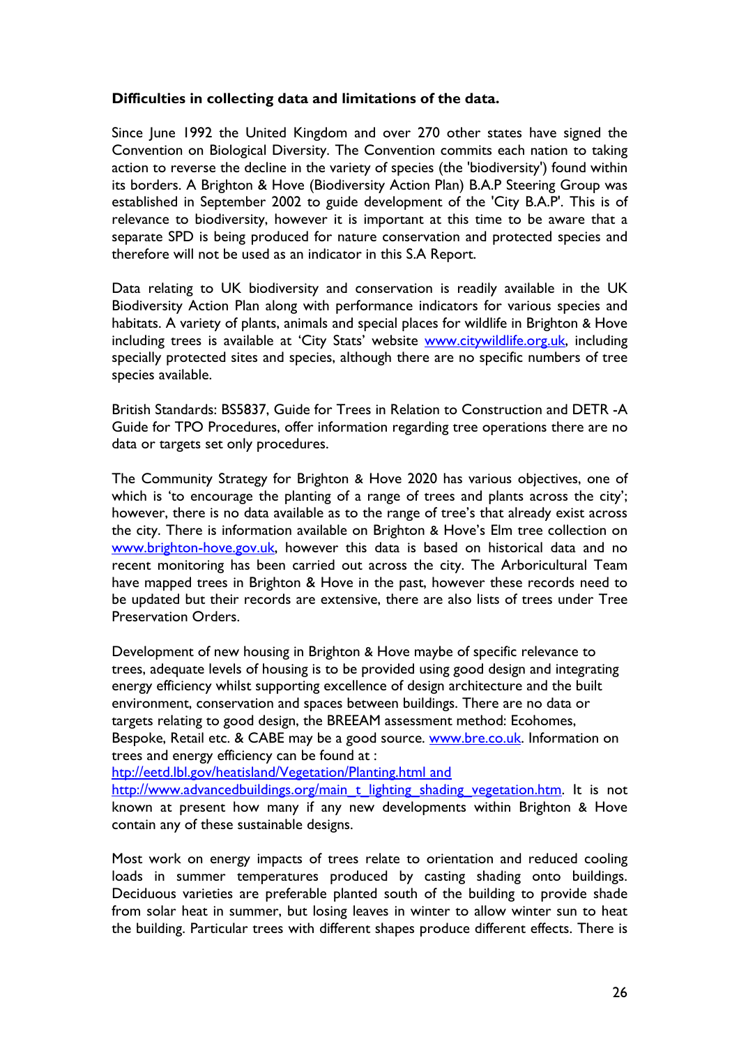**Difficulties in collecting data and limitations of the data.**

Since June 1992 the United Kingdom and over 270 other states have signed the Convention on Biological Diversity. The Convention commits each nation to taking action to reverse the decline in the variety of species (the 'biodiversity') found within its borders. A Brighton & Hove (Biodiversity Action Plan) B.A.P Steering Group was established in September 2002 to guide development of the 'City B.A.P'. This is of relevance to biodiversity, however it is important at this time to be aware that a separate SPD is being produced for nature conservation and protected species and therefore will not be used as an indicator in this S.A Report.

Data relating to UK biodiversity and conservation is readily available in the UK Biodiversity Action Plan along with performance indicators for various species and habitats. A variety of plants, animals and special places for wildlife in Brighton & Hove including trees is available at 'City Stats' website www.citywildlife.org.uk, including specially protected sites and species, although there are no specific numbers of tree species available.

British Standards: BS5837, Guide for Trees in Relation to Construction and DETR -A Guide for TPO Procedures, offer information regarding tree operations there are no data or targets set only procedures.

The Community Strategy for Brighton & Hove 2020 has various objectives, one of which is 'to encourage the planting of a range of trees and plants across the city'; however, there is no data available as to the range of tree's that already exist across the city. There is information available on Brighton & Hove's Elm tree collection on www.brighton-hove.gov.uk, however this data is based on historical data and no recent monitoring has been carried out across the city. The Arboricultural Team have mapped trees in Brighton & Hove in the past, however these records need to be updated but their records are extensive, there are also lists of trees under Tree Preservation Orders.

Development of new housing in Brighton & Hove maybe of specific relevance to trees, adequate levels of housing is to be provided using good design and integrating energy efficiency whilst supporting excellence of design architecture and the built environment, conservation and spaces between buildings. There are no data or targets relating to good design, the BREEAM assessment method: Ecohomes, Bespoke, Retail etc. & CABE may be a good source. www.bre.co.uk. Information on trees and energy efficiency can be found at :
htp://eetd.lbl.gov/heatisland/Vegetation/Planting.html and http://www.advancedbuildings.org/main_t_lighting_shading_vegetation.htm. It is not known at present how many if any new developments within Brighton & Hove contain any of these sustainable designs.

Most work on energy impacts of trees relate to orientation and reduced cooling loads in summer temperatures produced by casting shading onto buildings. Deciduous varieties are preferable planted south of the building to provide shade from solar heat in summer, but losing leaves in winter to allow winter sun to heat the building. Particular trees with different shapes produce different effects. There is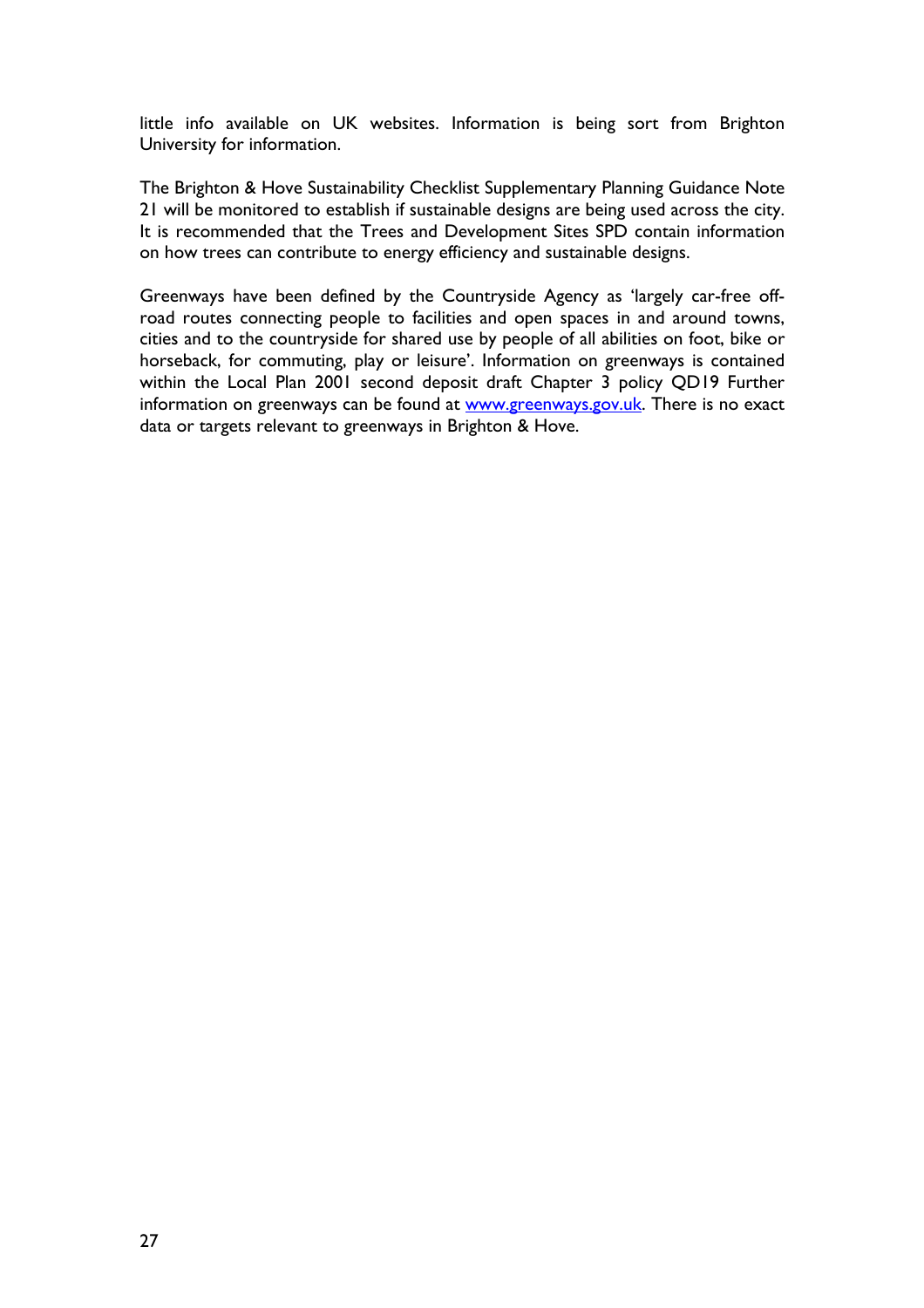little info available on UK websites. Information is being sort from Brighton University for information.

The Brighton & Hove Sustainability Checklist Supplementary Planning Guidance Note 21 will be monitored to establish if sustainable designs are being used across the city. It is recommended that the Trees and Development Sites SPD contain information on how trees can contribute to energy efficiency and sustainable designs.

Greenways have been defined by the Countryside Agency as 'largely car-free off-road routes connecting people to facilities and open spaces in and around towns, cities and to the countryside for shared use by people of all abilities on foot, bike or horseback, for commuting, play or leisure'. Information on greenways is contained within the Local Plan 2001 second deposit draft Chapter 3 policy QD19 Further information on greenways can be found at [www.greenways.gov.uk](http://www.greenways.gov.uk). There is no exact data or targets relevant to greenways in Brighton & Hove.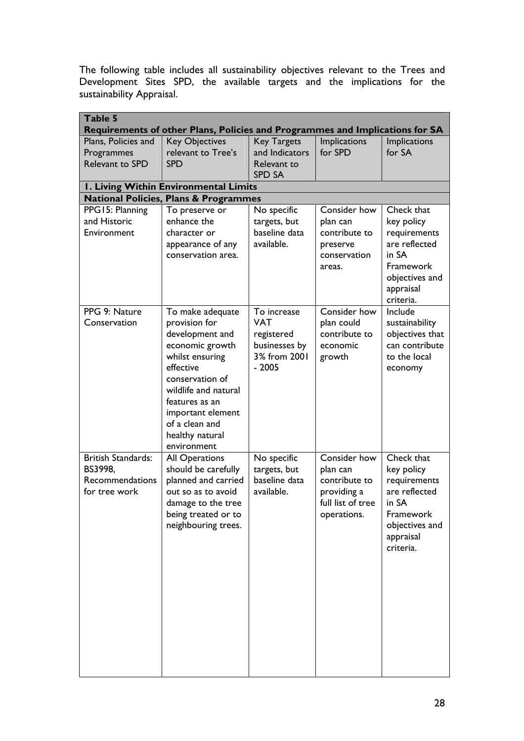The following table includes all sustainability objectives relevant to the Trees and Development Sites SPD, the available targets and the implications for the sustainability Appraisal.

| **Table 5** **Requirements of other Plans, Policies and Programmes and Implications for SA** | | | | |
|---|---|---|---|---|
| Plans, Policies and Programmes Relevant to SPD | Key Objectives relevant to Tree's SPD | Key Targets and Indicators Relevant to SPD SA | Implications for SPD | Implications for SA |
| **1. Living Within Environmental Limits** | | | | |
| **National Policies, Plans & Programmes** | | | | |
| PPG15: Planning and Historic Environment | To preserve or enhance the character or appearance of any conservation area. | No specific targets, but baseline data available. | Consider how plan can contribute to preserve conservation areas. | Check that key policy requirements are reflected in SA Framework objectives and appraisal criteria. |
| PPG 9: Nature Conservation | To make adequate provision for development and economic growth whilst ensuring effective conservation of wildlife and natural features as an important element of a clean and healthy natural environment | To increase VAT registered businesses by 3% from 2001 - 2005 | Consider how plan could contribute to economic growth | Include sustainability objectives that can contribute to the local economy |
| British Standards: BS3998, Recommendations for tree work | All Operations should be carefully planned and carried out so as to avoid damage to the tree being treated or to neighbouring trees. | No specific targets, but baseline data available. | Consider how plan can contribute to providing a full list of tree operations. | Check that key policy requirements are reflected in SA Framework objectives and appraisal criteria. |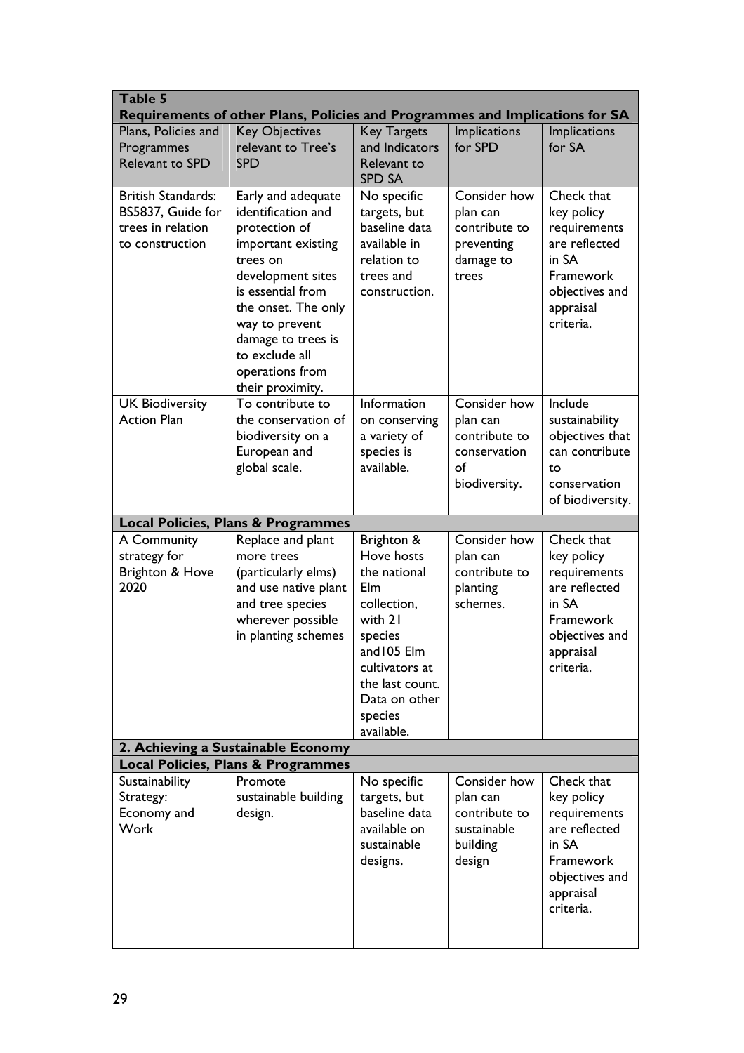| **Table 5** | | | | |
|---|---|---|---|---|
| **Requirements of other Plans, Policies and Programmes and Implications for SA** | | | | |
| Plans, Policies and Programmes Relevant to SPD | Key Objectives relevant to Tree's SPD | Key Targets and Indicators Relevant to SPD SA | Implications for SPD | Implications for SA |
| British Standards: BS5837, Guide for trees in relation to construction | Early and adequate identification and protection of important existing trees on development sites is essential from the onset. The only way to prevent damage to trees is to exclude all operations from their proximity. | No specific targets, but baseline data available in relation to trees and construction. | Consider how plan can contribute to preventing damage to trees | Check that key policy requirements are reflected in SA Framework objectives and appraisal criteria. |
| UK Biodiversity Action Plan | To contribute to the conservation of biodiversity on a European and global scale. | Information on conserving a variety of species is available. | Consider how plan can contribute to conservation of biodiversity. | Include sustainability objectives that can contribute to conservation of biodiversity. |
| **Local Policies, Plans & Programmes** | | | | |
| A Community strategy for Brighton & Hove 2020 | Replace and plant more trees (particularly elms) and use native plant and tree species wherever possible in planting schemes | Brighton & Hove hosts the national Elm collection, with 21 species and105 Elm cultivators at the last count. Data on other species available. | Consider how plan can contribute to planting schemes. | Check that key policy requirements are reflected in SA Framework objectives and appraisal criteria. |
| **2. Achieving a Sustainable Economy** | | | | |
| **Local Policies, Plans & Programmes** | | | | |
| Sustainability Strategy: Economy and Work | Promote sustainable building design. | No specific targets, but baseline data available on sustainable designs. | Consider how plan can contribute to sustainable building design | Check that key policy requirements are reflected in SA Framework objectives and appraisal criteria. |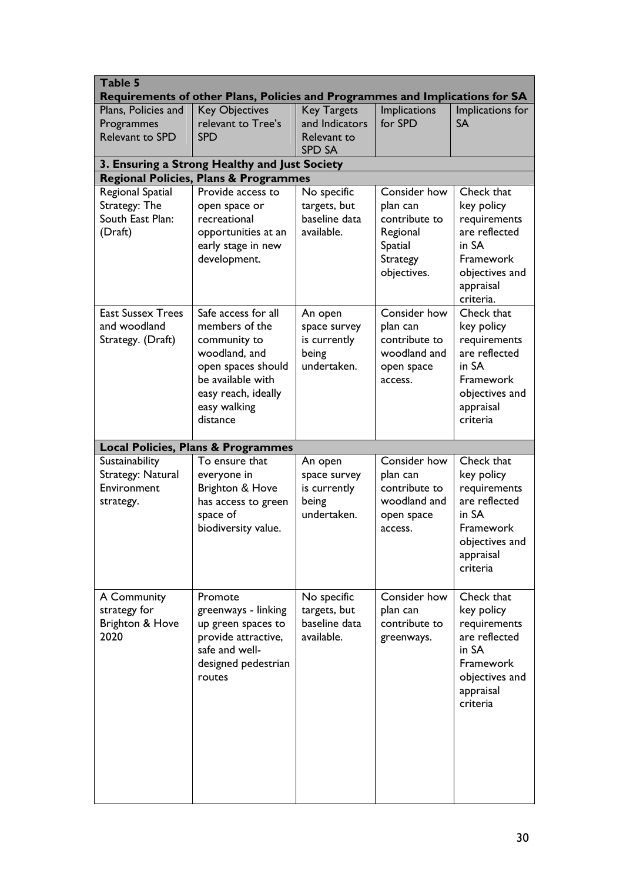| Table 5<br>Requirements of other Plans, Policies and Programmes and Implications for SA | | | | |
|---|---|---|---|---|
| Plans, Policies and Programmes Relevant to SPD | Key Objectives relevant to Tree's SPD | Key Targets and Indicators Relevant to SPD SA | Implications for SPD | Implications for SA |
| **3. Ensuring a Strong Healthy and Just Society** | | | | |
| **Regional Policies, Plans & Programmes** | | | | |
| Regional Spatial Strategy: The South East Plan: (Draft) | Provide access to open space or recreational opportunities at an early stage in new development. | No specific targets, but baseline data available. | Consider how plan can contribute to Regional Spatial Strategy objectives. | Check that key policy requirements are reflected in SA Framework objectives and appraisal criteria. |
| East Sussex Trees and woodland Strategy. (Draft) | Safe access for all members of the community to woodland, and open spaces should be available with easy reach, ideally easy walking distance | An open space survey is currently being undertaken. | Consider how plan can contribute to woodland and open space access. | Check that key policy requirements are reflected in SA Framework objectives and appraisal criteria |
| **Local Policies, Plans & Programmes** | | | | |
| Sustainability Strategy: Natural Environment strategy. | To ensure that everyone in Brighton & Hove has access to green space of biodiversity value. | An open space survey is currently being undertaken. | Consider how plan can contribute to woodland and open space access. | Check that key policy requirements are reflected in SA Framework objectives and appraisal criteria |
| A Community strategy for Brighton & Hove 2020 | Promote greenways - linking up green spaces to provide attractive, safe and well-designed pedestrian routes | No specific targets, but baseline data available. | Consider how plan can contribute to greenways. | Check that key policy requirements are reflected in SA Framework objectives and appraisal criteria |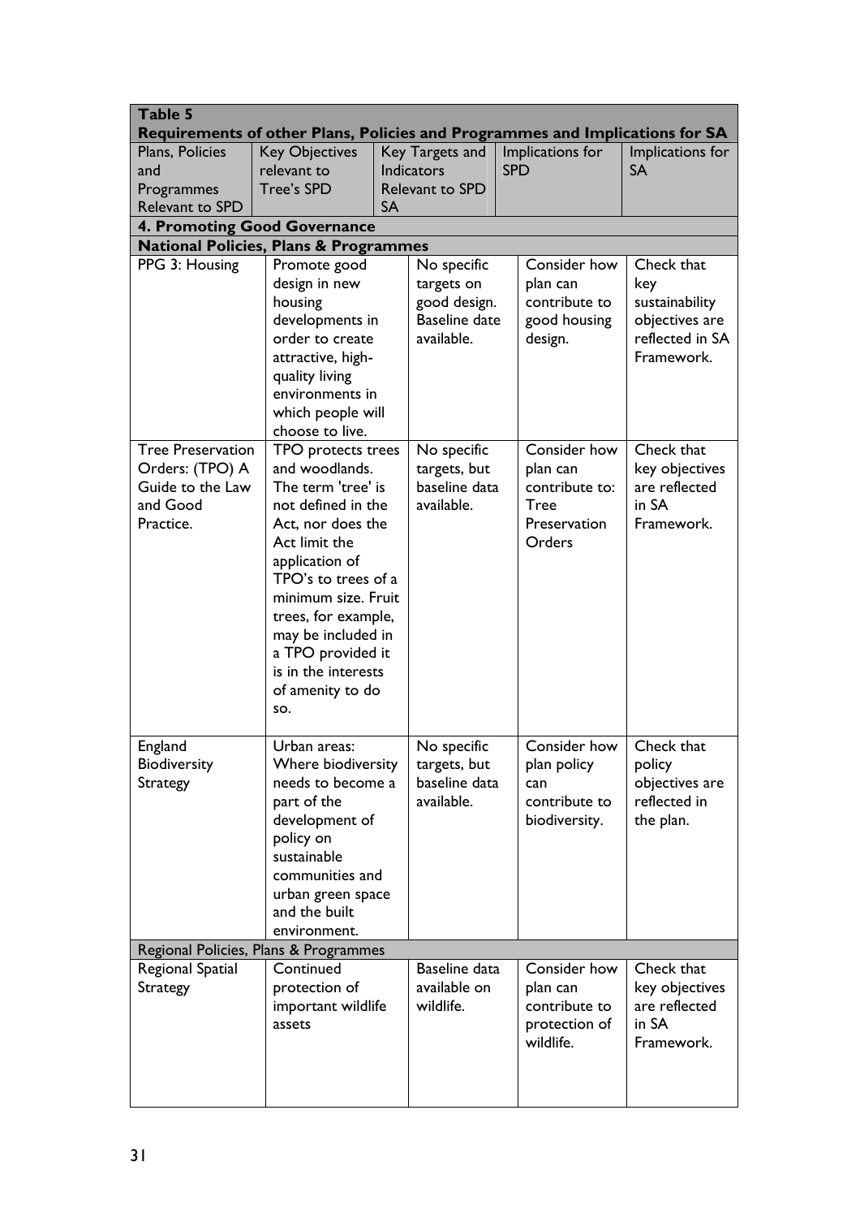| **Table 5**<br>**Requirements of other Plans, Policies and Programmes and Implications for SA** | | | | |
|---|---|---|---|---|
| Plans, Policies and Programmes Relevant to SPD | Key Objectives relevant to Tree's SPD | Key Targets and Indicators Relevant to SPD SA | Implications for SPD | Implications for SA |
| **4. Promoting Good Governance** | | | | |
| **National Policies, Plans & Programmes** | | | | |
| PPG 3: Housing | Promote good design in new housing developments in order to create attractive, high-quality living environments in which people will choose to live. | No specific targets on good design. Baseline date available. | Consider how plan can contribute to good housing design. | Check that key sustainability objectives are reflected in SA Framework. |
| Tree Preservation Orders: (TPO) A Guide to the Law and Good Practice. | TPO protects trees and woodlands. The term 'tree' is not defined in the Act, nor does the Act limit the application of TPO's to trees of a minimum size. Fruit trees, for example, may be included in a TPO provided it is in the interests of amenity to do so. | No specific targets, but baseline data available. | Consider how plan can contribute to: Tree Preservation Orders | Check that key objectives are reflected in SA Framework. |
| England Biodiversity Strategy | Urban areas: Where biodiversity needs to become a part of the development of policy on sustainable communities and urban green space and the built environment. | No specific targets, but baseline data available. | Consider how plan policy can contribute to biodiversity. | Check that policy objectives are reflected in the plan. |
| Regional Policies, Plans & Programmes | | | | |
| Regional Spatial Strategy | Continued protection of important wildlife assets | Baseline data available on wildlife. | Consider how plan can contribute to protection of wildlife. | Check that key objectives are reflected in SA Framework. |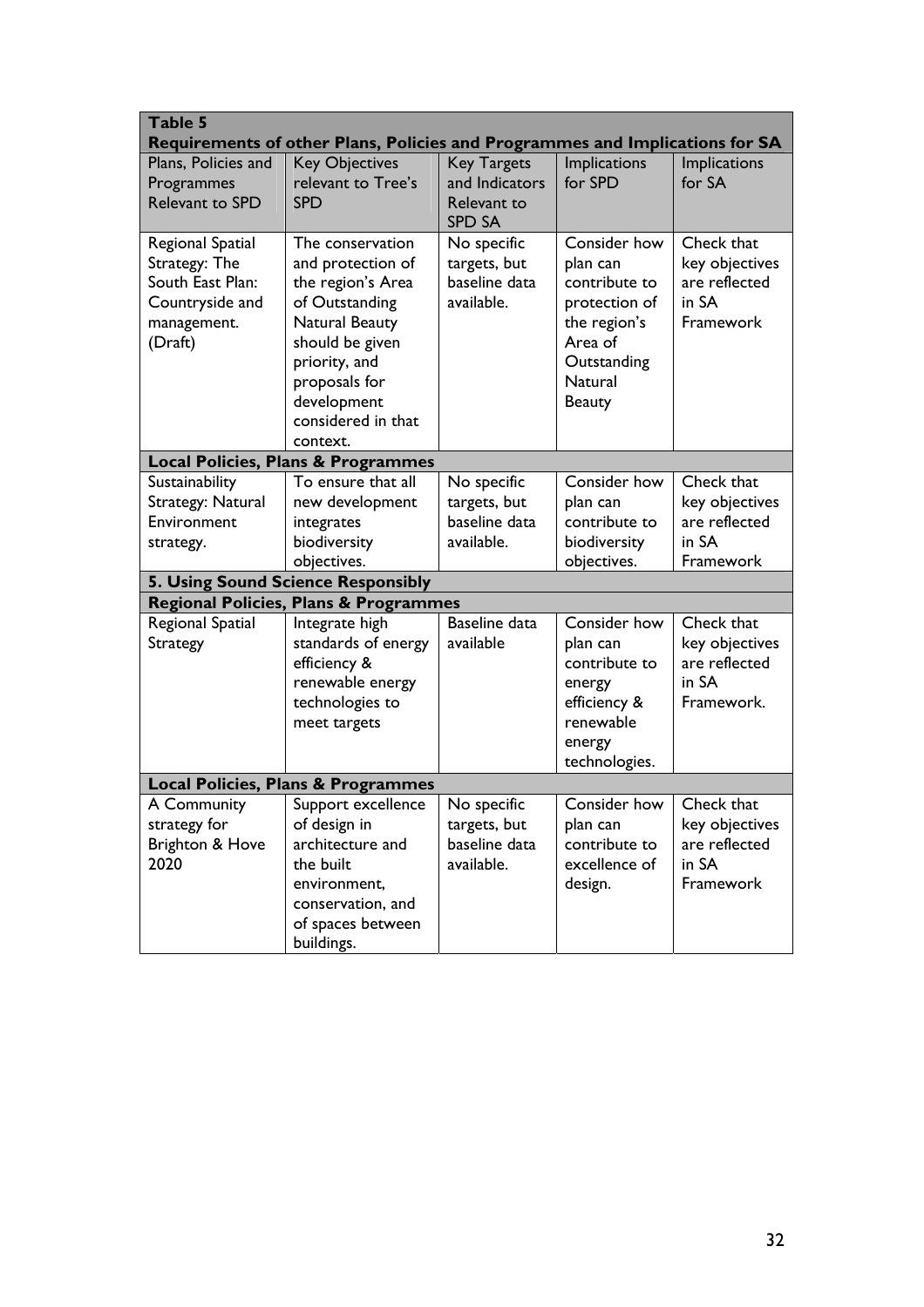| Table 5<br>Requirements of other Plans, Policies and Programmes and Implications for SA | | | | |
|---|---|---|---|---|
| Plans, Policies and Programmes Relevant to SPD | Key Objectives relevant to Tree's SPD | Key Targets and Indicators Relevant to SPD SA | Implications for SPD | Implications for SA |
| Regional Spatial Strategy: The South East Plan: Countryside and management. (Draft) | The conservation and protection of the region's Area of Outstanding Natural Beauty should be given priority, and proposals for development considered in that context. | No specific targets, but baseline data available. | Consider how plan can contribute to protection of the region's Area of Outstanding Natural Beauty | Check that key objectives are reflected in SA Framework |
| **Local Policies, Plans & Programmes** | | | | |
| Sustainability Strategy: Natural Environment strategy. | To ensure that all new development integrates biodiversity objectives. | No specific targets, but baseline data available. | Consider how plan can contribute to biodiversity objectives. | Check that key objectives are reflected in SA Framework |
| **5. Using Sound Science Responsibly** | | | | |
| **Regional Policies, Plans & Programmes** | | | | |
| Regional Spatial Strategy | Integrate high standards of energy efficiency & renewable energy technologies to meet targets | Baseline data available | Consider how plan can contribute to energy efficiency & renewable energy technologies. | Check that key objectives are reflected in SA Framework. |
| **Local Policies, Plans & Programmes** | | | | |
| A Community strategy for Brighton & Hove 2020 | Support excellence of design in architecture and the built environment, conservation, and of spaces between buildings. | No specific targets, but baseline data available. | Consider how plan can contribute to excellence of design. | Check that key objectives are reflected in SA Framework |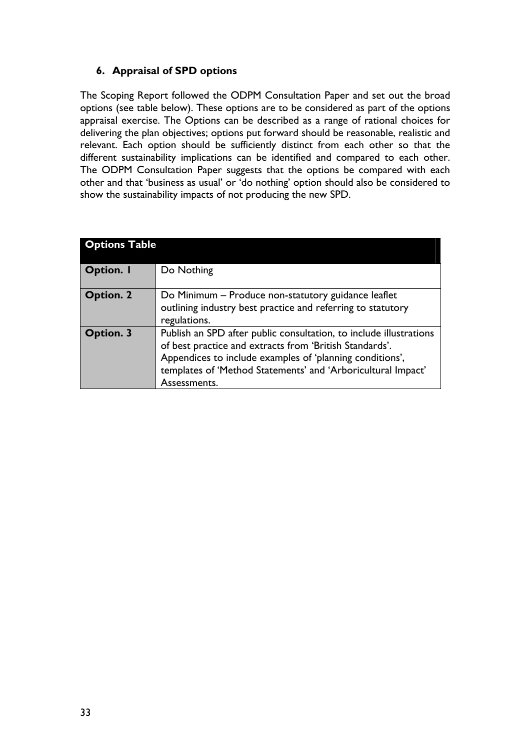## 6. Appraisal of SPD options

The Scoping Report followed the ODPM Consultation Paper and set out the broad options (see table below). These options are to be considered as part of the options appraisal exercise. The Options can be described as a range of rational choices for delivering the plan objectives; options put forward should be reasonable, realistic and relevant. Each option should be sufficiently distinct from each other so that the different sustainability implications can be identified and compared to each other. The ODPM Consultation Paper suggests that the options be compared with each other and that 'business as usual' or 'do nothing' option should also be considered to show the sustainability impacts of not producing the new SPD.

| **Options Table** | |
|---|---|
| **Option. 1** | Do Nothing |
| **Option. 2** | Do Minimum – Produce non-statutory guidance leaflet outlining industry best practice and referring to statutory regulations. |
| **Option. 3** | Publish an SPD after public consultation, to include illustrations of best practice and extracts from 'British Standards'. Appendices to include examples of 'planning conditions', templates of 'Method Statements' and 'Arboricultural Impact' Assessments. |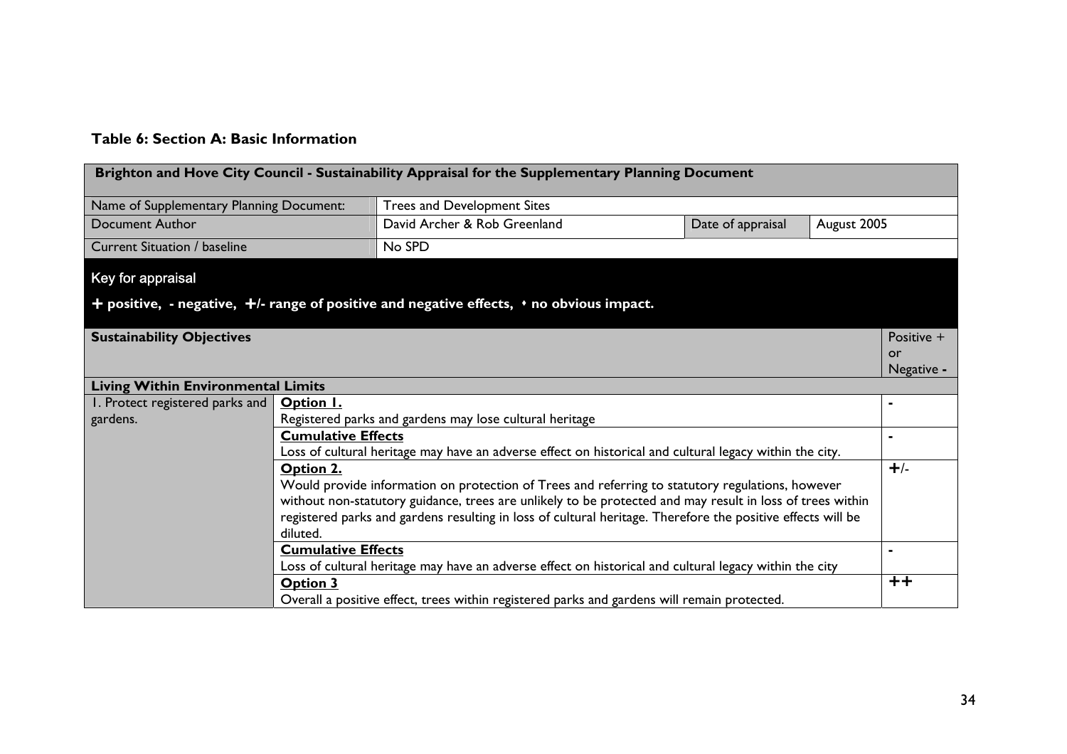**Table 6: Section A: Basic Information**

| **Brighton and Hove City Council - Sustainability Appraisal for the Supplementary Planning Document** | | | | |
|---|---|---|---|---|
| Name of Supplementary Planning Document: | Trees and Development Sites | | | |
| Document Author | David Archer & Rob Greenland | Date of appraisal | August 2005 | |
| Current Situation / baseline | No SPD | | | |
| **Key for appraisal**<br>**+ positive, - negative, +/- range of positive and negative effects, • no obvious impact.** | | | | |
| **Sustainability Objectives** | | | | Positive + or Negative **-** |
| **Living Within Environmental Limits** | | | | |
| 1. Protect registered parks and gardens. | **Option 1.**<br>Registered parks and gardens may lose cultural heritage | | | - |
| | **Cumulative Effects**<br>Loss of cultural heritage may have an adverse effect on historical and cultural legacy within the city. | | | - |
| | **Option 2.**<br>Would provide information on protection of Trees and referring to statutory regulations, however without non-statutory guidance, trees are unlikely to be protected and may result in loss of trees within registered parks and gardens resulting in loss of cultural heritage. Therefore the positive effects will be diluted. | | | +/- |
| | **Cumulative Effects**<br>Loss of cultural heritage may have an adverse effect on historical and cultural legacy within the city | | | - |
| | **Option 3**<br>Overall a positive effect, trees within registered parks and gardens will remain protected. | | | ++ |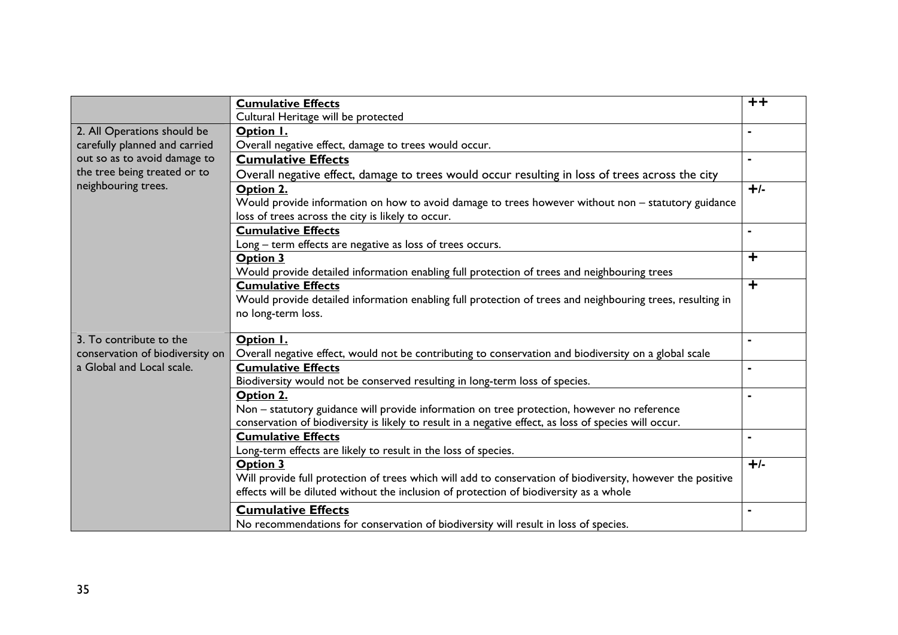| | | |
|---|---|---|
| | **Cumulative Effects**<br>Cultural Heritage will be protected | ++ |
| 2. All Operations should be carefully planned and carried out so as to avoid damage to the tree being treated or to neighbouring trees. | **Option 1.**<br>Overall negative effect, damage to trees would occur. | - |
| | **Cumulative Effects**<br>Overall negative effect, damage to trees would occur resulting in loss of trees across the city | - |
| | **Option 2.**<br>Would provide information on how to avoid damage to trees however without non – statutory guidance loss of trees across the city is likely to occur. | +/- |
| | **Cumulative Effects**<br>Long – term effects are negative as loss of trees occurs. | - |
| | **Option 3**<br>Would provide detailed information enabling full protection of trees and neighbouring trees | + |
| | **Cumulative Effects**<br>Would provide detailed information enabling full protection of trees and neighbouring trees, resulting in no long-term loss. | + |
| 3. To contribute to the conservation of biodiversity on a Global and Local scale. | **Option 1.**<br>Overall negative effect, would not be contributing to conservation and biodiversity on a global scale | - |
| | **Cumulative Effects**<br>Biodiversity would not be conserved resulting in long-term loss of species. | - |
| | **Option 2.**<br>Non – statutory guidance will provide information on tree protection, however no reference conservation of biodiversity is likely to result in a negative effect, as loss of species will occur. | - |
| | **Cumulative Effects**<br>Long-term effects are likely to result in the loss of species. | - |
| | **Option 3**<br>Will provide full protection of trees which will add to conservation of biodiversity, however the positive effects will be diluted without the inclusion of protection of biodiversity as a whole | +/- |
| | **Cumulative Effects**<br>No recommendations for conservation of biodiversity will result in loss of species. | - |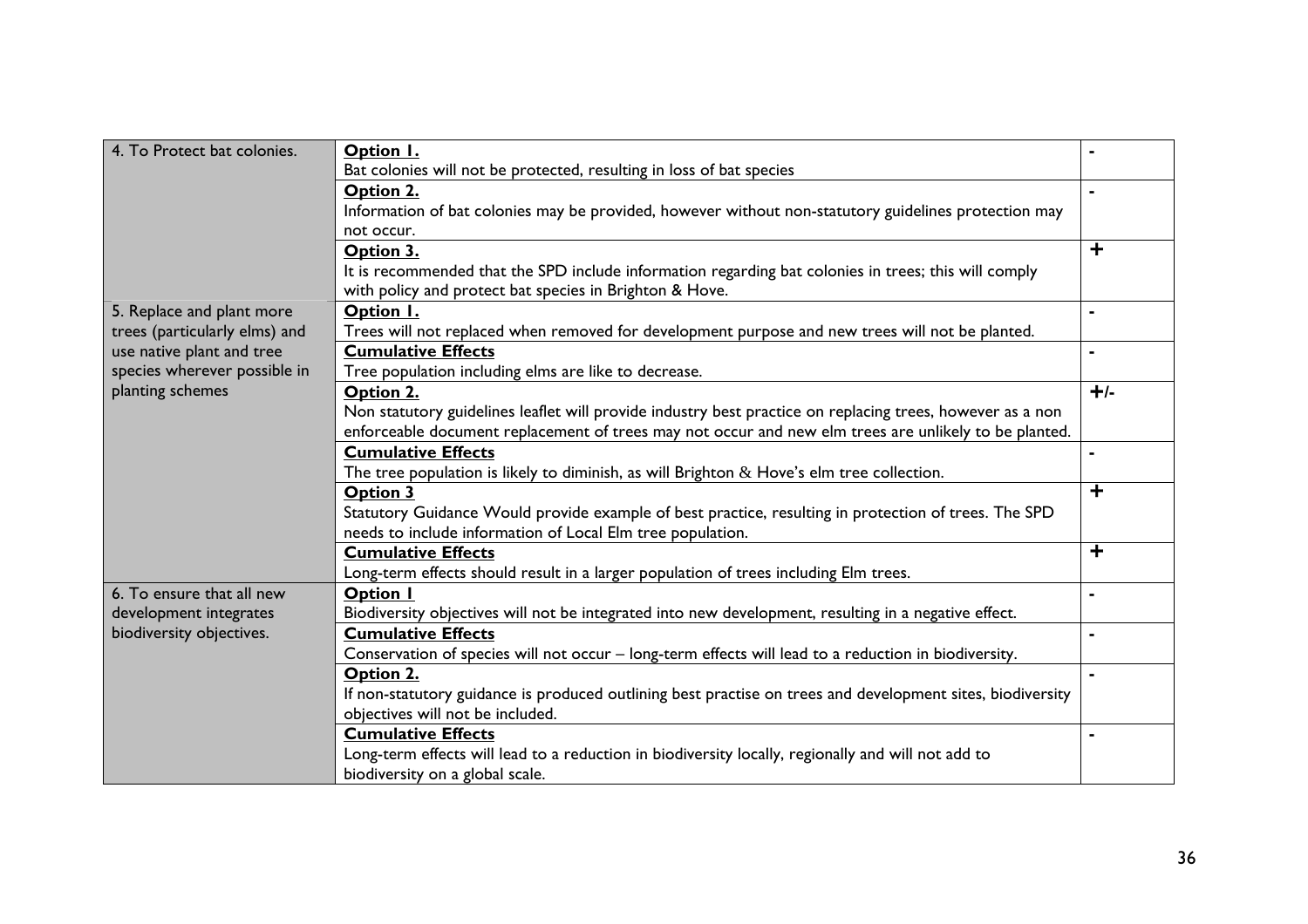| | | |
|---|---|---|
| 4. To Protect bat colonies. | **Option 1.**<br>Bat colonies will not be protected, resulting in loss of bat species | - |
| | **Option 2.**<br>Information of bat colonies may be provided, however without non-statutory guidelines protection may not occur. | - |
| | **Option 3.**<br>It is recommended that the SPD include information regarding bat colonies in trees; this will comply with policy and protect bat species in Brighton & Hove. | + |
| 5. Replace and plant more trees (particularly elms) and use native plant and tree species wherever possible in planting schemes | **Option 1.**<br>Trees will not replaced when removed for development purpose and new trees will not be planted. | - |
| | **Cumulative Effects**<br>Tree population including elms are like to decrease. | - |
| | **Option 2.**<br>Non statutory guidelines leaflet will provide industry best practice on replacing trees, however as a non enforceable document replacement of trees may not occur and new elm trees are unlikely to be planted. | +/- |
| | **Cumulative Effects**<br>The tree population is likely to diminish, as will Brighton & Hove's elm tree collection. | - |
| | **Option 3**<br>Statutory Guidance Would provide example of best practice, resulting in protection of trees. The SPD needs to include information of Local Elm tree population. | + |
| | **Cumulative Effects**<br>Long-term effects should result in a larger population of trees including Elm trees. | + |
| 6. To ensure that all new development integrates biodiversity objectives. | **Option 1**<br>Biodiversity objectives will not be integrated into new development, resulting in a negative effect. | - |
| | **Cumulative Effects**<br>Conservation of species will not occur – long-term effects will lead to a reduction in biodiversity. | - |
| | **Option 2.**<br>If non-statutory guidance is produced outlining best practise on trees and development sites, biodiversity objectives will not be included. | - |
| | **Cumulative Effects**<br>Long-term effects will lead to a reduction in biodiversity locally, regionally and will not add to biodiversity on a global scale. | - |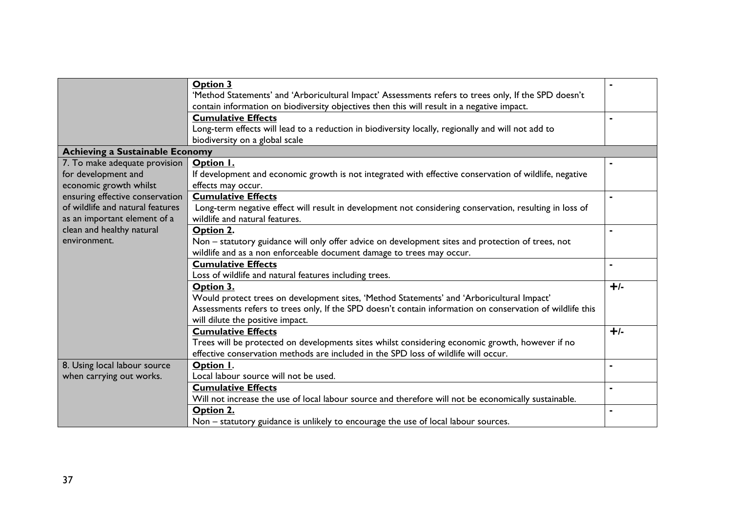| | | |
|---|---|---|
| | **Option 3**<br>'Method Statements' and 'Arboricultural Impact' Assessments refers to trees only, If the SPD doesn't contain information on biodiversity objectives then this will result in a negative impact. | - |
| | **Cumulative Effects**<br>Long-term effects will lead to a reduction in biodiversity locally, regionally and will not add to biodiversity on a global scale | - |
| **Achieving a Sustainable Economy** | | |
| 7. To make adequate provision for development and economic growth whilst ensuring effective conservation of wildlife and natural features as an important element of a clean and healthy natural environment. | **Option 1.**<br>If development and economic growth is not integrated with effective conservation of wildlife, negative effects may occur. | - |
| | **Cumulative Effects**<br>Long-term negative effect will result in development not considering conservation, resulting in loss of wildlife and natural features. | - |
| | **Option 2.**<br>Non – statutory guidance will only offer advice on development sites and protection of trees, not wildlife and as a non enforceable document damage to trees may occur. | - |
| | **Cumulative Effects**<br>Loss of wildlife and natural features including trees. | - |
| | **Option 3.**<br>Would protect trees on development sites, 'Method Statements' and 'Arboricultural Impact' Assessments refers to trees only, If the SPD doesn't contain information on conservation of wildlife this will dilute the positive impact. | +/- |
| | **Cumulative Effects**<br>Trees will be protected on developments sites whilst considering economic growth, however if no effective conservation methods are included in the SPD loss of wildlife will occur. | +/- |
| 8. Using local labour source when carrying out works. | **Option 1.**<br>Local labour source will not be used. | - |
| | **Cumulative Effects**<br>Will not increase the use of local labour source and therefore will not be economically sustainable. | - |
| | **Option 2.**<br>Non – statutory guidance is unlikely to encourage the use of local labour sources. | - |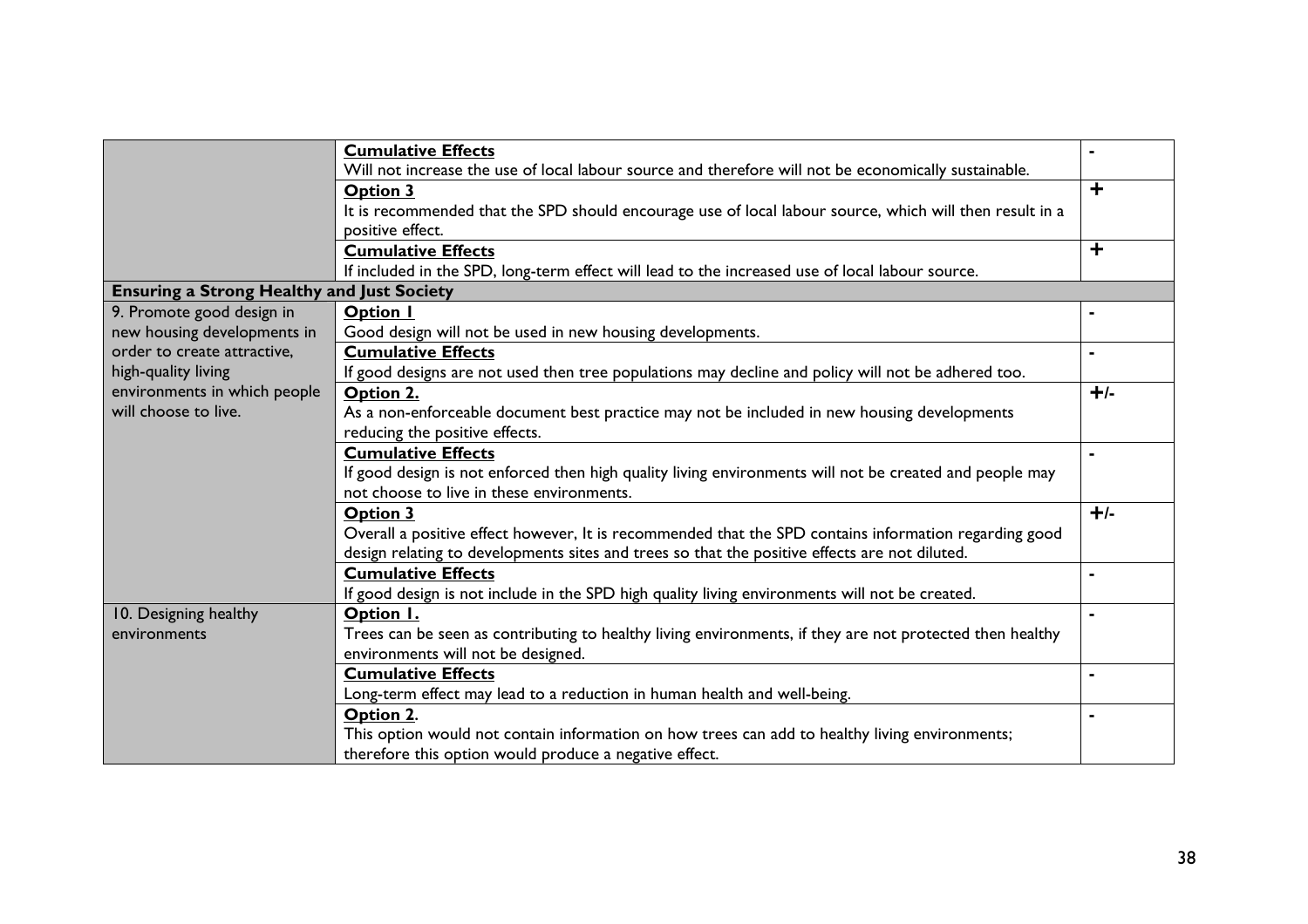| | | |
|---|---|---|
| | **Cumulative Effects**<br>Will not increase the use of local labour source and therefore will not be economically sustainable. | - |
| | **Option 3**<br>It is recommended that the SPD should encourage use of local labour source, which will then result in a positive effect. | + |
| | **Cumulative Effects**<br>If included in the SPD, long-term effect will lead to the increased use of local labour source. | + |
| **Ensuring a Strong Healthy and Just Society** | | |
| 9. Promote good design in new housing developments in order to create attractive, high-quality living environments in which people will choose to live. | **Option 1**<br>Good design will not be used in new housing developments. | - |
| | **Cumulative Effects**<br>If good designs are not used then tree populations may decline and policy will not be adhered too. | - |
| | **Option 2.**<br>As a non-enforceable document best practice may not be included in new housing developments reducing the positive effects. | +/- |
| | **Cumulative Effects**<br>If good design is not enforced then high quality living environments will not be created and people may not choose to live in these environments. | - |
| | **Option 3**<br>Overall a positive effect however, It is recommended that the SPD contains information regarding good design relating to developments sites and trees so that the positive effects are not diluted. | +/- |
| | **Cumulative Effects**<br>If good design is not include in the SPD high quality living environments will not be created. | - |
| 10. Designing healthy environments | **Option 1.**<br>Trees can be seen as contributing to healthy living environments, if they are not protected then healthy environments will not be designed. | - |
| | **Cumulative Effects**<br>Long-term effect may lead to a reduction in human health and well-being. | - |
| | **Option 2.**<br>This option would not contain information on how trees can add to healthy living environments; therefore this option would produce a negative effect. | - |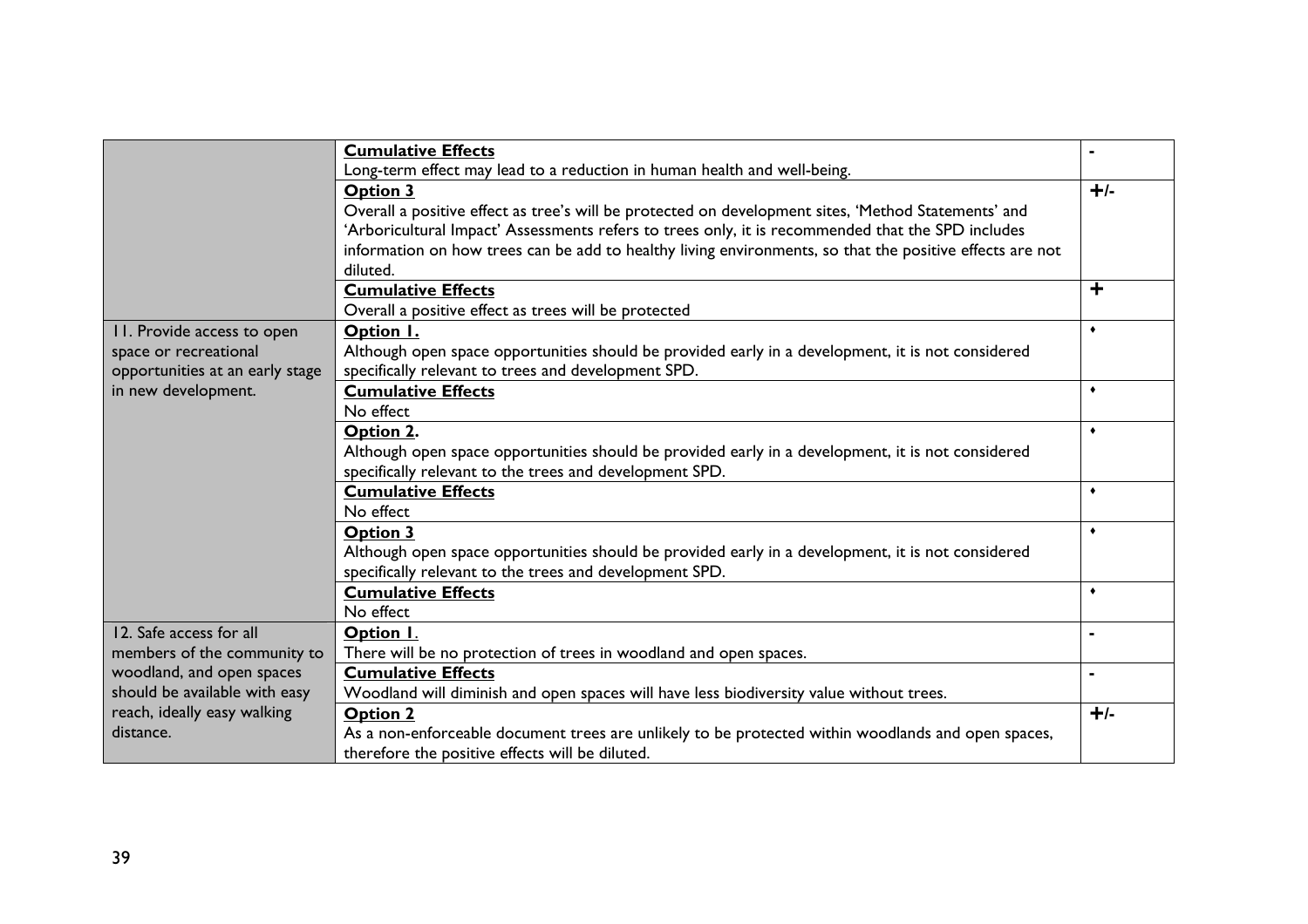| | | |
|---|---|---|
| | **Cumulative Effects**<br>Long-term effect may lead to a reduction in human health and well-being. | - |
| | **Option 3**<br>Overall a positive effect as tree's will be protected on development sites, 'Method Statements' and 'Arboricultural Impact' Assessments refers to trees only, it is recommended that the SPD includes information on how trees can be add to healthy living environments, so that the positive effects are not diluted. | +/- |
| | **Cumulative Effects**<br>Overall a positive effect as trees will be protected | + |
| 11. Provide access to open space or recreational opportunities at an early stage in new development. | **Option 1.**<br>Although open space opportunities should be provided early in a development, it is not considered specifically relevant to trees and development SPD. | ♦ |
| | **Cumulative Effects**<br>No effect | ♦ |
| | **Option 2.**<br>Although open space opportunities should be provided early in a development, it is not considered specifically relevant to the trees and development SPD. | ♦ |
| | **Cumulative Effects**<br>No effect | ♦ |
| | **Option 3**<br>Although open space opportunities should be provided early in a development, it is not considered specifically relevant to the trees and development SPD. | ♦ |
| | **Cumulative Effects**<br>No effect | ♦ |
| 12. Safe access for all members of the community to woodland, and open spaces should be available with easy reach, ideally easy walking distance. | **Option 1**.<br>There will be no protection of trees in woodland and open spaces. | - |
| | **Cumulative Effects**<br>Woodland will diminish and open spaces will have less biodiversity value without trees. | - |
| | **Option 2**<br>As a non-enforceable document trees are unlikely to be protected within woodlands and open spaces, therefore the positive effects will be diluted. | +/- |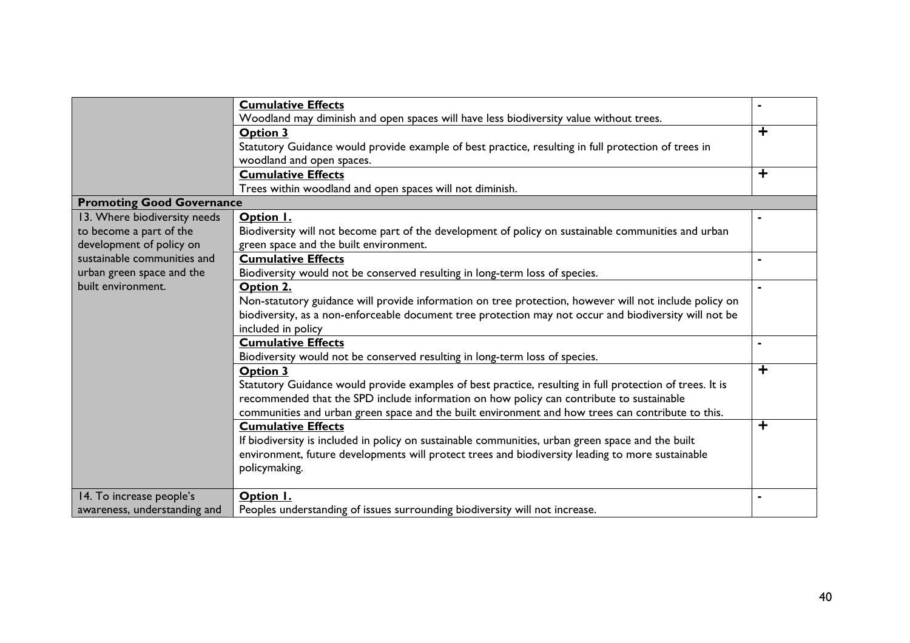| | | |
|---|---|---|
| | **Cumulative Effects**<br>Woodland may diminish and open spaces will have less biodiversity value without trees. | - |
| | **Option 3**<br>Statutory Guidance would provide example of best practice, resulting in full protection of trees in woodland and open spaces. | + |
| | **Cumulative Effects**<br>Trees within woodland and open spaces will not diminish. | + |
| **Promoting Good Governance** | | |
| 13. Where biodiversity needs to become a part of the development of policy on sustainable communities and urban green space and the built environment. | **Option 1.**<br>Biodiversity will not become part of the development of policy on sustainable communities and urban green space and the built environment. | - |
| | **Cumulative Effects**<br>Biodiversity would not be conserved resulting in long-term loss of species. | - |
| | **Option 2.**<br>Non-statutory guidance will provide information on tree protection, however will not include policy on biodiversity, as a non-enforceable document tree protection may not occur and biodiversity will not be included in policy | - |
| | **Cumulative Effects**<br>Biodiversity would not be conserved resulting in long-term loss of species. | - |
| | **Option 3**<br>Statutory Guidance would provide examples of best practice, resulting in full protection of trees. It is recommended that the SPD include information on how policy can contribute to sustainable communities and urban green space and the built environment and how trees can contribute to this. | + |
| | **Cumulative Effects**<br>If biodiversity is included in policy on sustainable communities, urban green space and the built environment, future developments will protect trees and biodiversity leading to more sustainable policymaking. | + |
| 14. To increase people's awareness, understanding and | **Option 1.**<br>Peoples understanding of issues surrounding biodiversity will not increase. | - |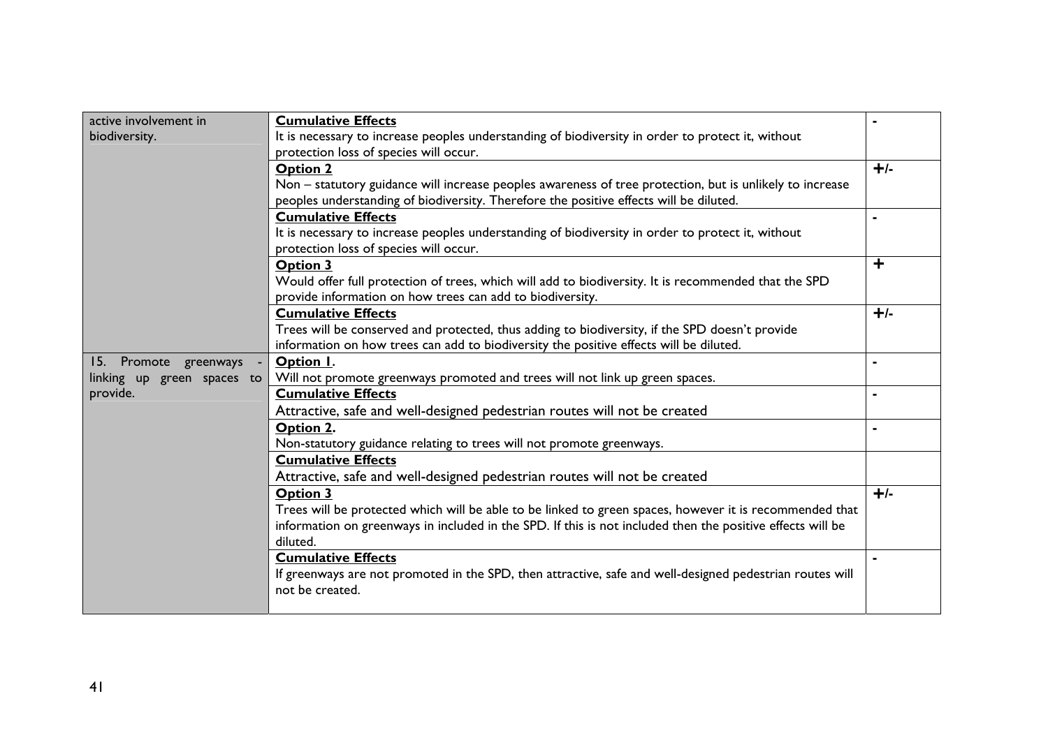| | | |
|---|---|---|
| active involvement in biodiversity. | **Cumulative Effects**<br>It is necessary to increase peoples understanding of biodiversity in order to protect it, without protection loss of species will occur. | - |
| | **Option 2**<br>Non – statutory guidance will increase peoples awareness of tree protection, but is unlikely to increase peoples understanding of biodiversity. Therefore the positive effects will be diluted. | +/- |
| | **Cumulative Effects**<br>It is necessary to increase peoples understanding of biodiversity in order to protect it, without protection loss of species will occur. | - |
| | **Option 3**<br>Would offer full protection of trees, which will add to biodiversity. It is recommended that the SPD provide information on how trees can add to biodiversity. | + |
| | **Cumulative Effects**<br>Trees will be conserved and protected, thus adding to biodiversity, if the SPD doesn't provide information on how trees can add to biodiversity the positive effects will be diluted. | +/- |
| 15. Promote greenways - linking up green spaces to provide. | **Option 1**.<br>Will not promote greenways promoted and trees will not link up green spaces. | - |
| | **Cumulative Effects**<br>Attractive, safe and well-designed pedestrian routes will not be created | - |
| | **Option 2**.<br>Non-statutory guidance relating to trees will not promote greenways. | - |
| | **Cumulative Effects**<br>Attractive, safe and well-designed pedestrian routes will not be created | |
| | **Option 3**<br>Trees will be protected which will be able to be linked to green spaces, however it is recommended that information on greenways in included in the SPD. If this is not included then the positive effects will be diluted. | +/- |
| | **Cumulative Effects**<br>If greenways are not promoted in the SPD, then attractive, safe and well-designed pedestrian routes will not be created. | - |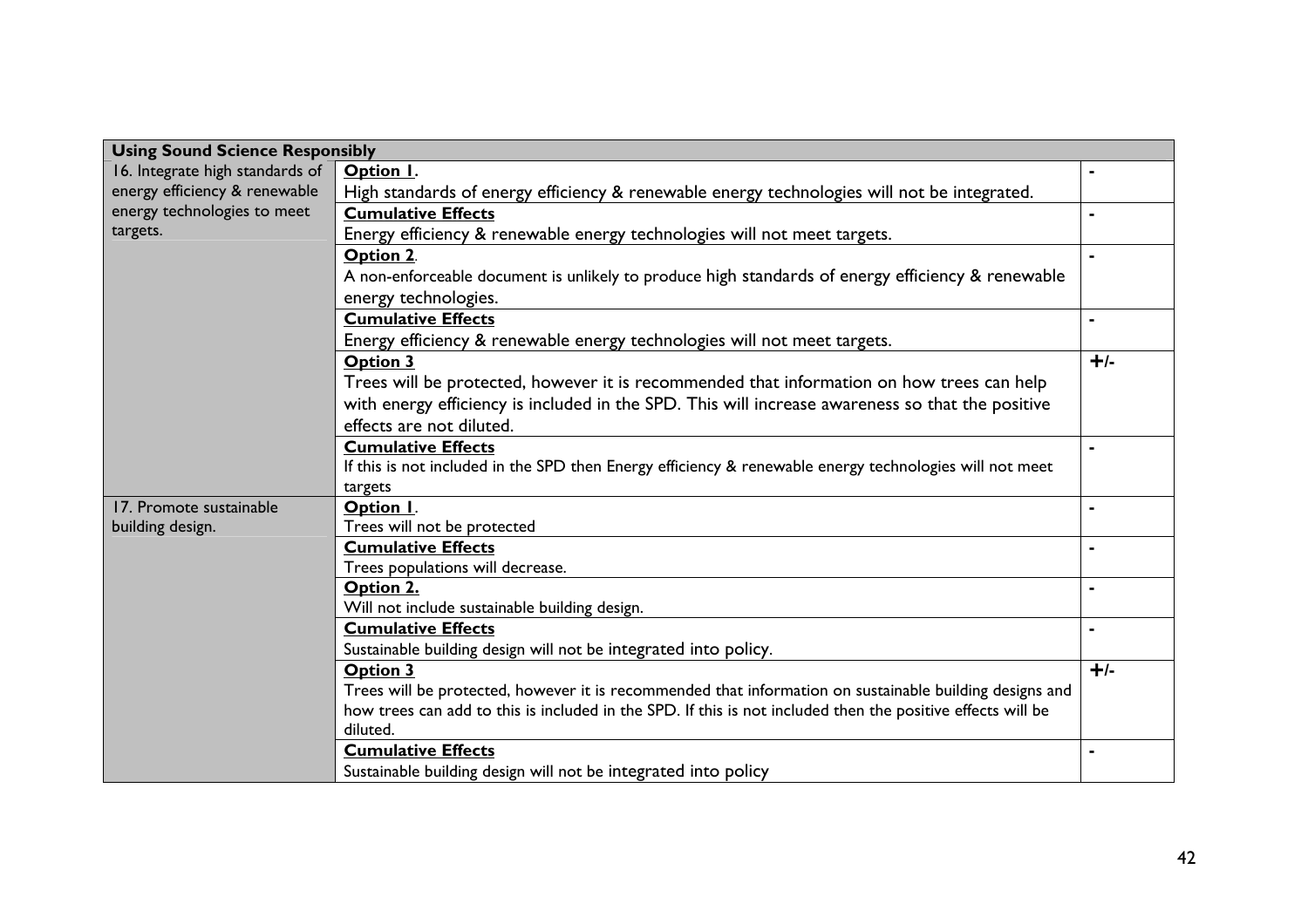| Using Sound Science Responsibly | | |
|---|---|---|
| 16. Integrate high standards of energy efficiency & renewable energy technologies to meet targets. | **Option 1.** High standards of energy efficiency & renewable energy technologies will not be integrated. | - |
| | **Cumulative Effects** Energy efficiency & renewable energy technologies will not meet targets. | - |
| | **Option 2.** A non-enforceable document is unlikely to produce high standards of energy efficiency & renewable energy technologies. | - |
| | **Cumulative Effects** Energy efficiency & renewable energy technologies will not meet targets. | - |
| | **Option 3** Trees will be protected, however it is recommended that information on how trees can help with energy efficiency is included in the SPD. This will increase awareness so that the positive effects are not diluted. | +/- |
| | **Cumulative Effects** If this is not included in the SPD then Energy efficiency & renewable energy technologies will not meet targets | - |
| 17. Promote sustainable building design. | **Option 1.** Trees will not be protected | - |
| | **Cumulative Effects** Trees populations will decrease. | - |
| | **Option 2.** Will not include sustainable building design. | - |
| | **Cumulative Effects** Sustainable building design will not be integrated into policy. | - |
| | **Option 3** Trees will be protected, however it is recommended that information on sustainable building designs and how trees can add to this is included in the SPD. If this is not included then the positive effects will be diluted. | +/- |
| | **Cumulative Effects** Sustainable building design will not be integrated into policy | - |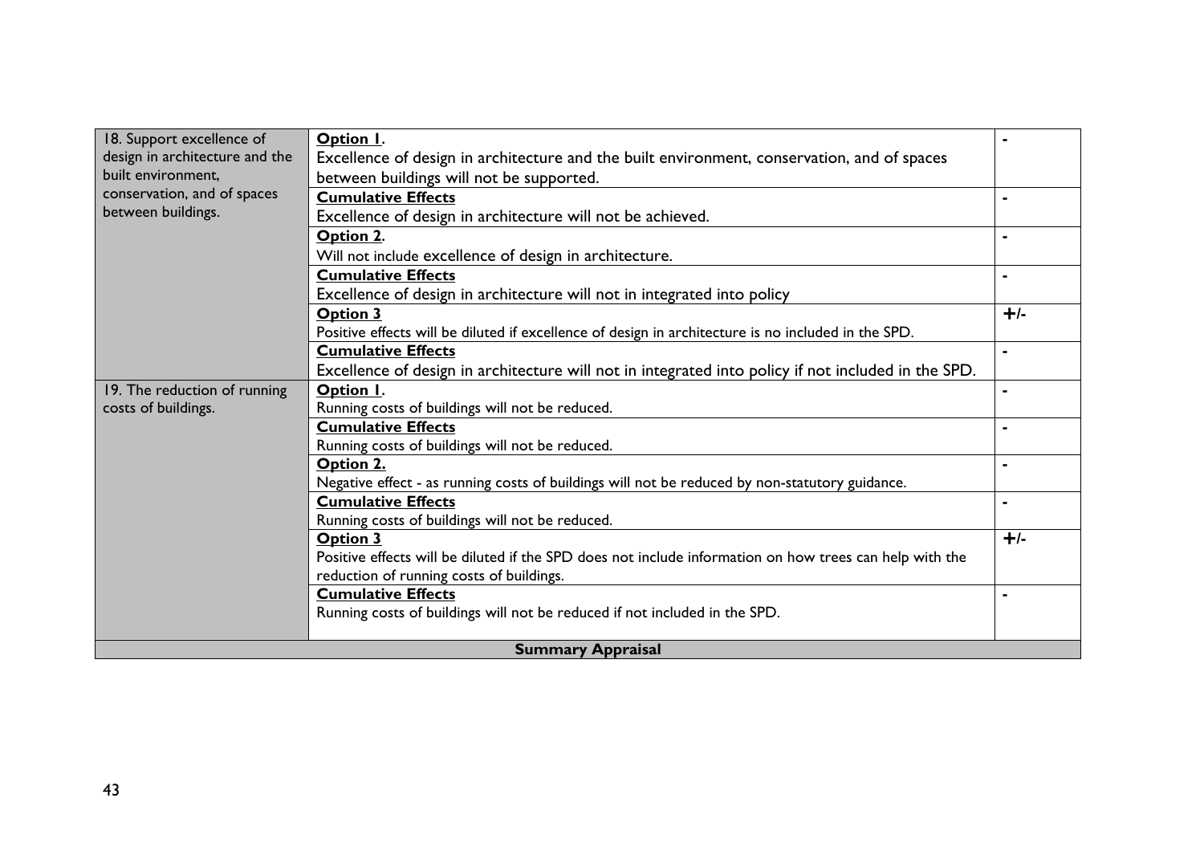| | | |
|---|---|---|
| 18. Support excellence of design in architecture and the built environment, conservation, and of spaces between buildings. | **Option 1**.<br>Excellence of design in architecture and the built environment, conservation, and of spaces between buildings will not be supported. | - |
| | **Cumulative Effects**<br>Excellence of design in architecture will not be achieved. | - |
| | **Option 2**.<br>Will not include excellence of design in architecture. | - |
| | **Cumulative Effects**<br>Excellence of design in architecture will not in integrated into policy | - |
| | **Option 3**<br>Positive effects will be diluted if excellence of design in architecture is no included in the SPD. | +/- |
| | **Cumulative Effects**<br>Excellence of design in architecture will not in integrated into policy if not included in the SPD. | - |
| 19. The reduction of running costs of buildings. | **Option 1**.<br>Running costs of buildings will not be reduced. | - |
| | **Cumulative Effects**<br>Running costs of buildings will not be reduced. | - |
| | **Option 2.**<br>Negative effect - as running costs of buildings will not be reduced by non-statutory guidance. | - |
| | **Cumulative Effects**<br>Running costs of buildings will not be reduced. | - |
| | **Option 3**<br>Positive effects will be diluted if the SPD does not include information on how trees can help with the reduction of running costs of buildings. | +/- |
| | **Cumulative Effects**<br>Running costs of buildings will not be reduced if not included in the SPD. | - |
| **Summary Appraisal** | | |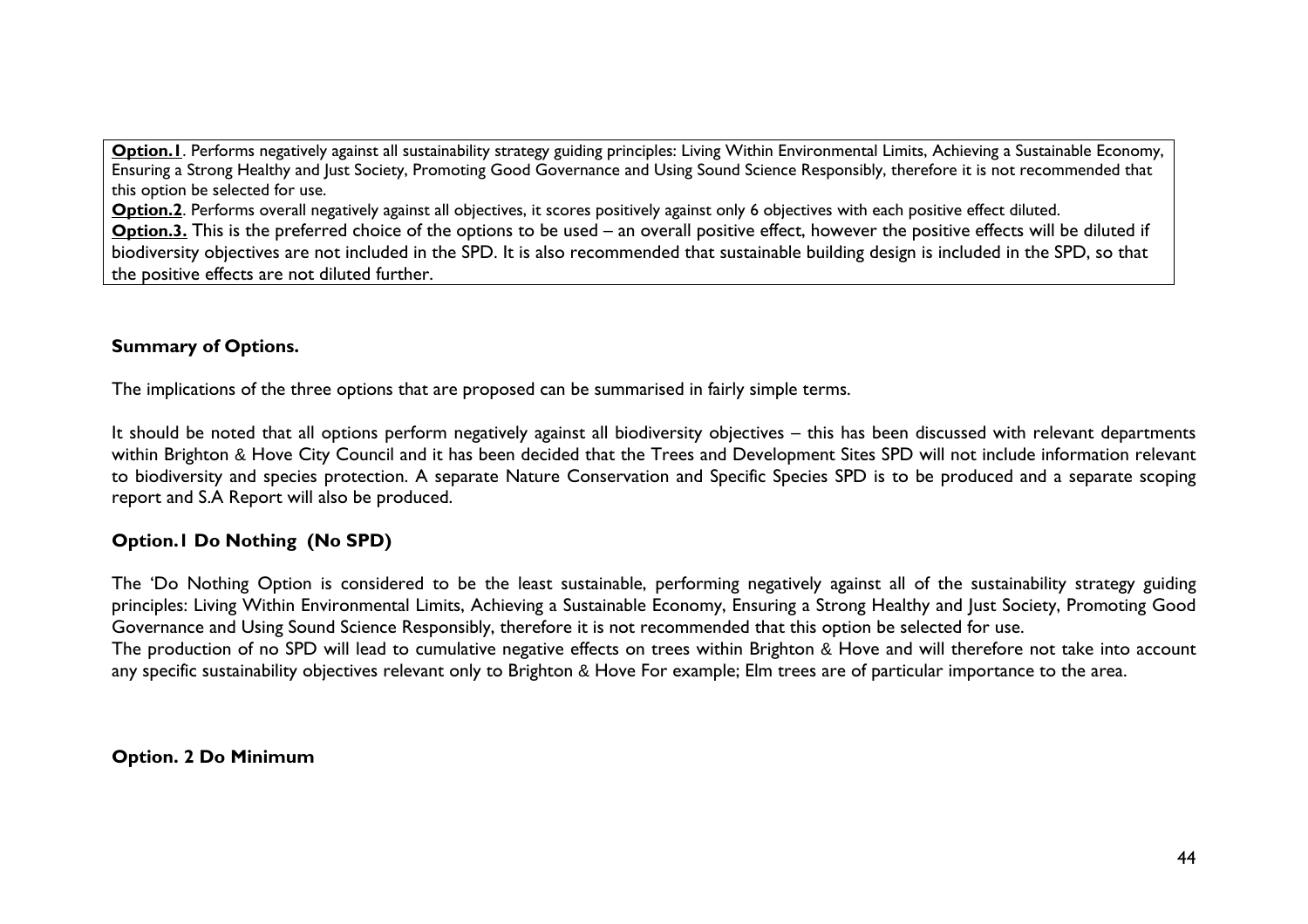**Option.1**. Performs negatively against all sustainability strategy guiding principles: Living Within Environmental Limits, Achieving a Sustainable Economy, Ensuring a Strong Healthy and Just Society, Promoting Good Governance and Using Sound Science Responsibly, therefore it is not recommended that this option be selected for use.

**Option.2**. Performs overall negatively against all objectives, it scores positively against only 6 objectives with each positive effect diluted.

**Option.3.** This is the preferred choice of the options to be used – an overall positive effect, however the positive effects will be diluted if biodiversity objectives are not included in the SPD. It is also recommended that sustainable building design is included in the SPD, so that the positive effects are not diluted further.

**Summary of Options.**

The implications of the three options that are proposed can be summarised in fairly simple terms.

It should be noted that all options perform negatively against all biodiversity objectives – this has been discussed with relevant departments within Brighton & Hove City Council and it has been decided that the Trees and Development Sites SPD will not include information relevant to biodiversity and species protection. A separate Nature Conservation and Specific Species SPD is to be produced and a separate scoping report and S.A Report will also be produced.

**Option.1 Do Nothing (No SPD)**

The 'Do Nothing Option is considered to be the least sustainable, performing negatively against all of the sustainability strategy guiding principles: Living Within Environmental Limits, Achieving a Sustainable Economy, Ensuring a Strong Healthy and Just Society, Promoting Good Governance and Using Sound Science Responsibly, therefore it is not recommended that this option be selected for use.
The production of no SPD will lead to cumulative negative effects on trees within Brighton & Hove and will therefore not take into account any specific sustainability objectives relevant only to Brighton & Hove For example; Elm trees are of particular importance to the area.

**Option. 2 Do Minimum**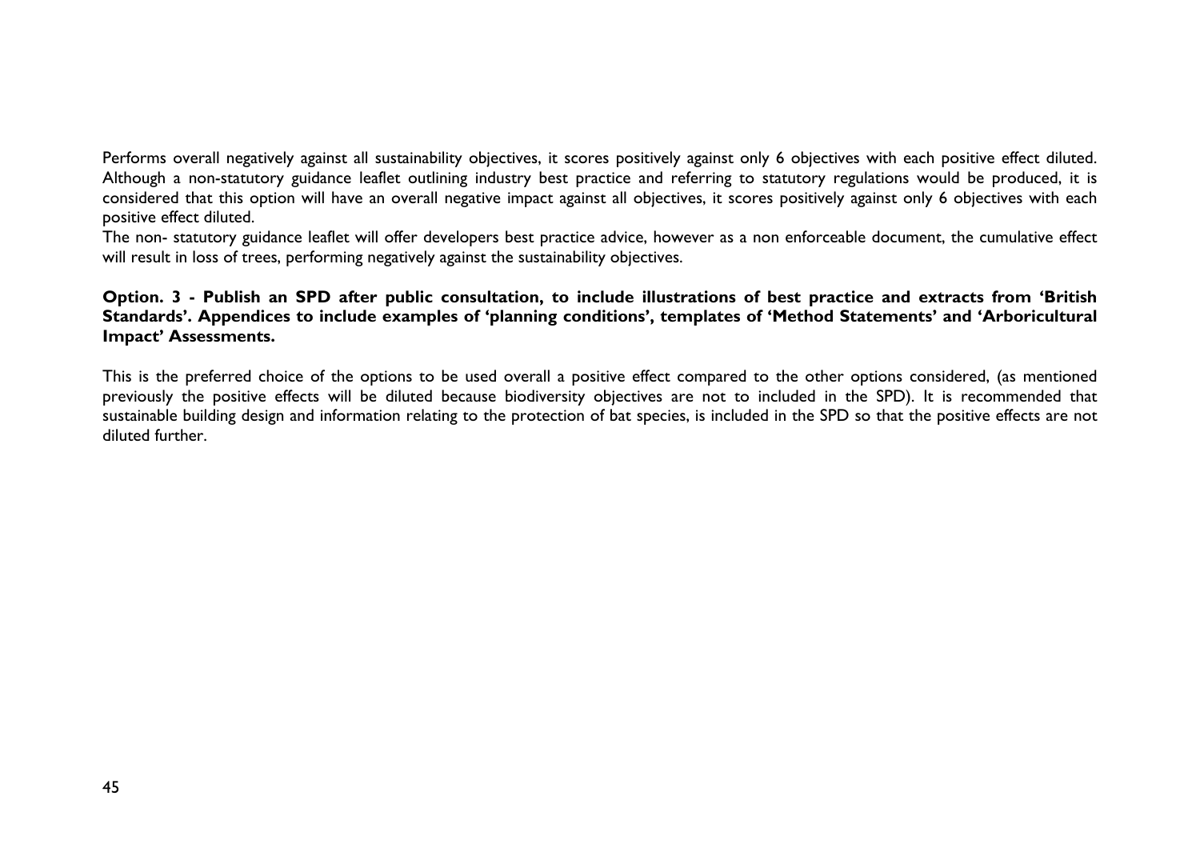Performs overall negatively against all sustainability objectives, it scores positively against only 6 objectives with each positive effect diluted. Although a non-statutory guidance leaflet outlining industry best practice and referring to statutory regulations would be produced, it is considered that this option will have an overall negative impact against all objectives, it scores positively against only 6 objectives with each positive effect diluted.

The non- statutory guidance leaflet will offer developers best practice advice, however as a non enforceable document, the cumulative effect will result in loss of trees, performing negatively against the sustainability objectives.

**Option. 3 - Publish an SPD after public consultation, to include illustrations of best practice and extracts from 'British Standards'. Appendices to include examples of 'planning conditions', templates of 'Method Statements' and 'Arboricultural Impact' Assessments.**

This is the preferred choice of the options to be used overall a positive effect compared to the other options considered, (as mentioned previously the positive effects will be diluted because biodiversity objectives are not to included in the SPD). It is recommended that sustainable building design and information relating to the protection of bat species, is included in the SPD so that the positive effects are not diluted further.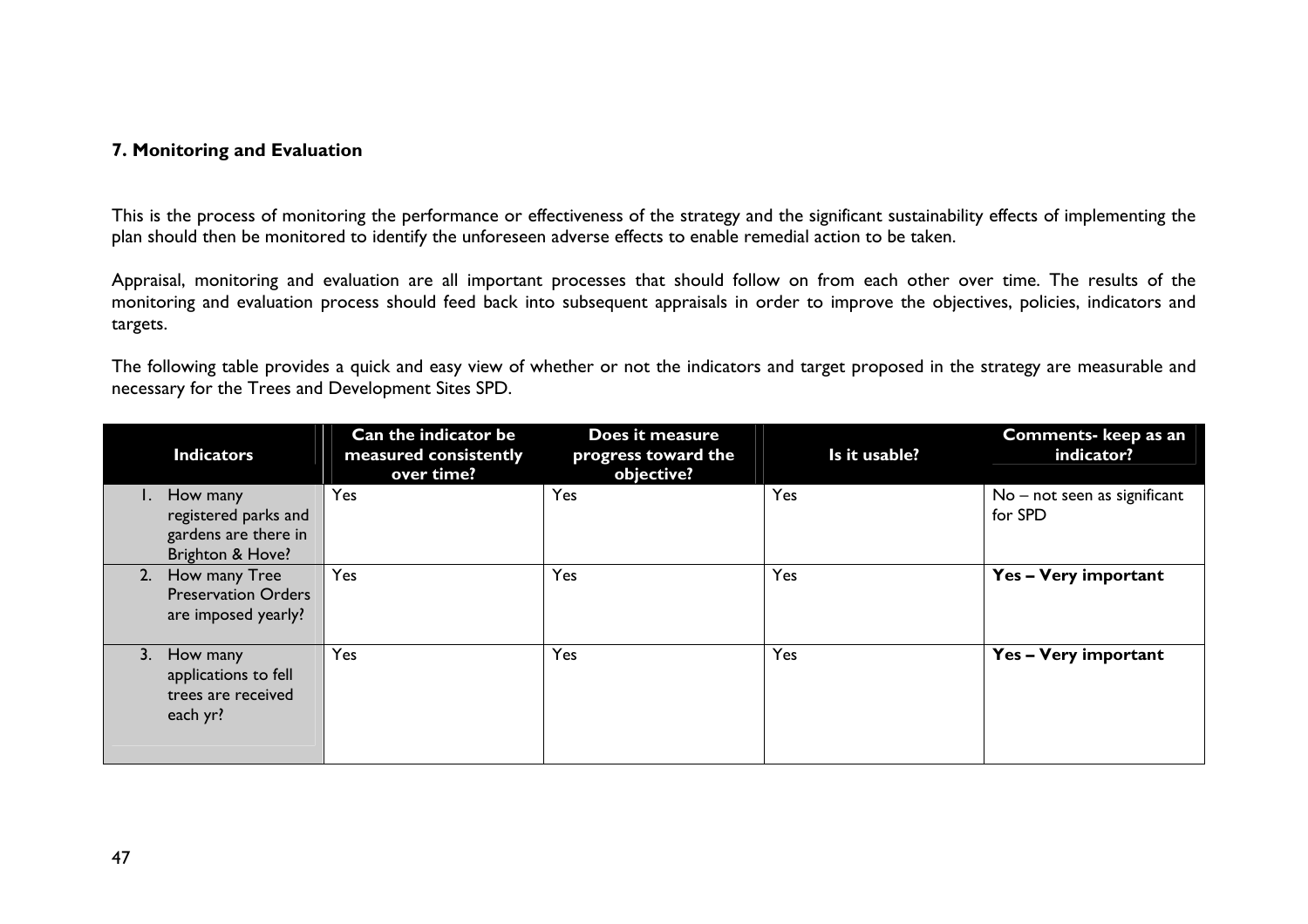## 7. Monitoring and Evaluation

This is the process of monitoring the performance or effectiveness of the strategy and the significant sustainability effects of implementing the plan should then be monitored to identify the unforeseen adverse effects to enable remedial action to be taken.

Appraisal, monitoring and evaluation are all important processes that should follow on from each other over time. The results of the monitoring and evaluation process should feed back into subsequent appraisals in order to improve the objectives, policies, indicators and targets.

The following table provides a quick and easy view of whether or not the indicators and target proposed in the strategy are measurable and necessary for the Trees and Development Sites SPD.

| Indicators | Can the indicator be measured consistently over time? | Does it measure progress toward the objective? | Is it usable? | Comments- keep as an indicator? |
|---|---|---|---|---|
| 1. How many registered parks and gardens are there in Brighton & Hove? | Yes | Yes | Yes | No – not seen as significant for SPD |
| 2. How many Tree Preservation Orders are imposed yearly? | Yes | Yes | Yes | **Yes – Very important** |
| 3. How many applications to fell trees are received each yr? | Yes | Yes | Yes | **Yes – Very important** |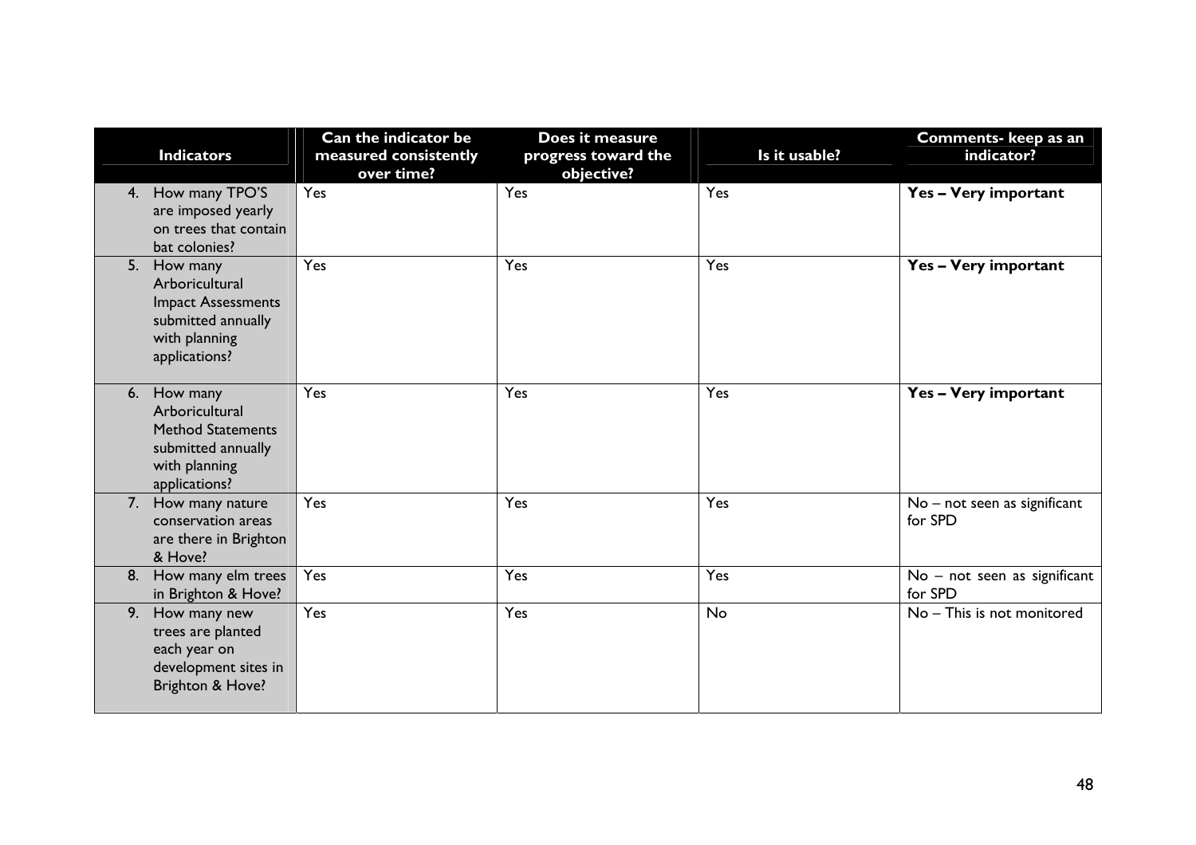| Indicators | Can the indicator be measured consistently over time? | Does it measure progress toward the objective? | Is it usable? | Comments- keep as an indicator? |
|---|---|---|---|---|
| 4. How many TPO'S are imposed yearly on trees that contain bat colonies? | Yes | Yes | Yes | **Yes – Very important** |
| 5. How many Arboricultural Impact Assessments submitted annually with planning applications? | Yes | Yes | Yes | **Yes – Very important** |
| 6. How many Arboricultural Method Statements submitted annually with planning applications? | Yes | Yes | Yes | **Yes – Very important** |
| 7. How many nature conservation areas are there in Brighton & Hove? | Yes | Yes | Yes | No – not seen as significant for SPD |
| 8. How many elm trees in Brighton & Hove? | Yes | Yes | Yes | No – not seen as significant for SPD |
| 9. How many new trees are planted each year on development sites in Brighton & Hove? | Yes | Yes | No | No – This is not monitored |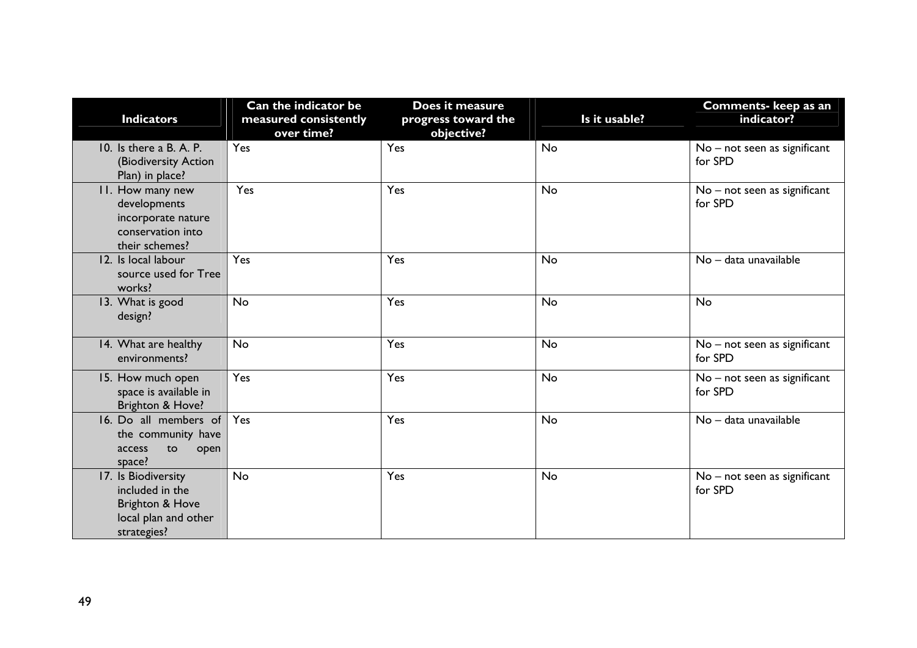| Indicators | Can the indicator be measured consistently over time? | Does it measure progress toward the objective? | Is it usable? | Comments- keep as an indicator? |
|---|---|---|---|---|
| 10. Is there a B. A. P. (Biodiversity Action Plan) in place? | Yes | Yes | No | No – not seen as significant for SPD |
| 11. How many new developments incorporate nature conservation into their schemes? | Yes | Yes | No | No – not seen as significant for SPD |
| 12. Is local labour source used for Tree works? | Yes | Yes | No | No – data unavailable |
| 13. What is good design? | No | Yes | No | No |
| 14. What are healthy environments? | No | Yes | No | No – not seen as significant for SPD |
| 15. How much open space is available in Brighton & Hove? | Yes | Yes | No | No – not seen as significant for SPD |
| 16. Do all members of the community have access to open space? | Yes | Yes | No | No – data unavailable |
| 17. Is Biodiversity included in the Brighton & Hove local plan and other strategies? | No | Yes | No | No – not seen as significant for SPD |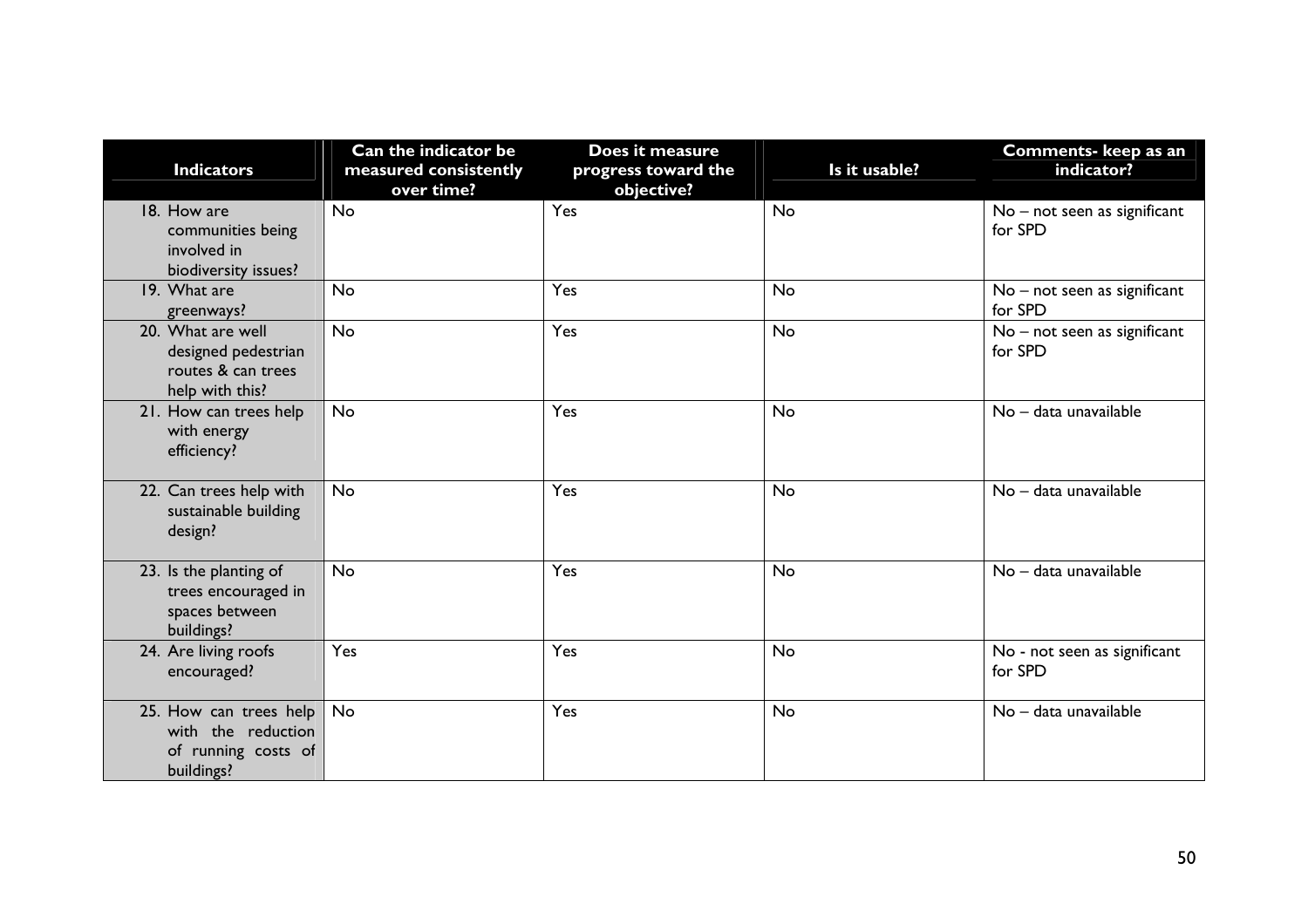| Indicators | Can the indicator be measured consistently over time? | Does it measure progress toward the objective? | Is it usable? | Comments- keep as an indicator? |
|---|---|---|---|---|
| 18. How are communities being involved in biodiversity issues? | No | Yes | No | No – not seen as significant for SPD |
| 19. What are greenways? | No | Yes | No | No – not seen as significant for SPD |
| 20. What are well designed pedestrian routes & can trees help with this? | No | Yes | No | No – not seen as significant for SPD |
| 21. How can trees help with energy efficiency? | No | Yes | No | No – data unavailable |
| 22. Can trees help with sustainable building design? | No | Yes | No | No – data unavailable |
| 23. Is the planting of trees encouraged in spaces between buildings? | No | Yes | No | No – data unavailable |
| 24. Are living roofs encouraged? | Yes | Yes | No | No - not seen as significant for SPD |
| 25. How can trees help with the reduction of running costs of buildings? | No | Yes | No | No – data unavailable |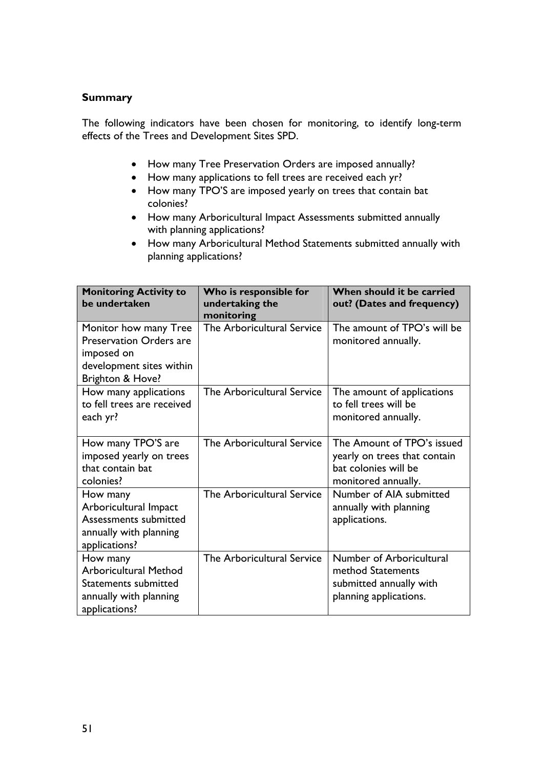### Summary

The following indicators have been chosen for monitoring, to identify long-term effects of the Trees and Development Sites SPD.

- How many Tree Preservation Orders are imposed annually?
- How many applications to fell trees are received each yr?
- How many TPO'S are imposed yearly on trees that contain bat colonies?
- How many Arboricultural Impact Assessments submitted annually with planning applications?
- How many Arboricultural Method Statements submitted annually with planning applications?

| **Monitoring Activity to be undertaken** | **Who is responsible for undertaking the monitoring** | **When should it be carried out? (Dates and frequency)** |
|---|---|---|
| Monitor how many Tree Preservation Orders are imposed on development sites within Brighton & Hove? | The Arboricultural Service | The amount of TPO's will be monitored annually. |
| How many applications to fell trees are received each yr? | The Arboricultural Service | The amount of applications to fell trees will be monitored annually. |
| How many TPO'S are imposed yearly on trees that contain bat colonies? | The Arboricultural Service | The Amount of TPO's issued yearly on trees that contain bat colonies will be monitored annually. |
| How many Arboricultural Impact Assessments submitted annually with planning applications? | The Arboricultural Service | Number of AIA submitted annually with planning applications. |
| How many Arboricultural Method Statements submitted annually with planning applications? | The Arboricultural Service | Number of Arboricultural method Statements submitted annually with planning applications. |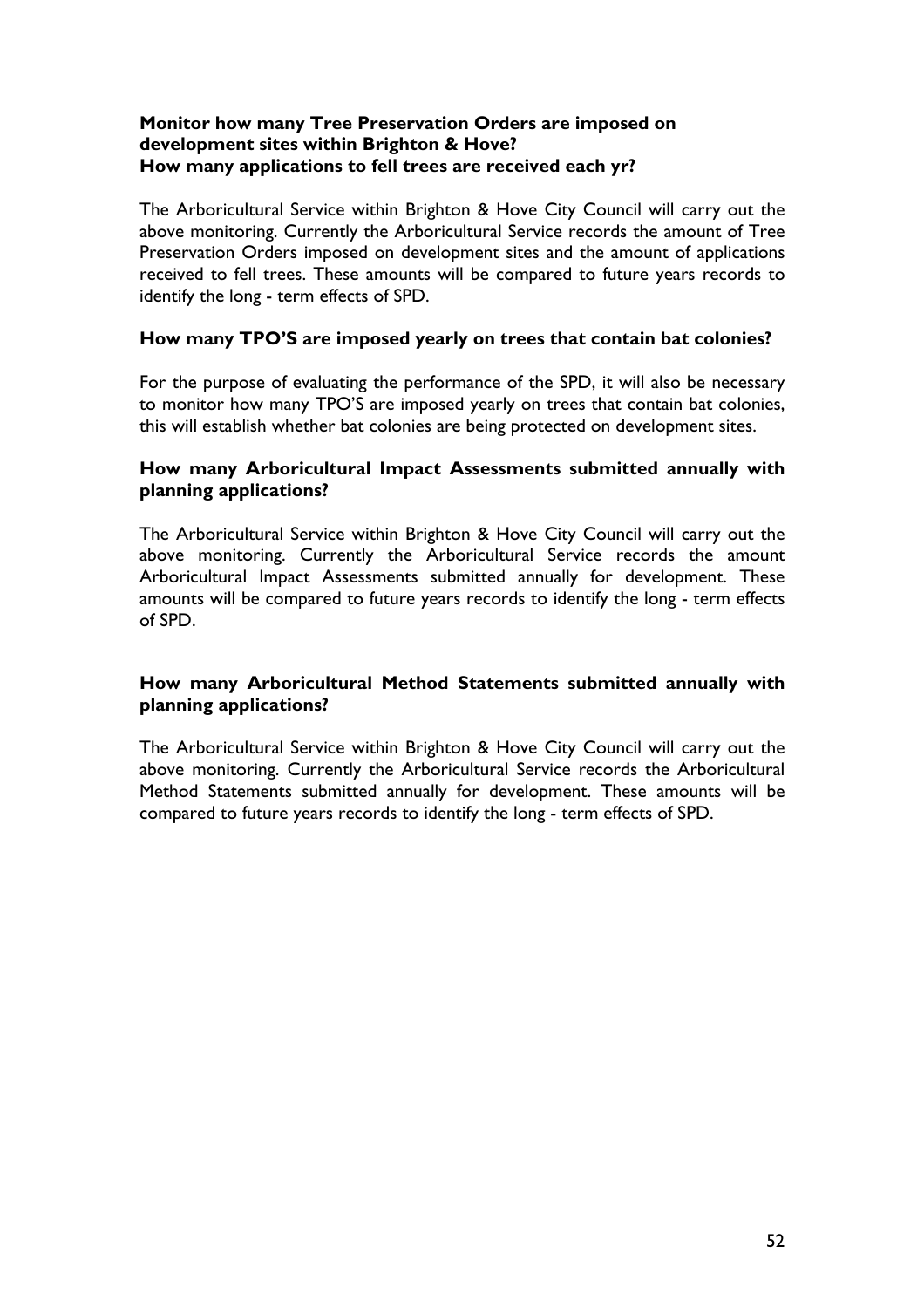**Monitor how many Tree Preservation Orders are imposed on development sites within Brighton & Hove?**
**How many applications to fell trees are received each yr?**

The Arboricultural Service within Brighton & Hove City Council will carry out the above monitoring. Currently the Arboricultural Service records the amount of Tree Preservation Orders imposed on development sites and the amount of applications received to fell trees. These amounts will be compared to future years records to identify the long - term effects of SPD.

**How many TPO'S are imposed yearly on trees that contain bat colonies?**

For the purpose of evaluating the performance of the SPD, it will also be necessary to monitor how many TPO'S are imposed yearly on trees that contain bat colonies, this will establish whether bat colonies are being protected on development sites.

**How many Arboricultural Impact Assessments submitted annually with planning applications?**

The Arboricultural Service within Brighton & Hove City Council will carry out the above monitoring. Currently the Arboricultural Service records the amount Arboricultural Impact Assessments submitted annually for development. These amounts will be compared to future years records to identify the long - term effects of SPD.

**How many Arboricultural Method Statements submitted annually with planning applications?**

The Arboricultural Service within Brighton & Hove City Council will carry out the above monitoring. Currently the Arboricultural Service records the Arboricultural Method Statements submitted annually for development. These amounts will be compared to future years records to identify the long - term effects of SPD.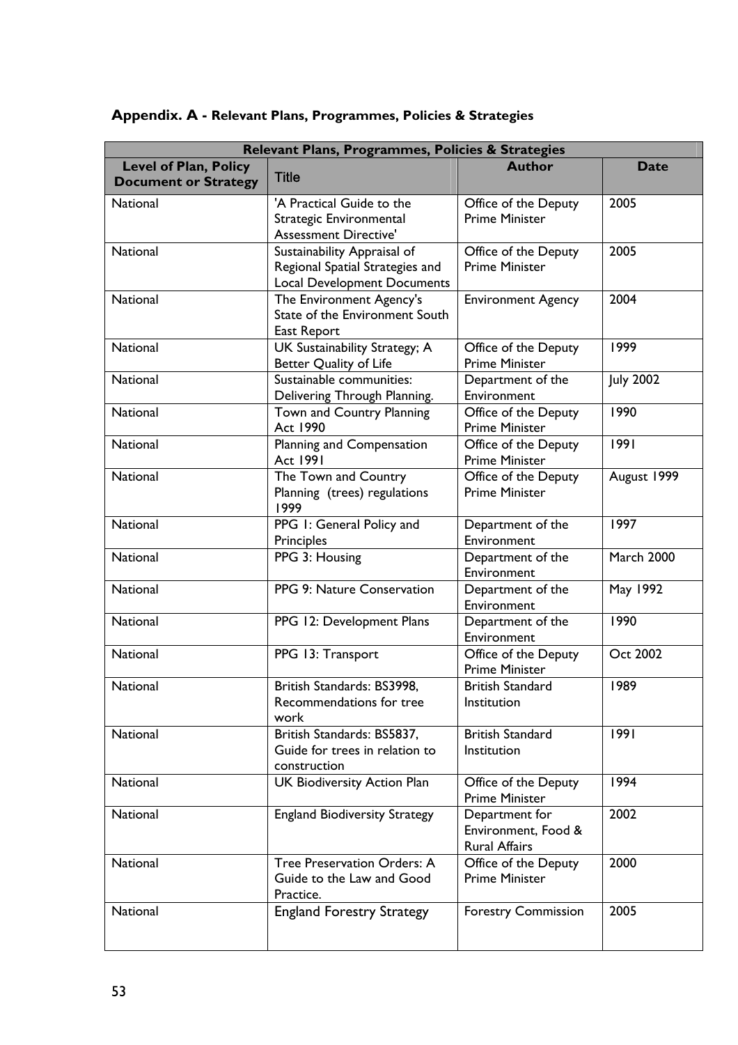## Appendix. A - Relevant Plans, Programmes, Policies & Strategies

| Relevant Plans, Programmes, Policies & Strategies | | | |
|---|---|---|---|
| **Level of Plan, Policy Document or Strategy** | **Title** | **Author** | **Date** |
| National | 'A Practical Guide to the Strategic Environmental Assessment Directive' | Office of the Deputy Prime Minister | 2005 |
| National | Sustainability Appraisal of Regional Spatial Strategies and Local Development Documents | Office of the Deputy Prime Minister | 2005 |
| National | The Environment Agency's State of the Environment South East Report | Environment Agency | 2004 |
| National | UK Sustainability Strategy; A Better Quality of Life | Office of the Deputy Prime Minister | 1999 |
| National | Sustainable communities: Delivering Through Planning. | Department of the Environment | July 2002 |
| National | Town and Country Planning Act 1990 | Office of the Deputy Prime Minister | 1990 |
| National | Planning and Compensation Act 1991 | Office of the Deputy Prime Minister | 1991 |
| National | The Town and Country Planning (trees) regulations 1999 | Office of the Deputy Prime Minister | August 1999 |
| National | PPG 1: General Policy and Principles | Department of the Environment | 1997 |
| National | PPG 3: Housing | Department of the Environment | March 2000 |
| National | PPG 9: Nature Conservation | Department of the Environment | May 1992 |
| National | PPG 12: Development Plans | Department of the Environment | 1990 |
| National | PPG 13: Transport | Office of the Deputy Prime Minister | Oct 2002 |
| National | British Standards: BS3998, Recommendations for tree work | British Standard Institution | 1989 |
| National | British Standards: BS5837, Guide for trees in relation to construction | British Standard Institution | 1991 |
| National | UK Biodiversity Action Plan | Office of the Deputy Prime Minister | 1994 |
| National | England Biodiversity Strategy | Department for Environment, Food & Rural Affairs | 2002 |
| National | Tree Preservation Orders: A Guide to the Law and Good Practice. | Office of the Deputy Prime Minister | 2000 |
| National | England Forestry Strategy | Forestry Commission | 2005 |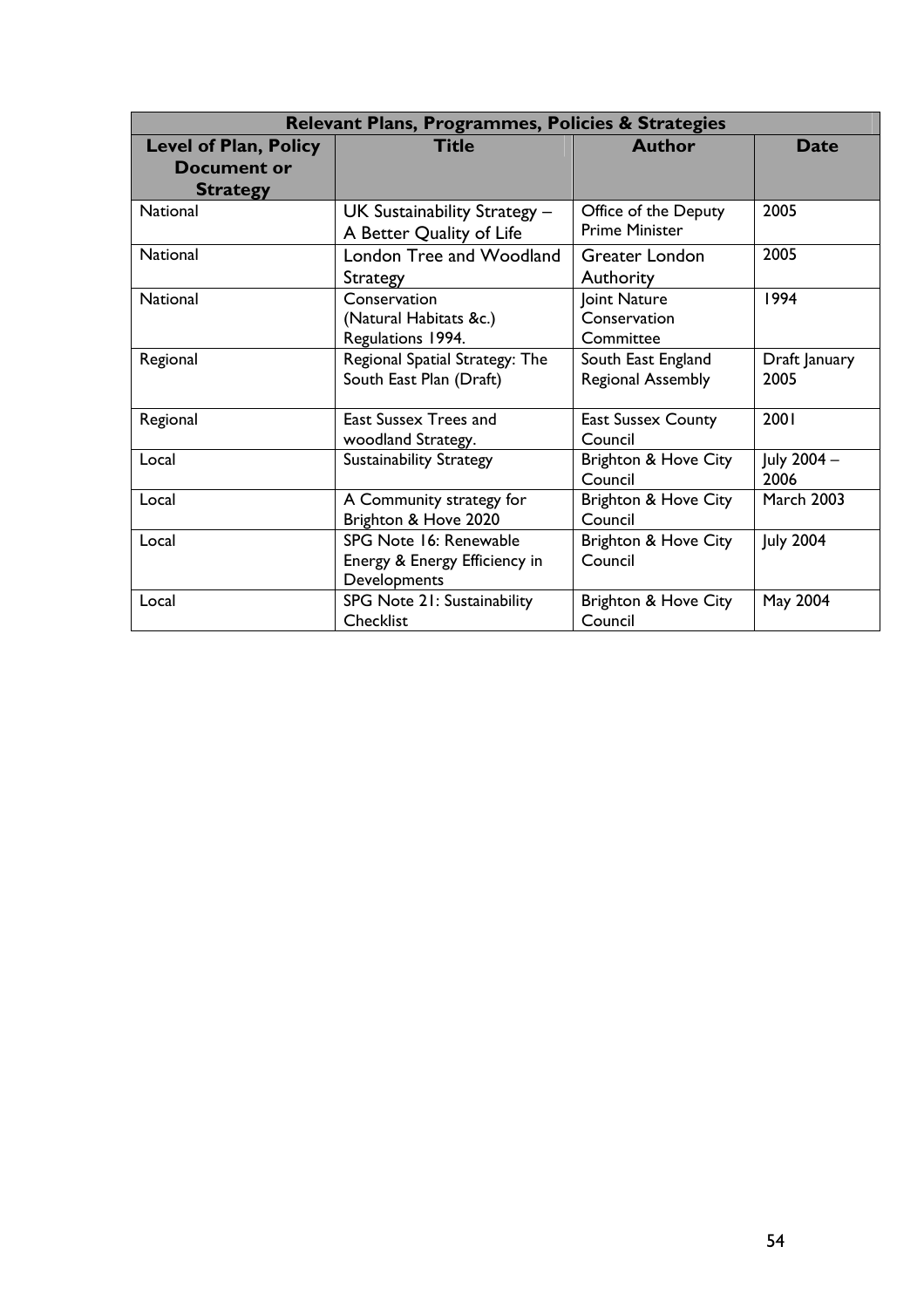| Relevant Plans, Programmes, Policies & Strategies | | | |
|---|---|---|---|
| **Level of Plan, Policy Document or Strategy** | **Title** | **Author** | **Date** |
| National | UK Sustainability Strategy – A Better Quality of Life | Office of the Deputy Prime Minister | 2005 |
| National | London Tree and Woodland Strategy | Greater London Authority | 2005 |
| National | Conservation (Natural Habitats &c.) Regulations 1994. | Joint Nature Conservation Committee | 1994 |
| Regional | Regional Spatial Strategy: The South East Plan (Draft) | South East England Regional Assembly | Draft January 2005 |
| Regional | East Sussex Trees and woodland Strategy. | East Sussex County Council | 2001 |
| Local | Sustainability Strategy | Brighton & Hove City Council | July 2004 – 2006 |
| Local | A Community strategy for Brighton & Hove 2020 | Brighton & Hove City Council | March 2003 |
| Local | SPG Note 16: Renewable Energy & Energy Efficiency in Developments | Brighton & Hove City Council | July 2004 |
| Local | SPG Note 21: Sustainability Checklist | Brighton & Hove City Council | May 2004 |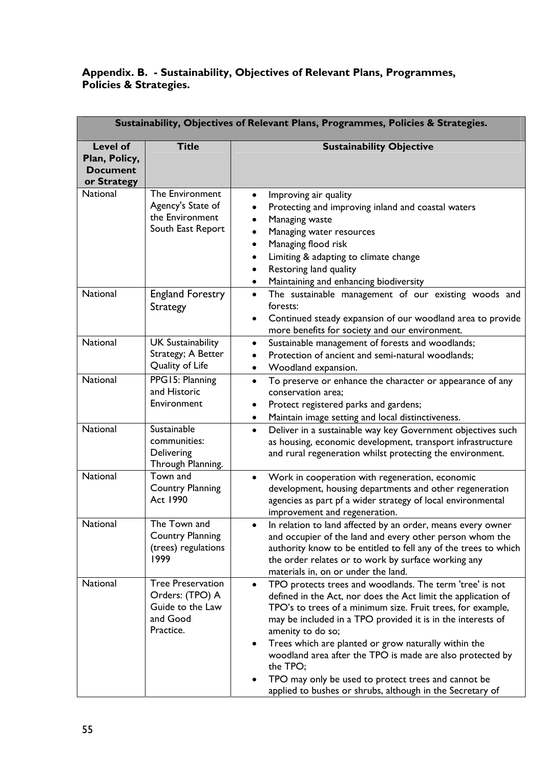**Appendix. B. - Sustainability, Objectives of Relevant Plans, Programmes, Policies & Strategies.**

| Sustainability, Objectives of Relevant Plans, Programmes, Policies & Strategies. | | |
|---|---|---|
| **Level of Plan, Policy, Document or Strategy** | **Title** | **Sustainability Objective** |
| National | The Environment Agency's State of the Environment South East Report | • Improving air quality<br>• Protecting and improving inland and coastal waters<br>• Managing waste<br>• Managing water resources<br>• Managing flood risk<br>• Limiting & adapting to climate change<br>• Restoring land quality<br>• Maintaining and enhancing biodiversity |
| National | England Forestry Strategy | • The sustainable management of our existing woods and forests:<br>• Continued steady expansion of our woodland area to provide more benefits for society and our environment. |
| National | UK Sustainability Strategy; A Better Quality of Life | • Sustainable management of forests and woodlands;<br>• Protection of ancient and semi-natural woodlands;<br>• Woodland expansion. |
| National | PPG15: Planning and Historic Environment | • To preserve or enhance the character or appearance of any conservation area;<br>• Protect registered parks and gardens;<br>• Maintain image setting and local distinctiveness. |
| National | Sustainable communities: Delivering Through Planning. | • Deliver in a sustainable way key Government objectives such as housing, economic development, transport infrastructure and rural regeneration whilst protecting the environment. |
| National | Town and Country Planning Act 1990 | • Work in cooperation with regeneration, economic development, housing departments and other regeneration agencies as part pf a wider strategy of local environmental improvement and regeneration. |
| National | The Town and Country Planning (trees) regulations 1999 | • In relation to land affected by an order, means every owner and occupier of the land and every other person whom the authority know to be entitled to fell any of the trees to which the order relates or to work by surface working any materials in, on or under the land. |
| National | Tree Preservation Orders: (TPO) A Guide to the Law and Good Practice. | • TPO protects trees and woodlands. The term 'tree' is not defined in the Act, nor does the Act limit the application of TPO's to trees of a minimum size. Fruit trees, for example, may be included in a TPO provided it is in the interests of amenity to do so;<br>• Trees which are planted or grow naturally within the woodland area after the TPO is made are also protected by the TPO;<br>• TPO may only be used to protect trees and cannot be applied to bushes or shrubs, although in the Secretary of |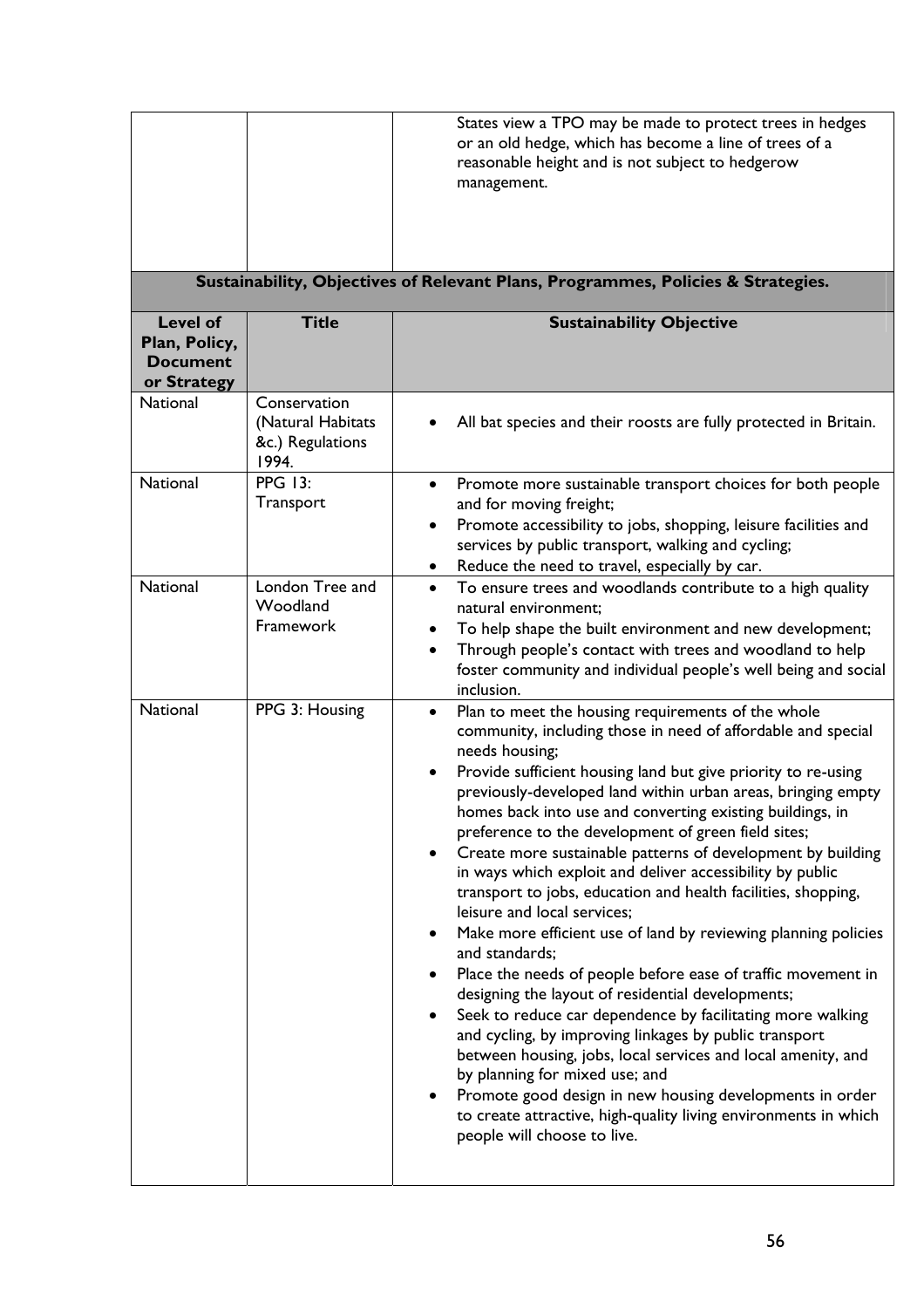| | | States view a TPO may be made to protect trees in hedges or an old hedge, which has become a line of trees of a reasonable height and is not subject to hedgerow management. |
|---|---|---|

**Sustainability, Objectives of Relevant Plans, Programmes, Policies & Strategies.**

| Level of Plan, Policy, Document or Strategy | Title | Sustainability Objective |
|---|---|---|
| National | Conservation (Natural Habitats &c.) Regulations 1994. | • All bat species and their roosts are fully protected in Britain. |
| National | PPG 13: Transport | • Promote more sustainable transport choices for both people and for moving freight;<br>• Promote accessibility to jobs, shopping, leisure facilities and services by public transport, walking and cycling;<br>• Reduce the need to travel, especially by car. |
| National | London Tree and Woodland Framework | • To ensure trees and woodlands contribute to a high quality natural environment;<br>• To help shape the built environment and new development;<br>• Through people's contact with trees and woodland to help foster community and individual people's well being and social inclusion. |
| National | PPG 3: Housing | • Plan to meet the housing requirements of the whole community, including those in need of affordable and special needs housing;<br>• Provide sufficient housing land but give priority to re-using previously-developed land within urban areas, bringing empty homes back into use and converting existing buildings, in preference to the development of green field sites;<br>• Create more sustainable patterns of development by building in ways which exploit and deliver accessibility by public transport to jobs, education and health facilities, shopping, leisure and local services;<br>• Make more efficient use of land by reviewing planning policies and standards;<br>• Place the needs of people before ease of traffic movement in designing the layout of residential developments;<br>• Seek to reduce car dependence by facilitating more walking and cycling, by improving linkages by public transport between housing, jobs, local services and local amenity, and by planning for mixed use; and<br>• Promote good design in new housing developments in order to create attractive, high-quality living environments in which people will choose to live. |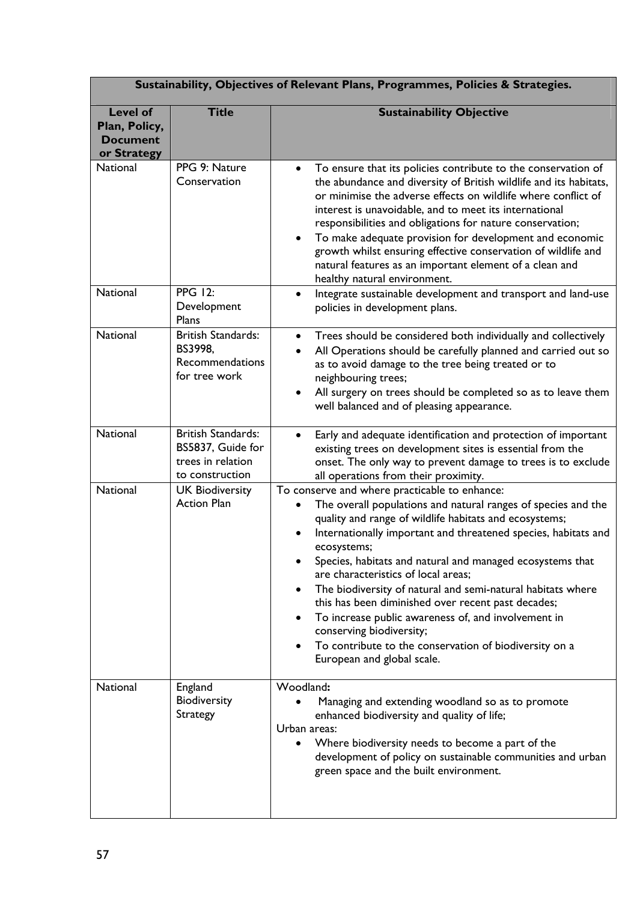| Sustainability, Objectives of Relevant Plans, Programmes, Policies & Strategies. | | |
|---|---|---|
| **Level of Plan, Policy, Document or Strategy** | **Title** | **Sustainability Objective** |
| National | PPG 9: Nature Conservation | • To ensure that its policies contribute to the conservation of the abundance and diversity of British wildlife and its habitats, or minimise the adverse effects on wildlife where conflict of interest is unavoidable, and to meet its international responsibilities and obligations for nature conservation;<br>• To make adequate provision for development and economic growth whilst ensuring effective conservation of wildlife and natural features as an important element of a clean and healthy natural environment. |
| National | PPG 12: Development Plans | • Integrate sustainable development and transport and land-use policies in development plans. |
| National | British Standards: BS3998, Recommendations for tree work | • Trees should be considered both individually and collectively<br>• All Operations should be carefully planned and carried out so as to avoid damage to the tree being treated or to neighbouring trees;<br>• All surgery on trees should be completed so as to leave them well balanced and of pleasing appearance. |
| National | British Standards: BS5837, Guide for trees in relation to construction | • Early and adequate identification and protection of important existing trees on development sites is essential from the onset. The only way to prevent damage to trees is to exclude all operations from their proximity. |
| National | UK Biodiversity Action Plan | To conserve and where practicable to enhance:<br>• The overall populations and natural ranges of species and the quality and range of wildlife habitats and ecosystems;<br>• Internationally important and threatened species, habitats and ecosystems;<br>• Species, habitats and natural and managed ecosystems that are characteristics of local areas;<br>• The biodiversity of natural and semi-natural habitats where this has been diminished over recent past decades;<br>• To increase public awareness of, and involvement in conserving biodiversity;<br>• To contribute to the conservation of biodiversity on a European and global scale. |
| National | England Biodiversity Strategy | Woodland:<br>• Managing and extending woodland so as to promote enhanced biodiversity and quality of life;<br>Urban areas:<br>• Where biodiversity needs to become a part of the development of policy on sustainable communities and urban green space and the built environment. |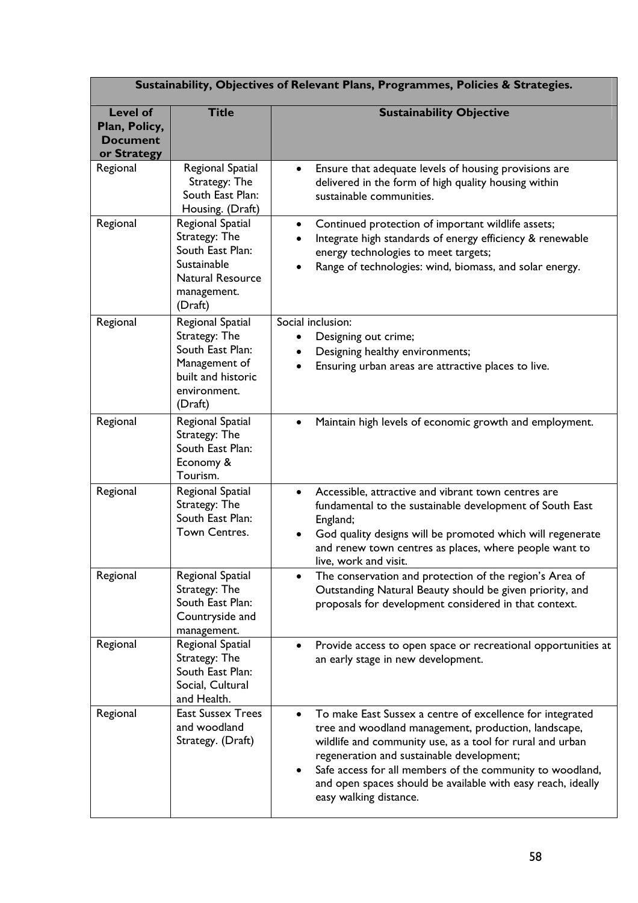| Sustainability, Objectives of Relevant Plans, Programmes, Policies & Strategies. | | |
|---|---|---|
| **Level of Plan, Policy, Document or Strategy** | **Title** | **Sustainability Objective** |
| Regional | Regional Spatial Strategy: The South East Plan: Housing. (Draft) | • Ensure that adequate levels of housing provisions are delivered in the form of high quality housing within sustainable communities. |
| Regional | Regional Spatial Strategy: The South East Plan: Sustainable Natural Resource management. (Draft) | • Continued protection of important wildlife assets;<br>• Integrate high standards of energy efficiency & renewable energy technologies to meet targets;<br>• Range of technologies: wind, biomass, and solar energy. |
| Regional | Regional Spatial Strategy: The South East Plan: Management of built and historic environment. (Draft) | Social inclusion:<br>• Designing out crime;<br>• Designing healthy environments;<br>• Ensuring urban areas are attractive places to live. |
| Regional | Regional Spatial Strategy: The South East Plan: Economy & Tourism. | • Maintain high levels of economic growth and employment. |
| Regional | Regional Spatial Strategy: The South East Plan: Town Centres. | • Accessible, attractive and vibrant town centres are fundamental to the sustainable development of South East England;<br>• God quality designs will be promoted which will regenerate and renew town centres as places, where people want to live, work and visit. |
| Regional | Regional Spatial Strategy: The South East Plan: Countryside and management. | • The conservation and protection of the region's Area of Outstanding Natural Beauty should be given priority, and proposals for development considered in that context. |
| Regional | Regional Spatial Strategy: The South East Plan: Social, Cultural and Health. | • Provide access to open space or recreational opportunities at an early stage in new development. |
| Regional | East Sussex Trees and woodland Strategy. (Draft) | • To make East Sussex a centre of excellence for integrated tree and woodland management, production, landscape, wildlife and community use, as a tool for rural and urban regeneration and sustainable development;<br>• Safe access for all members of the community to woodland, and open spaces should be available with easy reach, ideally easy walking distance. |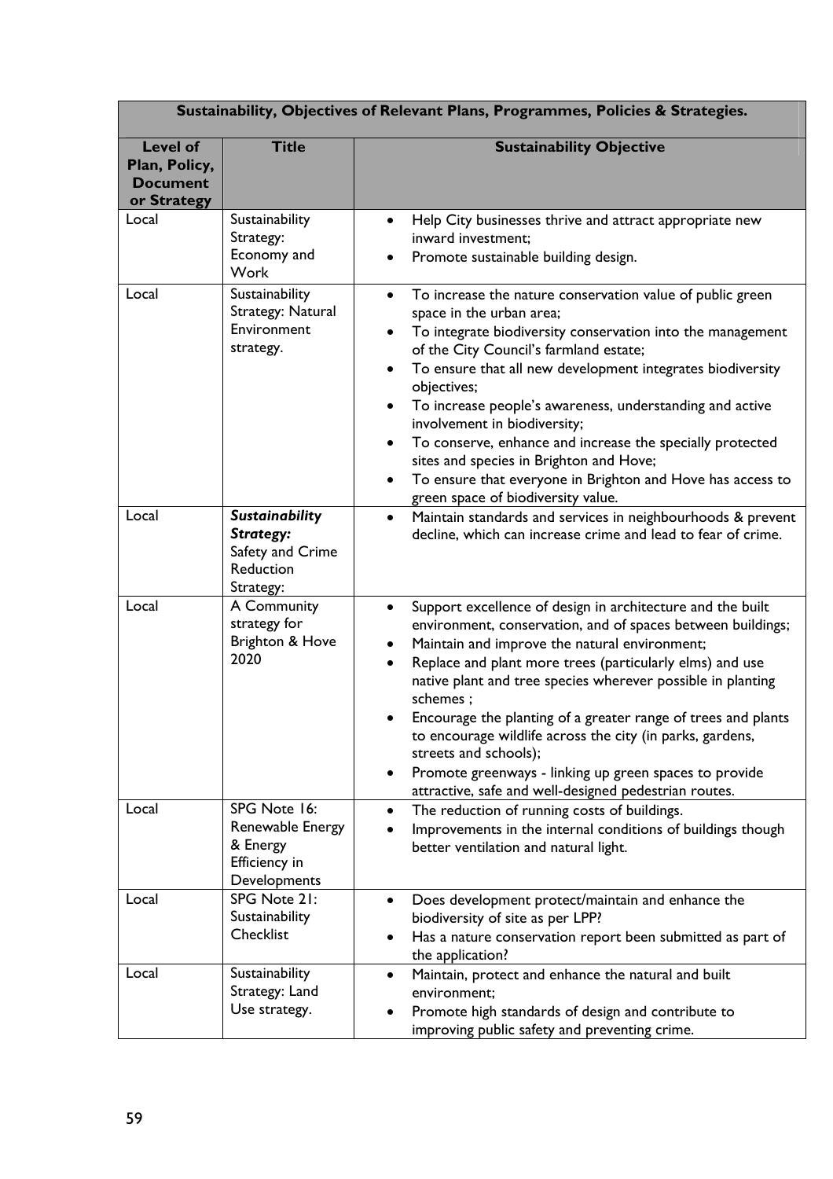| Sustainability, Objectives of Relevant Plans, Programmes, Policies & Strategies. | | |
|---|---|---|
| **Level of Plan, Policy, Document or Strategy** | **Title** | **Sustainability Objective** |
| Local | Sustainability Strategy: Economy and Work | • Help City businesses thrive and attract appropriate new inward investment;<br>• Promote sustainable building design. |
| Local | Sustainability Strategy: Natural Environment strategy. | • To increase the nature conservation value of public green space in the urban area;<br>• To integrate biodiversity conservation into the management of the City Council's farmland estate;<br>• To ensure that all new development integrates biodiversity objectives;<br>• To increase people's awareness, understanding and active involvement in biodiversity;<br>• To conserve, enhance and increase the specially protected sites and species in Brighton and Hove;<br>• To ensure that everyone in Brighton and Hove has access to green space of biodiversity value. |
| Local | ***Sustainability Strategy:*** Safety and Crime Reduction Strategy: | • Maintain standards and services in neighbourhoods & prevent decline, which can increase crime and lead to fear of crime. |
| Local | A Community strategy for Brighton & Hove 2020 | • Support excellence of design in architecture and the built environment, conservation, and of spaces between buildings;<br>• Maintain and improve the natural environment;<br>• Replace and plant more trees (particularly elms) and use native plant and tree species wherever possible in planting schemes ;<br>• Encourage the planting of a greater range of trees and plants to encourage wildlife across the city (in parks, gardens, streets and schools);<br>• Promote greenways - linking up green spaces to provide attractive, safe and well-designed pedestrian routes. |
| Local | SPG Note 16: Renewable Energy & Energy Efficiency in Developments | • The reduction of running costs of buildings.<br>• Improvements in the internal conditions of buildings though better ventilation and natural light. |
| Local | SPG Note 21: Sustainability Checklist | • Does development protect/maintain and enhance the biodiversity of site as per LPP?<br>• Has a nature conservation report been submitted as part of the application? |
| Local | Sustainability Strategy: Land Use strategy. | • Maintain, protect and enhance the natural and built environment;<br>• Promote high standards of design and contribute to improving public safety and preventing crime. |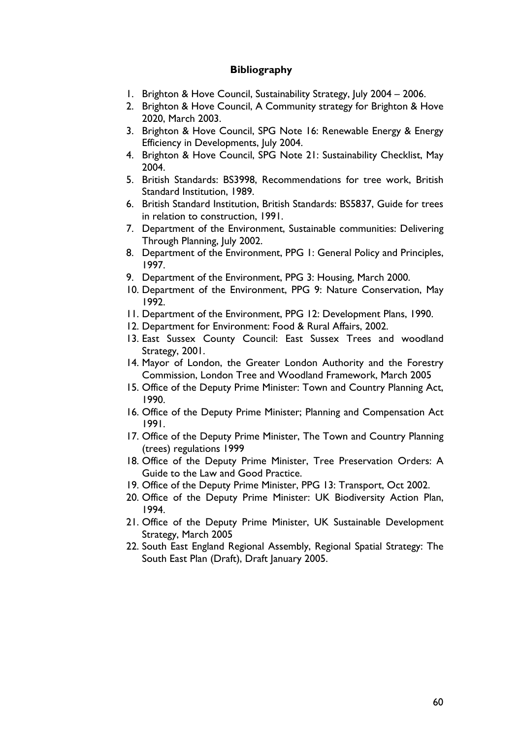**Bibliography**

1. Brighton & Hove Council, Sustainability Strategy, July 2004 – 2006.
2. Brighton & Hove Council, A Community strategy for Brighton & Hove 2020, March 2003.
3. Brighton & Hove Council, SPG Note 16: Renewable Energy & Energy Efficiency in Developments, July 2004.
4. Brighton & Hove Council, SPG Note 21: Sustainability Checklist, May 2004.
5. British Standards: BS3998, Recommendations for tree work, British Standard Institution, 1989.
6. British Standard Institution, British Standards: BS5837, Guide for trees in relation to construction, 1991.
7. Department of the Environment, Sustainable communities: Delivering Through Planning, July 2002.
8. Department of the Environment, PPG 1: General Policy and Principles, 1997.
9. Department of the Environment, PPG 3: Housing, March 2000.
10. Department of the Environment, PPG 9: Nature Conservation, May 1992.
11. Department of the Environment, PPG 12: Development Plans, 1990.
12. Department for Environment: Food & Rural Affairs, 2002.
13. East Sussex County Council: East Sussex Trees and woodland Strategy, 2001.
14. Mayor of London, the Greater London Authority and the Forestry Commission, London Tree and Woodland Framework, March 2005
15. Office of the Deputy Prime Minister: Town and Country Planning Act, 1990.
16. Office of the Deputy Prime Minister; Planning and Compensation Act 1991.
17. Office of the Deputy Prime Minister, The Town and Country Planning (trees) regulations 1999
18. Office of the Deputy Prime Minister, Tree Preservation Orders: A Guide to the Law and Good Practice.
19. Office of the Deputy Prime Minister, PPG 13: Transport, Oct 2002.
20. Office of the Deputy Prime Minister: UK Biodiversity Action Plan, 1994.
21. Office of the Deputy Prime Minister, UK Sustainable Development Strategy, March 2005
22. South East England Regional Assembly, Regional Spatial Strategy: The South East Plan (Draft), Draft January 2005.